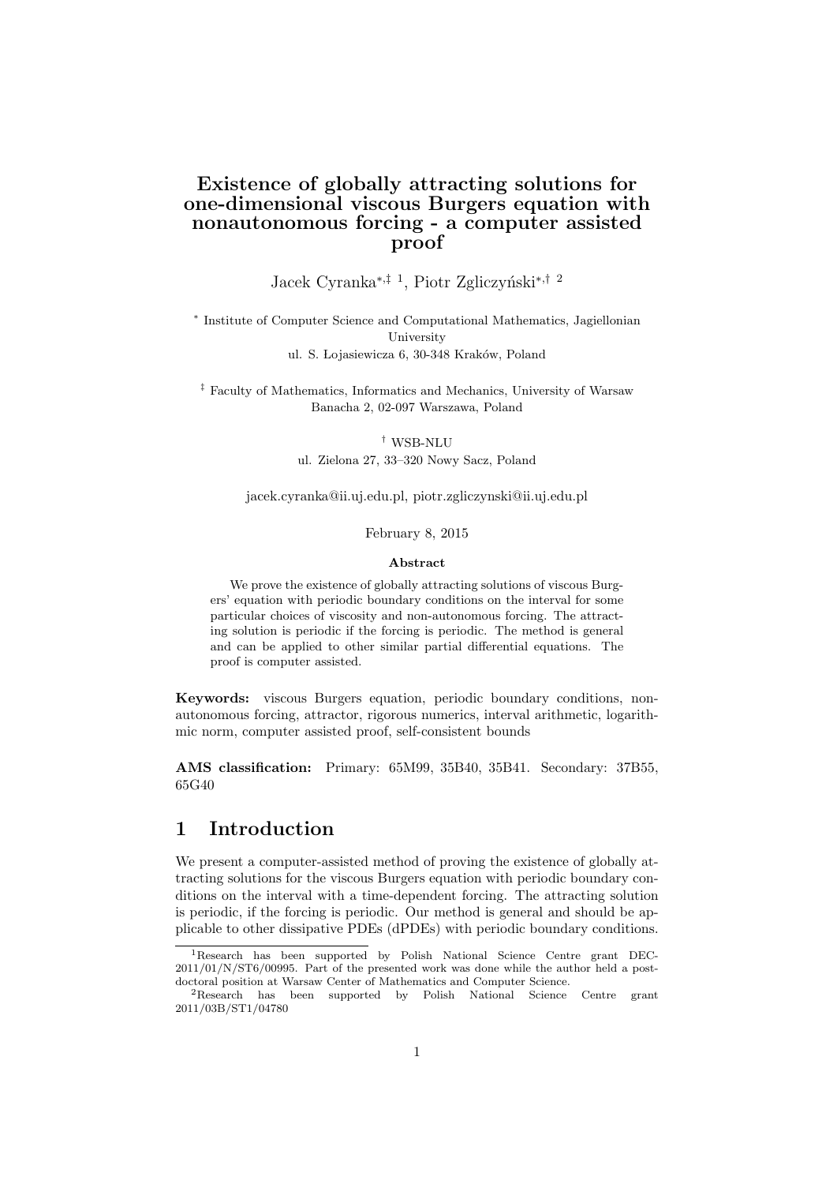# Existence of globally attracting solutions for one-dimensional viscous Burgers equation with nonautonomous forcing - a computer assisted proof

Jacek Cyranka[*,‡] [1], Piotr Zgliczyński[*,†] [2]

[*] Institute of Computer Science and Computational Mathematics, Jagiellonian University
ul. S. Łojasiewicza 6, 30-348 Kraków, Poland

[‡] Faculty of Mathematics, Informatics and Mechanics, University of Warsaw
Banacha 2, 02-097 Warszawa, Poland

[†] WSB-NLU
ul. Zielona 27, 33–320 Nowy Sacz, Poland

jacek.cyranka@ii.uj.edu.pl, piotr.zgliczynski@ii.uj.edu.pl

February 8, 2015

**Abstract**

We prove the existence of globally attracting solutions of viscous Burgers' equation with periodic boundary conditions on the interval for some particular choices of viscosity and non-autonomous forcing. The attracting solution is periodic if the forcing is periodic. The method is general and can be applied to other similar partial differential equations. The proof is computer assisted.

**Keywords:** viscous Burgers equation, periodic boundary conditions, non-autonomous forcing, attractor, rigorous numerics, interval arithmetic, logarithmic norm, computer assisted proof, self-consistent bounds

**AMS classification:** Primary: 65M99, 35B40, 35B41. Secondary: 37B55, 65G40

## 1 Introduction

We present a computer-assisted method of proving the existence of globally attracting solutions for the viscous Burgers equation with periodic boundary conditions on the interval with a time-dependent forcing. The attracting solution is periodic, if the forcing is periodic. Our method is general and should be applicable to other dissipative PDEs (dPDEs) with periodic boundary conditions.

[1] Research has been supported by Polish National Science Centre grant DEC-2011/01/N/ST6/00995. Part of the presented work was done while the author held a post-doctoral position at Warsaw Center of Mathematics and Computer Science.

[2] Research has been supported by Polish National Science Centre grant 2011/03B/ST1/04780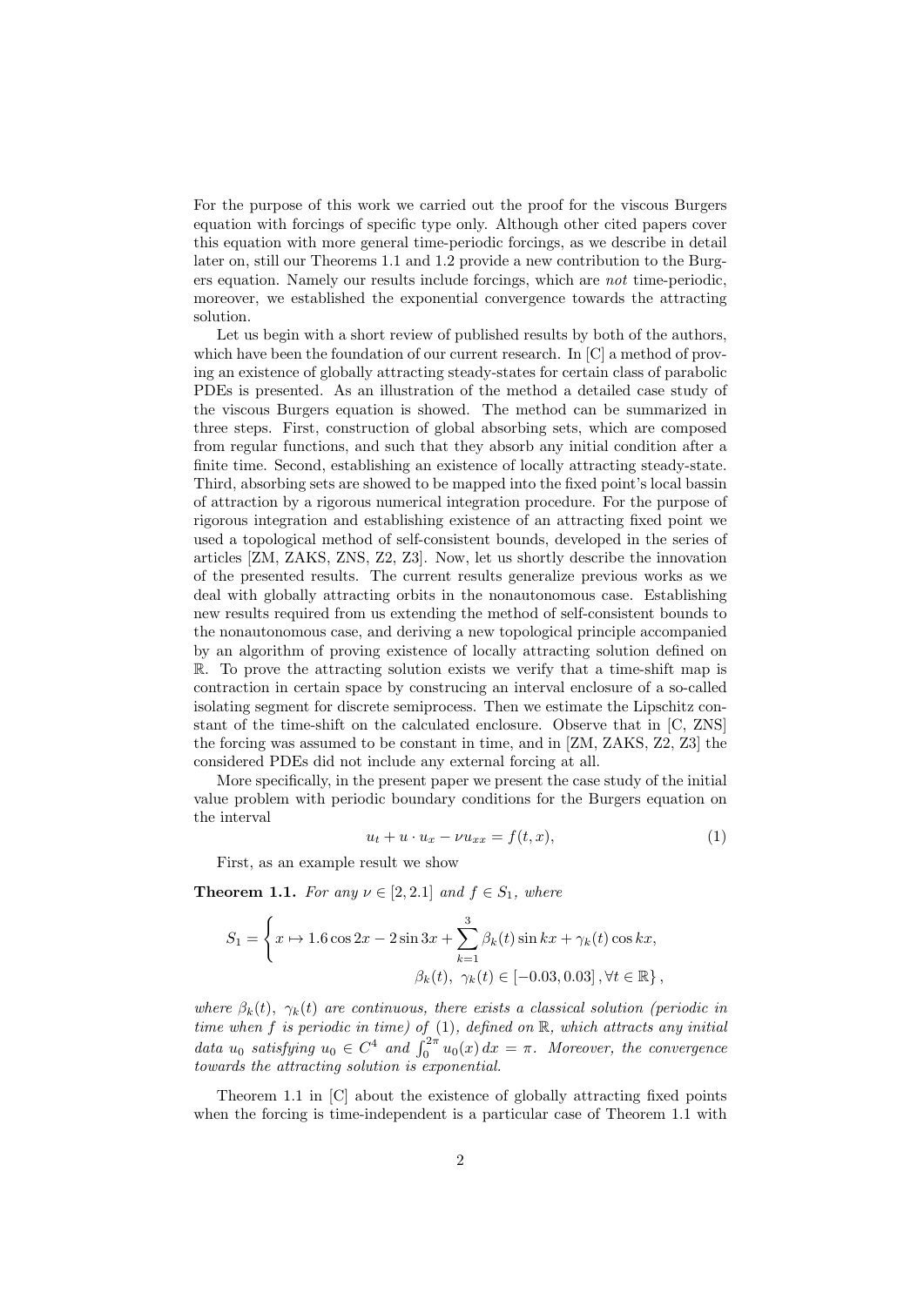For the purpose of this work we carried out the proof for the viscous Burgers equation with forcings of specific type only. Although other cited papers cover this equation with more general time-periodic forcings, as we describe in detail later on, still our Theorems 1.1 and 1.2 provide a new contribution to the Burgers equation. Namely our results include forcings, which are *not* time-periodic, moreover, we established the exponential convergence towards the attracting solution.

Let us begin with a short review of published results by both of the authors, which have been the foundation of our current research. In [C] a method of proving an existence of globally attracting steady-states for certain class of parabolic PDEs is presented. As an illustration of the method a detailed case study of the viscous Burgers equation is showed. The method can be summarized in three steps. First, construction of global absorbing sets, which are composed from regular functions, and such that they absorb any initial condition after a finite time. Second, establishing an existence of locally attracting steady-state. Third, absorbing sets are showed to be mapped into the fixed point's local bassin of attraction by a rigorous numerical integration procedure. For the purpose of rigorous integration and establishing existence of an attracting fixed point we used a topological method of self-consistent bounds, developed in the series of articles [ZM, ZAKS, ZNS, Z2, Z3]. Now, let us shortly describe the innovation of the presented results. The current results generalize previous works as we deal with globally attracting orbits in the nonautonomous case. Establishing new results required from us extending the method of self-consistent bounds to the nonautonomous case, and deriving a new topological principle accompanied by an algorithm of proving existence of locally attracting solution defined on $\mathbb{R}$. To prove the attracting solution exists we verify that a time-shift map is contraction in certain space by construcing an interval enclosure of a so-called isolating segment for discrete semiprocess. Then we estimate the Lipschitz constant of the time-shift on the calculated enclosure. Observe that in [C, ZNS] the forcing was assumed to be constant in time, and in [ZM, ZAKS, Z2, Z3] the considered PDEs did not include any external forcing at all.

More specifically, in the present paper we present the case study of the initial value problem with periodic boundary conditions for the Burgers equation on the interval

$$u_t + u \cdot u_x - \nu u_{xx} = f(t,x), \tag{1}$$

First, as an example result we show

**Theorem 1.1.** *For any $\nu \in [2, 2.1]$ and $f \in S_1$, where*

$$S_1 = \left\{ x \mapsto 1.6\cos 2x - 2\sin 3x + \sum_{k=1}^{3} \beta_k(t)\sin kx + \gamma_k(t)\cos kx, \right.$$
$$\left. \beta_k(t),\ \gamma_k(t) \in [-0.03, 0.03]\,, \forall t \in \mathbb{R} \right\},$$

*where $\beta_k(t)$, $\gamma_k(t)$ are continuous, there exists a classical solution (periodic in time when $f$ is periodic in time) of* (1)*, defined on $\mathbb{R}$, which attracts any initial data $u_0$ satisfying $u_0 \in C^4$ and $\int_0^{2\pi} u_0(x)\,dx = \pi$. Moreover, the convergence towards the attracting solution is exponential.*

Theorem 1.1 in [C] about the existence of globally attracting fixed points when the forcing is time-independent is a particular case of Theorem 1.1 with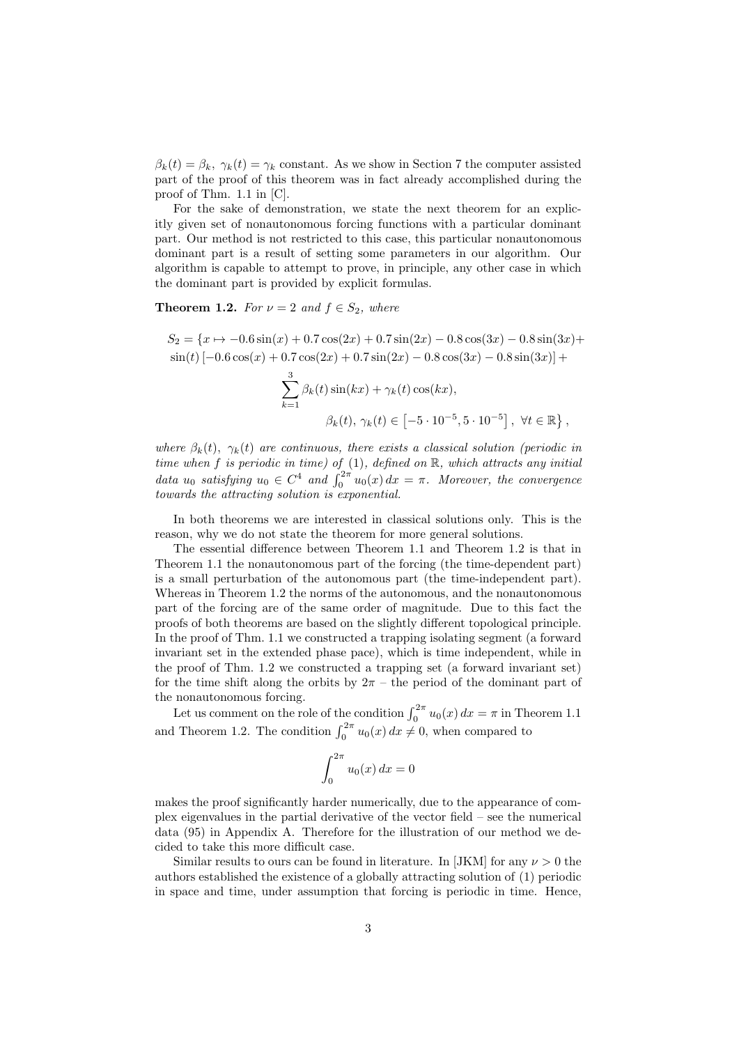$\beta_k(t) = \beta_k,\ \gamma_k(t) = \gamma_k$ constant. As we show in Section 7 the computer assisted part of the proof of this theorem was in fact already accomplished during the proof of Thm. 1.1 in [C].

For the sake of demonstration, we state the next theorem for an explicitly given set of nonautonomous forcing functions with a particular dominant part. Our method is not restricted to this case, this particular nonautonomous dominant part is a result of setting some parameters in our algorithm. Our algorithm is capable to attempt to prove, in principle, any other case in which the dominant part is provided by explicit formulas.

**Theorem 1.2.** *For $\nu = 2$ and $f \in S_2$, where*

$$S_2 = \{x \mapsto -0.6\sin(x) + 0.7\cos(2x) + 0.7\sin(2x) - 0.8\cos(3x) - 0.8\sin(3x) +$$
$$\sin(t)\left[-0.6\cos(x) + 0.7\cos(2x) + 0.7\sin(2x) - 0.8\cos(3x) - 0.8\sin(3x)\right] +$$
$$\sum_{k=1}^{3} \beta_k(t)\sin(kx) + \gamma_k(t)\cos(kx),$$
$$\beta_k(t),\ \gamma_k(t) \in \left[-5\cdot 10^{-5}, 5\cdot 10^{-5}\right],\ \forall t \in \mathbb{R}\right\},$$

*where $\beta_k(t)$, $\gamma_k(t)$ are continuous, there exists a classical solution (periodic in time when $f$ is periodic in time) of (1), defined on $\mathbb{R}$, which attracts any initial data $u_0$ satisfying $u_0 \in C^4$ and $\int_0^{2\pi} u_0(x)\,dx = \pi$. Moreover, the convergence towards the attracting solution is exponential.*

In both theorems we are interested in classical solutions only. This is the reason, why we do not state the theorem for more general solutions.

The essential difference between Theorem 1.1 and Theorem 1.2 is that in Theorem 1.1 the nonautonomous part of the forcing (the time-dependent part) is a small perturbation of the autonomous part (the time-independent part). Whereas in Theorem 1.2 the norms of the autonomous, and the nonautonomous part of the forcing are of the same order of magnitude. Due to this fact the proofs of both theorems are based on the slightly different topological principle. In the proof of Thm. 1.1 we constructed a trapping isolating segment (a forward invariant set in the extended phase pace), which is time independent, while in the proof of Thm. 1.2 we constructed a trapping set (a forward invariant set) for the time shift along the orbits by $2\pi$ – the period of the dominant part of the nonautonomous forcing.

Let us comment on the role of the condition $\int_0^{2\pi} u_0(x)\,dx = \pi$ in Theorem 1.1 and Theorem 1.2. The condition $\int_0^{2\pi} u_0(x)\,dx \neq 0$, when compared to

$$\int_0^{2\pi} u_0(x)\,dx = 0$$

makes the proof significantly harder numerically, due to the appearance of complex eigenvalues in the partial derivative of the vector field – see the numerical data (95) in Appendix A. Therefore for the illustration of our method we decided to take this more difficult case.

Similar results to ours can be found in literature. In [JKM] for any $\nu > 0$ the authors established the existence of a globally attracting solution of (1) periodic in space and time, under assumption that forcing is periodic in time. Hence,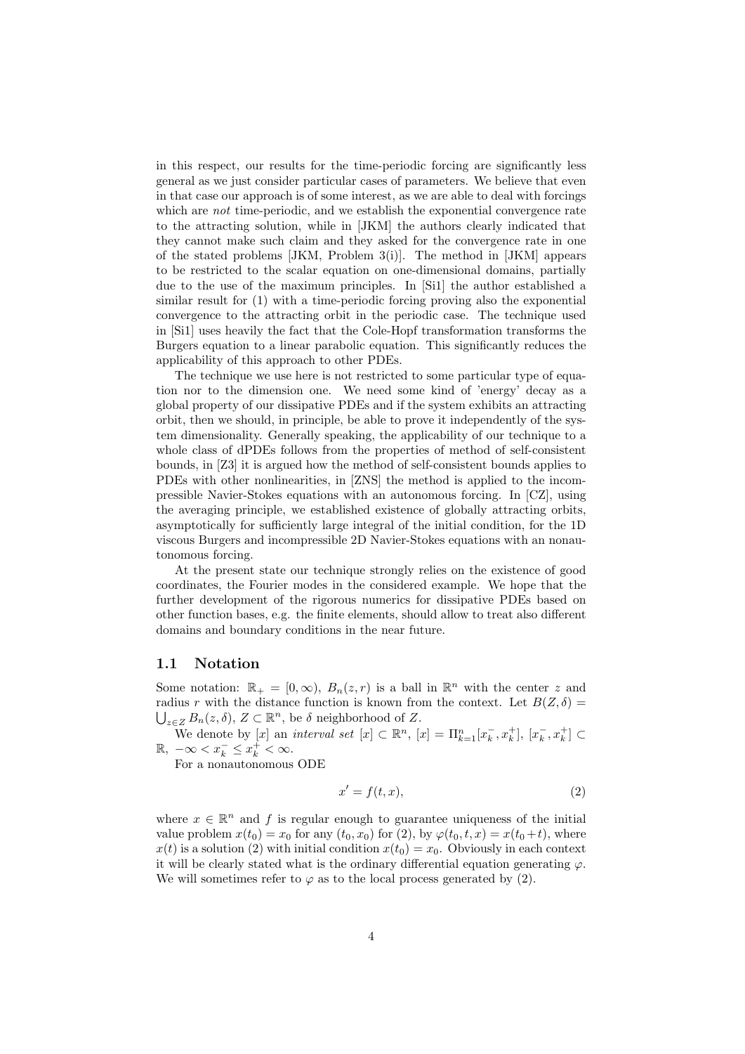in this respect, our results for the time-periodic forcing are significantly less general as we just consider particular cases of parameters. We believe that even in that case our approach is of some interest, as we are able to deal with forcings which are *not* time-periodic, and we establish the exponential convergence rate to the attracting solution, while in [JKM] the authors clearly indicated that they cannot make such claim and they asked for the convergence rate in one of the stated problems [JKM, Problem 3(i)]. The method in [JKM] appears to be restricted to the scalar equation on one-dimensional domains, partially due to the use of the maximum principles. In [Si1] the author established a similar result for (1) with a time-periodic forcing proving also the exponential convergence to the attracting orbit in the periodic case. The technique used in [Si1] uses heavily the fact that the Cole-Hopf transformation transforms the Burgers equation to a linear parabolic equation. This significantly reduces the applicability of this approach to other PDEs.

The technique we use here is not restricted to some particular type of equation nor to the dimension one. We need some kind of 'energy' decay as a global property of our dissipative PDEs and if the system exhibits an attracting orbit, then we should, in principle, be able to prove it independently of the system dimensionality. Generally speaking, the applicability of our technique to a whole class of dPDEs follows from the properties of method of self-consistent bounds, in [Z3] it is argued how the method of self-consistent bounds applies to PDEs with other nonlinearities, in [ZNS] the method is applied to the incompressible Navier-Stokes equations with an autonomous forcing. In [CZ], using the averaging principle, we established existence of globally attracting orbits, asymptotically for sufficiently large integral of the initial condition, for the 1D viscous Burgers and incompressible 2D Navier-Stokes equations with an nonautonomous forcing.

At the present state our technique strongly relies on the existence of good coordinates, the Fourier modes in the considered example. We hope that the further development of the rigorous numerics for dissipative PDEs based on other function bases, e.g. the finite elements, should allow to treat also different domains and boundary conditions in the near future.

## 1.1 Notation

Some notation: $\mathbb{R}_+ = [0, \infty)$, $B_n(z, r)$ is a ball in $\mathbb{R}^n$ with the center $z$ and radius $r$ with the distance function is known from the context. Let $B(Z, \delta) = \bigcup_{z \in Z} B_n(z, \delta)$, $Z \subset \mathbb{R}^n$, be $\delta$ neighborhood of $Z$.

We denote by $[x]$ an *interval set* $[x] \subset \mathbb{R}^n$, $[x] = \Pi_{k=1}^n [x_k^-, x_k^+]$, $[x_k^-, x_k^+] \subset \mathbb{R}$, $-\infty < x_k^- \leq x_k^+ < \infty$.

For a nonautonomous ODE

$$x' = f(t, x), \tag{2}$$

where $x \in \mathbb{R}^n$ and $f$ is regular enough to guarantee uniqueness of the initial value problem $x(t_0) = x_0$ for any $(t_0, x_0)$ for (2), by $\varphi(t_0, t, x) = x(t_0 + t)$, where $x(t)$ is a solution (2) with initial condition $x(t_0) = x_0$. Obviously in each context it will be clearly stated what is the ordinary differential equation generating $\varphi$. We will sometimes refer to $\varphi$ as to the local process generated by (2).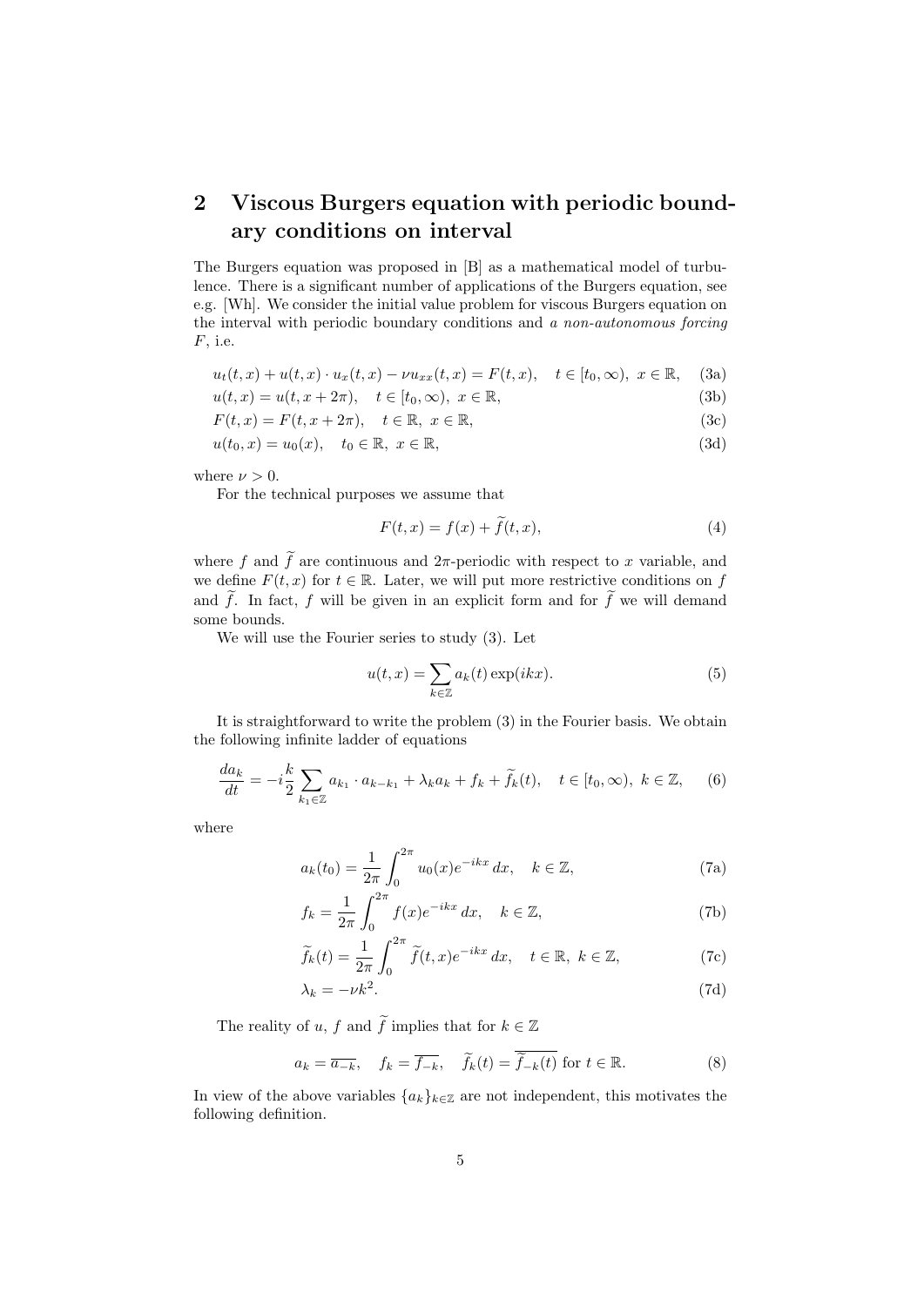## 2 Viscous Burgers equation with periodic boundary conditions on interval

The Burgers equation was proposed in [B] as a mathematical model of turbulence. There is a significant number of applications of the Burgers equation, see e.g. [Wh]. We consider the initial value problem for viscous Burgers equation on the interval with periodic boundary conditions and *a non-autonomous forcing* $F$, i.e.

$$u_t(t,x) + u(t,x) \cdot u_x(t,x) - \nu u_{xx}(t,x) = F(t,x), \quad t \in [t_0, \infty),\ x \in \mathbb{R}, \tag{3a}$$

$$u(t,x) = u(t, x+2\pi), \quad t \in [t_0, \infty),\ x \in \mathbb{R}, \tag{3b}$$

$$F(t,x) = F(t, x+2\pi), \quad t \in \mathbb{R},\ x \in \mathbb{R}, \tag{3c}$$

$$u(t_0, x) = u_0(x), \quad t_0 \in \mathbb{R},\ x \in \mathbb{R}, \tag{3d}$$

where $\nu > 0$.

For the technical purposes we assume that

$$F(t,x) = f(x) + \widetilde{f}(t,x), \tag{4}$$

where $f$ and $\widetilde{f}$ are continuous and $2\pi$-periodic with respect to $x$ variable, and we define $F(t,x)$ for $t \in \mathbb{R}$. Later, we will put more restrictive conditions on $f$ and $\widetilde{f}$. In fact, $f$ will be given in an explicit form and for $\widetilde{f}$ we will demand some bounds.

We will use the Fourier series to study (3). Let

$$u(t,x) = \sum_{k \in \mathbb{Z}} a_k(t) \exp(ikx). \tag{5}$$

It is straightforward to write the problem (3) in the Fourier basis. We obtain the following infinite ladder of equations

$$\frac{da_k}{dt} = -i\frac{k}{2} \sum_{k_1 \in \mathbb{Z}} a_{k_1} \cdot a_{k-k_1} + \lambda_k a_k + f_k + \widetilde{f}_k(t), \quad t \in [t_0, \infty),\ k \in \mathbb{Z}, \tag{6}$$

where

$$a_k(t_0) = \frac{1}{2\pi} \int_0^{2\pi} u_0(x) e^{-ikx}\, dx, \quad k \in \mathbb{Z}, \tag{7a}$$

$$f_k = \frac{1}{2\pi} \int_0^{2\pi} f(x) e^{-ikx}\, dx, \quad k \in \mathbb{Z}, \tag{7b}$$

$$\widetilde{f}_k(t) = \frac{1}{2\pi} \int_0^{2\pi} \widetilde{f}(t,x) e^{-ikx}\, dx, \quad t \in \mathbb{R},\ k \in \mathbb{Z}, \tag{7c}$$

$$\lambda_k = -\nu k^2. \tag{7d}$$

The reality of $u$, $f$ and $\widetilde{f}$ implies that for $k \in \mathbb{Z}$

$$a_k = \overline{a_{-k}}, \quad f_k = \overline{f_{-k}}, \quad \widetilde{f}_k(t) = \overline{\widetilde{f}_{-k}(t)} \text{ for } t \in \mathbb{R}. \tag{8}$$

In view of the above variables $\{a_k\}_{k \in \mathbb{Z}}$ are not independent, this motivates the following definition.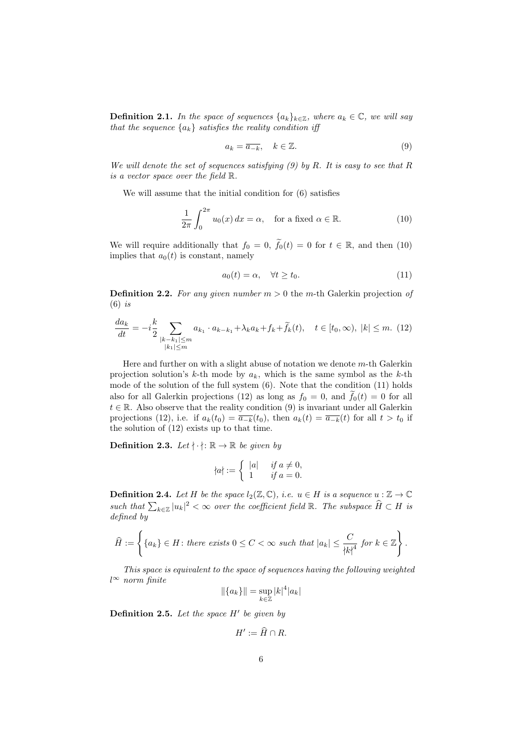**Definition 2.1.** *In the space of sequences $\{a_k\}_{k\in\mathbb{Z}}$, where $a_k \in \mathbb{C}$, we will say that the sequence $\{a_k\}$ satisfies the reality condition iff*

$$a_k = \overline{a_{-k}}, \quad k \in \mathbb{Z}. \tag{9}$$

*We will denote the set of sequences satisfying (9) by $R$. It is easy to see that $R$ is a vector space over the field $\mathbb{R}$.*

We will assume that the initial condition for (6) satisfies

$$\frac{1}{2\pi}\int_0^{2\pi} u_0(x)\,dx = \alpha, \quad \text{for a fixed } \alpha \in \mathbb{R}. \tag{10}$$

We will require additionally that $f_0 = 0$, $\widetilde{f}_0(t) = 0$ for $t \in \mathbb{R}$, and then (10) implies that $a_0(t)$ is constant, namely

$$a_0(t) = \alpha, \quad \forall t \geq t_0. \tag{11}$$

**Definition 2.2.** *For any given number $m > 0$ the* $m$-th Galerkin projection *of (6) is*

$$\frac{da_k}{dt} = -i\frac{k}{2}\sum_{\substack{|k-k_1|\leq m\\ |k_1|\leq m}} a_{k_1}\cdot a_{k-k_1} + \lambda_k a_k + f_k + \widetilde{f}_k(t), \quad t \in [t_0,\infty),\ |k| \leq m. \tag{12}$$

Here and further on with a slight abuse of notation we denote $m$-th Galerkin projection solution's $k$-th mode by $a_k$, which is the same symbol as the $k$-th mode of the solution of the full system (6). Note that the condition (11) holds also for all Galerkin projections (12) as long as $f_0 = 0$, and $\widetilde{f}_0(t) = 0$ for all $t \in \mathbb{R}$. Also observe that the reality condition (9) is invariant under all Galerkin projections (12), i.e. if $a_k(t_0) = \overline{a_{-k}}(t_0)$, then $a_k(t) = \overline{a_{-k}}(t)$ for all $t > t_0$ if the solution of (12) exists up to that time.

**Definition 2.3.** *Let $\nmid\cdot\nmid\colon \mathbb{R} \to \mathbb{R}$ be given by*

$$\nmid a \nmid := \begin{cases} |a| & \text{if } a \neq 0,\\ 1 & \text{if } a = 0.\end{cases}$$

**Definition 2.4.** *Let $H$ be the space $l_2(\mathbb{Z},\mathbb{C})$, i.e. $u \in H$ is a sequence $u : \mathbb{Z} \to \mathbb{C}$ such that $\sum_{k\in\mathbb{Z}} |u_k|^2 < \infty$ over the coefficient field $\mathbb{R}$. The subspace $\widehat{H} \subset H$ is defined by*

$$\widehat{H} := \left\{ \{a_k\} \in H \colon \text{there exists } 0 \leq C < \infty \text{ such that } |a_k| \leq \frac{C}{\nmid k\nmid^4} \text{ for } k \in \mathbb{Z} \right\}.$$

*This space is equivalent to the space of sequences having the following weighted $l^\infty$ norm finite*

$$\|\{a_k\}\| = \sup_{k\in\mathbb{Z}} |k|^4 |a_k|$$

**Definition 2.5.** *Let the space $H'$ be given by*

$$H' := \widehat{H} \cap R.$$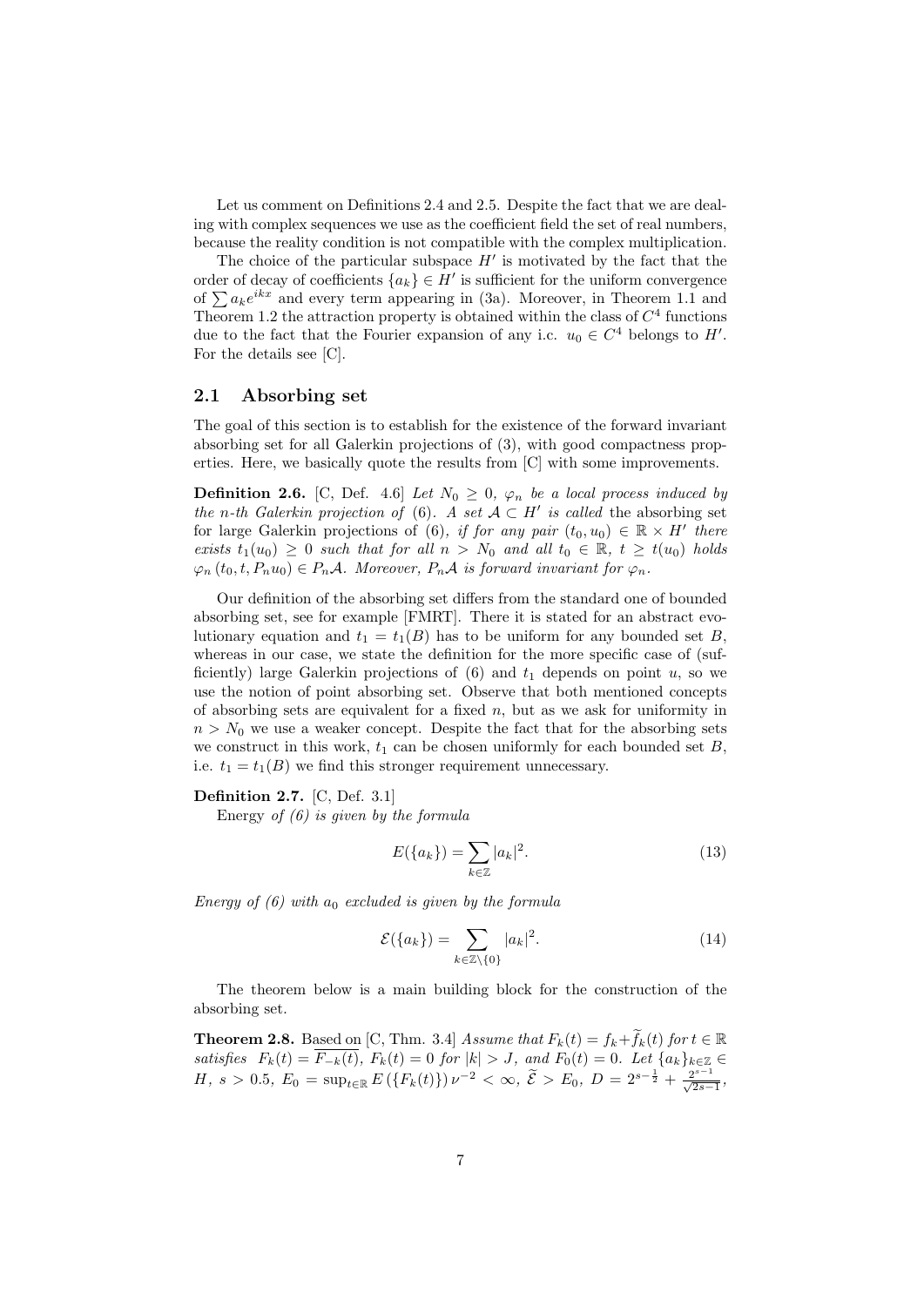Let us comment on Definitions 2.4 and 2.5. Despite the fact that we are dealing with complex sequences we use as the coefficient field the set of real numbers, because the reality condition is not compatible with the complex multiplication.

The choice of the particular subspace $H'$ is motivated by the fact that the order of decay of coefficients $\{a_k\} \in H'$ is sufficient for the uniform convergence of $\sum a_k e^{ikx}$ and every term appearing in (3a). Moreover, in Theorem 1.1 and Theorem 1.2 the attraction property is obtained within the class of $C^4$ functions due to the fact that the Fourier expansion of any i.c. $u_0 \in C^4$ belongs to $H'$. For the details see [C].

## 2.1 Absorbing set

The goal of this section is to establish for the existence of the forward invariant absorbing set for all Galerkin projections of (3), with good compactness properties. Here, we basically quote the results from [C] with some improvements.

**Definition 2.6.** [C, Def. 4.6] *Let $N_0 \geq 0$, $\varphi_n$ be a local process induced by the $n$-th Galerkin projection of* (6). *A set $\mathcal{A} \subset H'$ is called* the absorbing set for large Galerkin projections of (6), *if for any pair $(t_0, u_0) \in \mathbb{R} \times H'$ there exists $t_1(u_0) \geq 0$ such that for all $n > N_0$ and all $t_0 \in \mathbb{R}$, $t \geq t(u_0)$ holds $\varphi_n(t_0, t, P_n u_0) \in P_n\mathcal{A}$. Moreover, $P_n\mathcal{A}$ is forward invariant for $\varphi_n$.*

Our definition of the absorbing set differs from the standard one of bounded absorbing set, see for example [FMRT]. There it is stated for an abstract evolutionary equation and $t_1 = t_1(B)$ has to be uniform for any bounded set $B$, whereas in our case, we state the definition for the more specific case of (sufficiently) large Galerkin projections of (6) and $t_1$ depends on point $u$, so we use the notion of point absorbing set. Observe that both mentioned concepts of absorbing sets are equivalent for a fixed $n$, but as we ask for uniformity in $n > N_0$ we use a weaker concept. Despite the fact that for the absorbing sets we construct in this work, $t_1$ can be chosen uniformly for each bounded set $B$, i.e. $t_1 = t_1(B)$ we find this stronger requirement unnecessary.

**Definition 2.7.** [C, Def. 3.1]

Energy *of (6) is given by the formula*

$$E(\{a_k\}) = \sum_{k\in\mathbb{Z}} |a_k|^2. \tag{13}$$

*Energy of (6) with $a_0$ excluded is given by the formula*

$$\mathcal{E}(\{a_k\}) = \sum_{k\in\mathbb{Z}\setminus\{0\}} |a_k|^2. \tag{14}$$

The theorem below is a main building block for the construction of the absorbing set.

**Theorem 2.8.** Based on [C, Thm. 3.4] *Assume that $F_k(t) = f_k + \widetilde{f}_k(t)$ for $t \in \mathbb{R}$ satisfies $F_k(t) = \overline{F_{-k}(t)}$, $F_k(t) = 0$ for $|k| > J$, and $F_0(t) = 0$. Let $\{a_k\}_{k\in\mathbb{Z}} \in H$, $s > 0.5$, $E_0 = \sup_{t\in\mathbb{R}} E(\{F_k(t)\})\nu^{-2} < \infty$, $\widetilde{\mathcal{E}} > E_0$, $D = 2^{s-\frac{1}{2}} + \frac{2^{s-1}}{\sqrt{2s-1}}$,*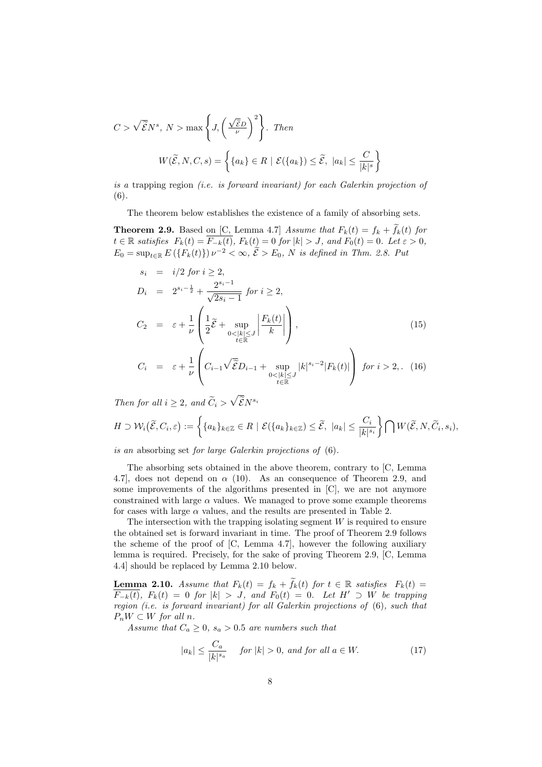$C > \sqrt{\widetilde{\mathcal{E}}} N^s$, $N > \max\left\{J, \left(\frac{\sqrt{\widetilde{\mathcal{E}}}D}{\nu}\right)^2\right\}$. *Then*

$$W(\widetilde{\mathcal{E}}, N, C, s) = \left\{\{a_k\} \in R \mid \mathcal{E}(\{a_k\}) \leq \widetilde{\mathcal{E}},\ |a_k| \leq \frac{C}{|k|^s}\right\}$$

*is a* trapping region *(i.e. is forward invariant) for each Galerkin projection of* (6).

The theorem below establishes the existence of a family of absorbing sets.

**Theorem 2.9.** Based on [C, Lemma 4.7] *Assume that $F_k(t) = f_k + \widetilde{f}_k(t)$ for $t \in \mathbb{R}$ satisfies $F_k(t) = \overline{F_{-k}(t)}$, $F_k(t) = 0$ for $|k| > J$, and $F_0(t) = 0$. Let $\varepsilon > 0$, $E_0 = \sup_{t\in\mathbb{R}} E\left(\{F_k(t)\}\right)\nu^{-2} < \infty$, $\widetilde{\mathcal{E}} > E_0$, $N$ is defined in Thm. 2.8. Put*

$$\begin{aligned}
s_i &= i/2 \text{ for } i \geq 2, \\
D_i &= 2^{s_i - \frac{1}{2}} + \frac{2^{s_i - 1}}{\sqrt{2s_i - 1}} \text{ for } i \geq 2, \\
C_2 &= \varepsilon + \frac{1}{\nu}\left(\frac{1}{2}\widetilde{\mathcal{E}} + \sup_{\substack{0<|k|\leq J \\ t\in\mathbb{R}}}\left|\frac{F_k(t)}{k}\right|\right), \qquad (15) \\
C_i &= \varepsilon + \frac{1}{\nu}\left(C_{i-1}\sqrt{\widetilde{\mathcal{E}}}D_{i-1} + \sup_{\substack{0<|k|\leq J \\ t\in\mathbb{R}}}|k|^{s_i-2}|F_k(t)|\right) \text{ for } i > 2,. \qquad (16)
\end{aligned}$$

*Then for all $i \geq 2$, and $\widetilde{C}_i > \sqrt{\widetilde{\mathcal{E}}}N^{s_i}$*

$$H \supset \mathcal{W}_i\big(\widetilde{\mathcal{E}}, C_i, \varepsilon\big) := \left\{\{a_k\}_{k\in\mathbb{Z}} \in R \mid \mathcal{E}(\{a_k\}_{k\in\mathbb{Z}}) \leq \widetilde{\mathcal{E}},\ |a_k| \leq \frac{C_i}{|k|^{s_i}}\right\} \bigcap W(\widetilde{\mathcal{E}}, N, \widetilde{C}_i, s_i),$$

*is an* absorbing set *for large Galerkin projections of* (6).

The absorbing sets obtained in the above theorem, contrary to [C, Lemma 4.7], does not depend on $\alpha$ (10). As an consequence of Theorem 2.9, and some improvements of the algorithms presented in [C], we are not anymore constrained with large $\alpha$ values. We managed to prove some example theorems for cases with large $\alpha$ values, and the results are presented in Table 2.

The intersection with the trapping isolating segment $W$ is required to ensure the obtained set is forward invariant in time. The proof of Theorem 2.9 follows the scheme of the proof of [C, Lemma 4.7], however the following auxiliary lemma is required. Precisely, for the sake of proving Theorem 2.9, [C, Lemma 4.4] should be replaced by Lemma 2.10 below.

**Lemma 2.10.** *Assume that $F_k(t) = f_k + \widetilde{f}_k(t)$ for $t \in \mathbb{R}$ satisfies $F_k(t) = \overline{F_{-k}(t)}$, $F_k(t) = 0$ for $|k| > J$, and $F_0(t) = 0$. Let $H' \supset W$ be trapping region (i.e. is forward invariant) for all Galerkin projections of* (6)*, such that $P_n W \subset W$ for all $n$.*

*Assume that $C_a \geq 0$, $s_a > 0.5$ are numbers such that*

$$|a_k| \leq \frac{C_a}{|k|^{s_a}} \quad \text{for } |k| > 0, \text{ and for all } a \in W. \qquad (17)$$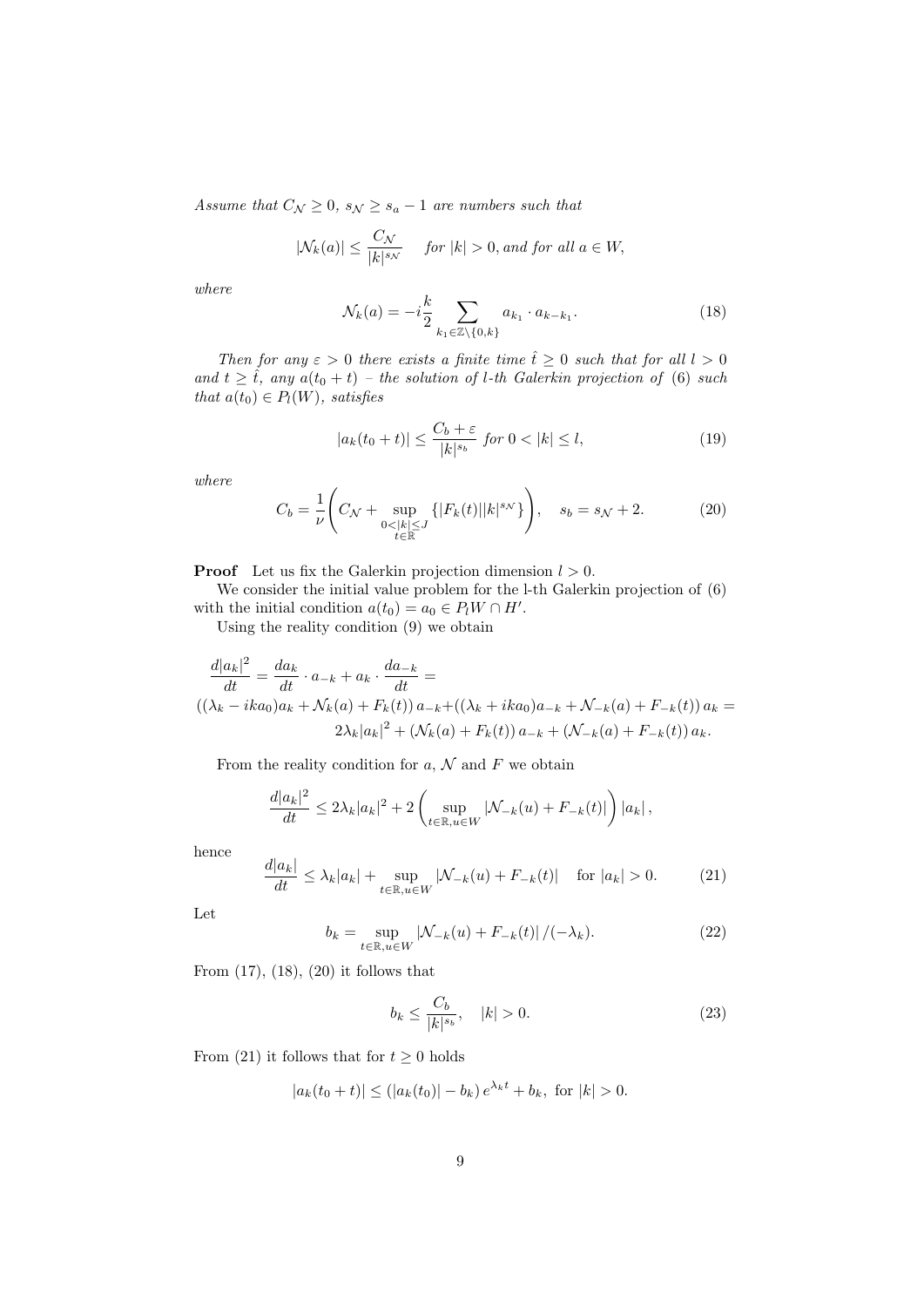*Assume that $C_{\mathcal{N}} \geq 0$, $s_{\mathcal{N}} \geq s_a - 1$ are numbers such that*

$$|\mathcal{N}_k(a)| \leq \frac{C_{\mathcal{N}}}{|k|^{s_{\mathcal{N}}}} \quad \textit{for } |k| > 0, \textit{and for all } a \in W,$$

*where*

$$\mathcal{N}_k(a) = -i\frac{k}{2} \sum_{k_1 \in \mathbb{Z}\setminus\{0,k\}} a_{k_1} \cdot a_{k-k_1}. \tag{18}$$

*Then for any $\varepsilon > 0$ there exists a finite time $\hat{t} \geq 0$ such that for all $l > 0$ and $t \geq \hat{t}$, any $a(t_0 + t)$ – the solution of $l$-th Galerkin projection of (6) such that $a(t_0) \in P_l(W)$, satisfies*

$$|a_k(t_0 + t)| \leq \frac{C_b + \varepsilon}{|k|^{s_b}} \textit{ for } 0 < |k| \leq l, \tag{19}$$

*where*

$$C_b = \frac{1}{\nu}\left( C_{\mathcal{N}} + \sup_{\substack{0<|k|\leq J \\ t\in\mathbb{R}}} \{|F_k(t)||k|^{s_{\mathcal{N}}}\} \right), \quad s_b = s_{\mathcal{N}} + 2. \tag{20}$$

**Proof** Let us fix the Galerkin projection dimension $l > 0$.

We consider the initial value problem for the l-th Galerkin projection of (6) with the initial condition $a(t_0) = a_0 \in P_l W \cap H'$.

Using the reality condition (9) we obtain

$$\begin{gathered}
\frac{d|a_k|^2}{dt} = \frac{da_k}{dt} \cdot a_{-k} + a_k \cdot \frac{da_{-k}}{dt} = \\
((\lambda_k - ika_0)a_k + \mathcal{N}_k(a) + F_k(t))\, a_{-k} + ((\lambda_k + ika_0)a_{-k} + \mathcal{N}_{-k}(a) + F_{-k}(t))\, a_k = \\
2\lambda_k |a_k|^2 + (\mathcal{N}_k(a) + F_k(t))\, a_{-k} + (\mathcal{N}_{-k}(a) + F_{-k}(t))\, a_k.
\end{gathered}$$

From the reality condition for $a$, $\mathcal{N}$ and $F$ we obtain

$$\frac{d|a_k|^2}{dt} \leq 2\lambda_k |a_k|^2 + 2\left( \sup_{t\in\mathbb{R}, u\in W} |\mathcal{N}_{-k}(u) + F_{-k}(t)| \right) |a_k|\,,$$

hence

$$\frac{d|a_k|}{dt} \leq \lambda_k |a_k| + \sup_{t\in\mathbb{R}, u\in W} |\mathcal{N}_{-k}(u) + F_{-k}(t)| \quad \text{for } |a_k| > 0. \tag{21}$$

Let

$$b_k = \sup_{t\in\mathbb{R}, u\in W} |\mathcal{N}_{-k}(u) + F_{-k}(t)| \,/(-\lambda_k). \tag{22}$$

From (17), (18), (20) it follows that

$$b_k \leq \frac{C_b}{|k|^{s_b}}, \quad |k| > 0. \tag{23}$$

From (21) it follows that for $t \geq 0$ holds

$$|a_k(t_0 + t)| \leq (|a_k(t_0)| - b_k)\, e^{\lambda_k t} + b_k, \text{ for } |k| > 0.$$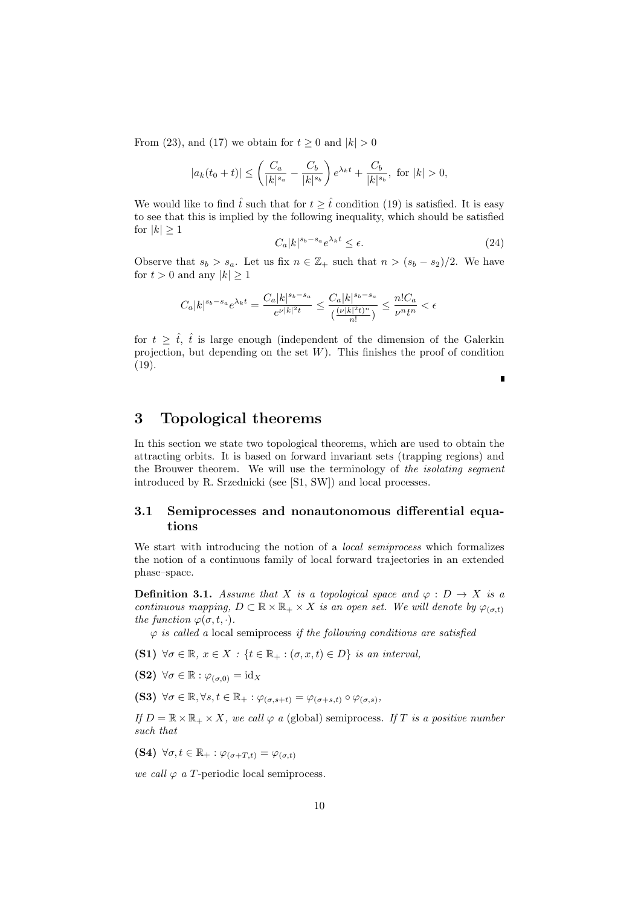From (23), and (17) we obtain for $t \geq 0$ and $|k| > 0$

$$|a_k(t_0 + t)| \leq \left( \frac{C_a}{|k|^{s_a}} - \frac{C_b}{|k|^{s_b}} \right) e^{\lambda_k t} + \frac{C_b}{|k|^{s_b}}, \text{ for } |k| > 0,$$

We would like to find $\hat{t}$ such that for $t \geq \hat{t}$ condition (19) is satisfied. It is easy to see that this is implied by the following inequality, which should be satisfied for $|k| \geq 1$

$$C_a |k|^{s_b - s_a} e^{\lambda_k t} \leq \epsilon. \tag{24}$$

Observe that $s_b > s_a$. Let us fix $n \in \mathbb{Z}_+$ such that $n > (s_b - s_2)/2$. We have for $t > 0$ and any $|k| \geq 1$

$$C_a |k|^{s_b - s_a} e^{\lambda_k t} = \frac{C_a |k|^{s_b - s_a}}{e^{\nu |k|^2 t}} \leq \frac{C_a |k|^{s_b - s_a}}{\left(\frac{(\nu |k|^2 t)^n}{n!}\right)} \leq \frac{n! C_a}{\nu^n t^n} < \epsilon$$

for $t \geq \hat{t}$, $\hat{t}$ is large enough (independent of the dimension of the Galerkin projection, but depending on the set $W$). This finishes the proof of condition (19).

∎

# 3 Topological theorems

In this section we state two topological theorems, which are used to obtain the attracting orbits. It is based on forward invariant sets (trapping regions) and the Brouwer theorem. We will use the terminology of *the isolating segment* introduced by R. Srzednicki (see [S1, SW]) and local processes.

## 3.1 Semiprocesses and nonautonomous differential equations

We start with introducing the notion of a *local semiprocess* which formalizes the notion of a continuous family of local forward trajectories in an extended phase–space.

**Definition 3.1.** *Assume that $X$ is a topological space and $\varphi : D \to X$ is a continuous mapping, $D \subset \mathbb{R} \times \mathbb{R}_+ \times X$ is an open set. We will denote by $\varphi_{(\sigma,t)}$ the function $\varphi(\sigma, t, \cdot)$.*

*$\varphi$ is called a* local semiprocess *if the following conditions are satisfied*

**(S1)** $\forall \sigma \in \mathbb{R},\ x \in X : \{t \in \mathbb{R}_+ : (\sigma, x, t) \in D\}$ *is an interval,*

**(S2)** $\forall \sigma \in \mathbb{R} : \varphi_{(\sigma,0)} = \mathrm{id}_X$

**(S3)** $\forall \sigma \in \mathbb{R}, \forall s, t \in \mathbb{R}_+ : \varphi_{(\sigma,s+t)} = \varphi_{(\sigma+s,t)} \circ \varphi_{(\sigma,s)}$,

*If $D = \mathbb{R} \times \mathbb{R}_+ \times X$, we call $\varphi$ a* (global) semiprocess. *If $T$ is a positive number such that*

**(S4)** $\forall \sigma, t \in \mathbb{R}_+ : \varphi_{(\sigma+T,t)} = \varphi_{(\sigma,t)}$

*we call $\varphi$ a $T$*-periodic local semiprocess.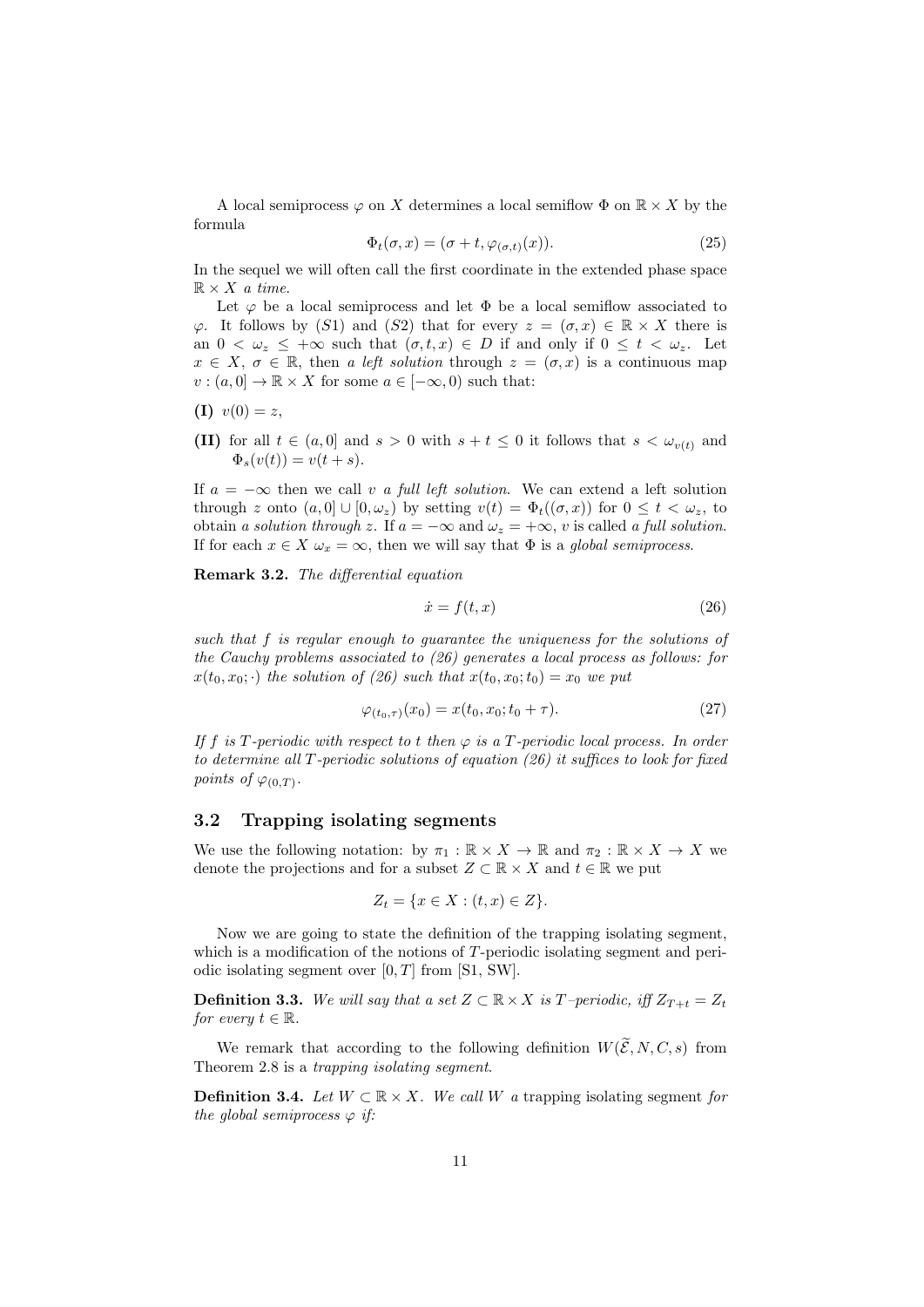A local semiprocess $\varphi$ on $X$ determines a local semiflow $\Phi$ on $\mathbb{R} \times X$ by the formula

$$\Phi_t(\sigma, x) = (\sigma + t, \varphi_{(\sigma,t)}(x)). \tag{25}$$

In the sequel we will often call the first coordinate in the extended phase space $\mathbb{R} \times X$ *a time.*

Let $\varphi$ be a local semiprocess and let $\Phi$ be a local semiflow associated to $\varphi$. It follows by $(S1)$ and $(S2)$ that for every $z = (\sigma, x) \in \mathbb{R} \times X$ there is an $0 < \omega_z \leq +\infty$ such that $(\sigma, t, x) \in D$ if and only if $0 \leq t < \omega_z$. Let $x \in X$, $\sigma \in \mathbb{R}$, then *a left solution* through $z = (\sigma, x)$ is a continuous map $v : (a, 0] \to \mathbb{R} \times X$ for some $a \in [-\infty, 0)$ such that:

**(I)** $v(0) = z$,

**(II)** for all $t \in (a, 0]$ and $s > 0$ with $s + t \leq 0$ it follows that $s < \omega_{v(t)}$ and $\Phi_s(v(t)) = v(t + s)$.

If $a = -\infty$ then we call $v$ *a full left solution*. We can extend a left solution through $z$ onto $(a, 0] \cup [0, \omega_z)$ by setting $v(t) = \Phi_t((\sigma, x))$ for $0 \leq t < \omega_z$, to obtain *a solution through z*. If $a = -\infty$ and $\omega_z = +\infty$, $v$ is called *a full solution*. If for each $x \in X$ $\omega_x = \infty$, then we will say that $\Phi$ is a *global semiprocess*.

**Remark 3.2.** *The differential equation*

$$\dot{x} = f(t, x) \tag{26}$$

*such that $f$ is regular enough to guarantee the uniqueness for the solutions of the Cauchy problems associated to (26) generates a local process as follows: for $x(t_0, x_0; \cdot)$ the solution of (26) such that $x(t_0, x_0; t_0) = x_0$ we put*

$$\varphi_{(t_0,\tau)}(x_0) = x(t_0, x_0; t_0 + \tau). \tag{27}$$

*If $f$ is $T$-periodic with respect to $t$ then $\varphi$ is a $T$-periodic local process. In order to determine all $T$-periodic solutions of equation (26) it suffices to look for fixed points of $\varphi_{(0,T)}$.*

## 3.2 Trapping isolating segments

We use the following notation: by $\pi_1 : \mathbb{R} \times X \to \mathbb{R}$ and $\pi_2 : \mathbb{R} \times X \to X$ we denote the projections and for a subset $Z \subset \mathbb{R} \times X$ and $t \in \mathbb{R}$ we put

$$Z_t = \{x \in X : (t, x) \in Z\}.$$

Now we are going to state the definition of the trapping isolating segment, which is a modification of the notions of $T$-periodic isolating segment and periodic isolating segment over $[0, T]$ from [S1, SW].

**Definition 3.3.** *We will say that a set $Z \subset \mathbb{R} \times X$ is $T$–periodic, iff $Z_{T+t} = Z_t$ for every $t \in \mathbb{R}$.*

We remark that according to the following definition $W(\widetilde{\mathcal{E}}, N, C, s)$ from Theorem 2.8 is a *trapping isolating segment*.

**Definition 3.4.** *Let $W \subset \mathbb{R} \times X$. We call $W$ a* trapping isolating segment *for the global semiprocess $\varphi$ if:*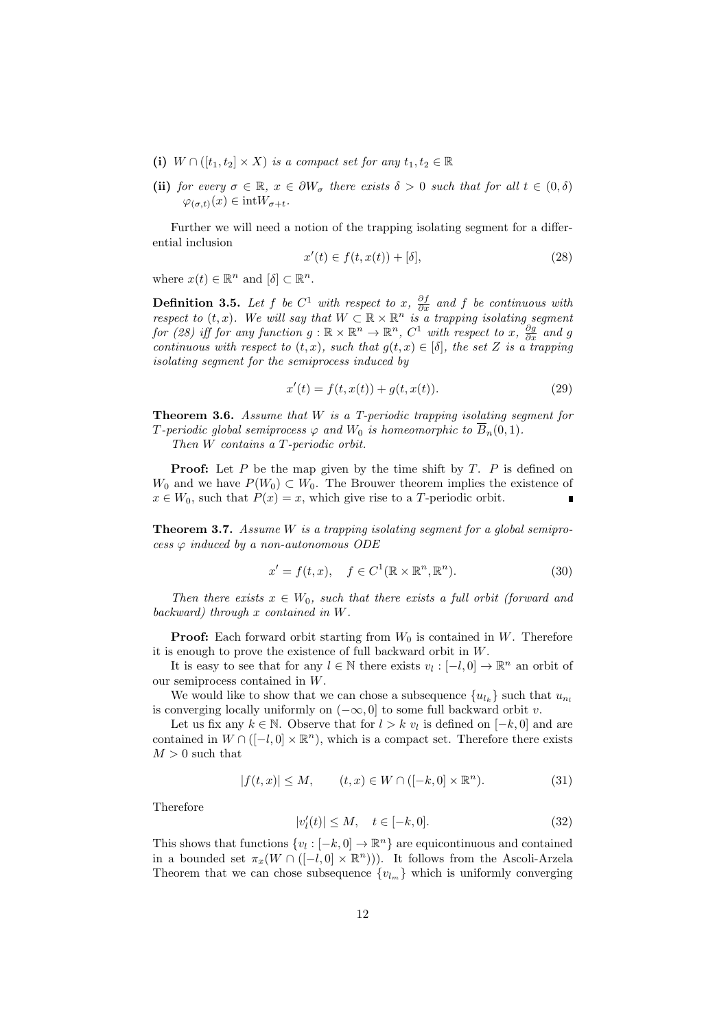**(i)** $W \cap ([t_1, t_2] \times X)$ *is a compact set for any* $t_1, t_2 \in \mathbb{R}$

**(ii)** *for every* $\sigma \in \mathbb{R}$, $x \in \partial W_\sigma$ *there exists* $\delta > 0$ *such that for all* $t \in (0, \delta)$ $\varphi_{(\sigma,t)}(x) \in \mathrm{int} W_{\sigma+t}$.

Further we will need a notion of the trapping isolating segment for a differential inclusion

$$x'(t) \in f(t, x(t)) + [\delta], \tag{28}$$

where $x(t) \in \mathbb{R}^n$ and $[\delta] \subset \mathbb{R}^n$.

**Definition 3.5.** *Let* $f$ *be* $C^1$ *with respect to* $x$, $\frac{\partial f}{\partial x}$ *and* $f$ *be continuous with respect to* $(t, x)$. *We will say that* $W \subset \mathbb{R} \times \mathbb{R}^n$ *is a trapping isolating segment for (28) iff for any function* $g : \mathbb{R} \times \mathbb{R}^n \to \mathbb{R}^n$, $C^1$ *with respect to* $x$, $\frac{\partial g}{\partial x}$ *and* $g$ *continuous with respect to* $(t, x)$, *such that* $g(t, x) \in [\delta]$, *the set* $Z$ *is a trapping isolating segment for the semiprocess induced by*

$$x'(t) = f(t, x(t)) + g(t, x(t)). \tag{29}$$

**Theorem 3.6.** *Assume that* $W$ *is a* $T$*-periodic trapping isolating segment for* $T$*-periodic global semiprocess* $\varphi$ *and* $W_0$ *is homeomorphic to* $\overline{B}_n(0, 1)$.

*Then* $W$ *contains a* $T$*-periodic orbit.*

**Proof:** Let $P$ be the map given by the time shift by $T$. $P$ is defined on $W_0$ and we have $P(W_0) \subset W_0$. The Brouwer theorem implies the existence of $x \in W_0$, such that $P(x) = x$, which give rise to a $T$-periodic orbit. ∎

**Theorem 3.7.** *Assume* $W$ *is a trapping isolating segment for a global semiprocess* $\varphi$ *induced by a non-autonomous ODE*

$$x' = f(t, x), \quad f \in C^1(\mathbb{R} \times \mathbb{R}^n, \mathbb{R}^n). \tag{30}$$

*Then there exists* $x \in W_0$, *such that there exists a full orbit (forward and backward) through* $x$ *contained in* $W$.

**Proof:** Each forward orbit starting from $W_0$ is contained in $W$. Therefore it is enough to prove the existence of full backward orbit in $W$.

It is easy to see that for any $l \in \mathbb{N}$ there exists $v_l : [-l, 0] \to \mathbb{R}^n$ an orbit of our semiprocess contained in $W$.

We would like to show that we can chose a subsequence $\{u_{l_k}\}$ such that $u_{n_l}$ is converging locally uniformly on $(-\infty, 0]$ to some full backward orbit $v$.

Let us fix any $k \in \mathbb{N}$. Observe that for $l > k$ $v_l$ is defined on $[-k, 0]$ and are contained in $W \cap ([-l, 0] \times \mathbb{R}^n)$, which is a compact set. Therefore there exists $M > 0$ such that

$$|f(t, x)| \leq M, \qquad (t, x) \in W \cap ([-k, 0] \times \mathbb{R}^n). \tag{31}$$

Therefore

$$|v_l'(t)| \leq M, \quad t \in [-k, 0]. \tag{32}$$

This shows that functions $\{v_l : [-k, 0] \to \mathbb{R}^n\}$ are equicontinuous and contained in a bounded set $\pi_x(W \cap ([-l, 0] \times \mathbb{R}^n)))$. It follows from the Ascoli-Arzela Theorem that we can chose subsequence $\{v_{l_m}\}$ which is uniformly converging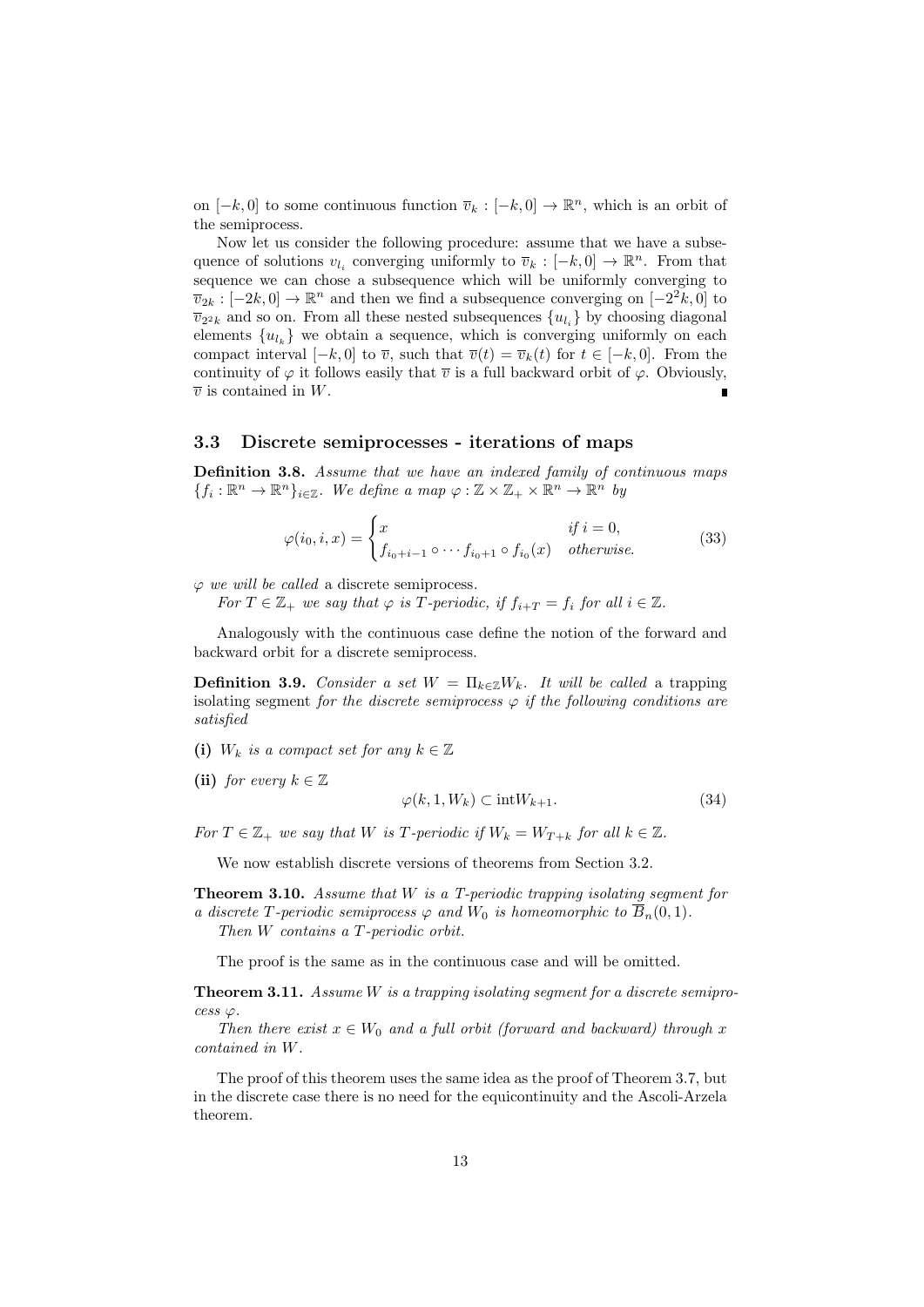on $[-k, 0]$ to some continuous function $\overline{v}_k : [-k, 0] \to \mathbb{R}^n$, which is an orbit of the semiprocess.

Now let us consider the following procedure: assume that we have a subsequence of solutions $v_{l_i}$ converging uniformly to $\overline{v}_k : [-k, 0] \to \mathbb{R}^n$. From that sequence we can chose a subsequence which will be uniformly converging to $\overline{v}_{2k} : [-2k, 0] \to \mathbb{R}^n$ and then we find a subsequence converging on $[-2^2k, 0]$ to $\overline{v}_{2^2k}$ and so on. From all these nested subsequences $\{u_{l_i}\}$ by choosing diagonal elements $\{u_{l_k}\}$ we obtain a sequence, which is converging uniformly on each compact interval $[-k, 0]$ to $\overline{v}$, such that $\overline{v}(t) = \overline{v}_k(t)$ for $t \in [-k, 0]$. From the continuity of $\varphi$ it follows easily that $\overline{v}$ is a full backward orbit of $\varphi$. Obviously, $\overline{v}$ is contained in $W$. ∎

### 3.3 Discrete semiprocesses - iterations of maps

**Definition 3.8.** *Assume that we have an indexed family of continuous maps $\{f_i : \mathbb{R}^n \to \mathbb{R}^n\}_{i \in \mathbb{Z}}$. We define a map $\varphi : \mathbb{Z} \times \mathbb{Z}_+ \times \mathbb{R}^n \to \mathbb{R}^n$ by*

$$\varphi(i_0, i, x) = \begin{cases} x & \text{if } i = 0, \\ f_{i_0+i-1} \circ \cdots f_{i_0+1} \circ f_{i_0}(x) & \text{otherwise.} \end{cases} \tag{33}$$

*$\varphi$ we will be called* a discrete semiprocess.

*For $T \in \mathbb{Z}_+$ we say that $\varphi$ is $T$-periodic, if $f_{i+T} = f_i$ for all $i \in \mathbb{Z}$.*

Analogously with the continuous case define the notion of the forward and backward orbit for a discrete semiprocess.

**Definition 3.9.** *Consider a set $W = \Pi_{k \in \mathbb{Z}} W_k$. It will be called* a trapping isolating segment *for the discrete semiprocess $\varphi$ if the following conditions are satisfied*

**(i)** *$W_k$ is a compact set for any $k \in \mathbb{Z}$*

**(ii)** *for every $k \in \mathbb{Z}$*

$$\varphi(k, 1, W_k) \subset \text{int} W_{k+1}. \tag{34}$$

*For $T \in \mathbb{Z}_+$ we say that $W$ is $T$-periodic if $W_k = W_{T+k}$ for all $k \in \mathbb{Z}$.*

We now establish discrete versions of theorems from Section 3.2.

**Theorem 3.10.** *Assume that $W$ is a $T$-periodic trapping isolating segment for a discrete $T$-periodic semiprocess $\varphi$ and $W_0$ is homeomorphic to $\overline{B}_n(0, 1)$.*

*Then $W$ contains a $T$-periodic orbit.*

The proof is the same as in the continuous case and will be omitted.

**Theorem 3.11.** *Assume $W$ is a trapping isolating segment for a discrete semiprocess $\varphi$.*

*Then there exist $x \in W_0$ and a full orbit (forward and backward) through $x$ contained in $W$.*

The proof of this theorem uses the same idea as the proof of Theorem 3.7, but in the discrete case there is no need for the equicontinuity and the Ascoli-Arzela theorem.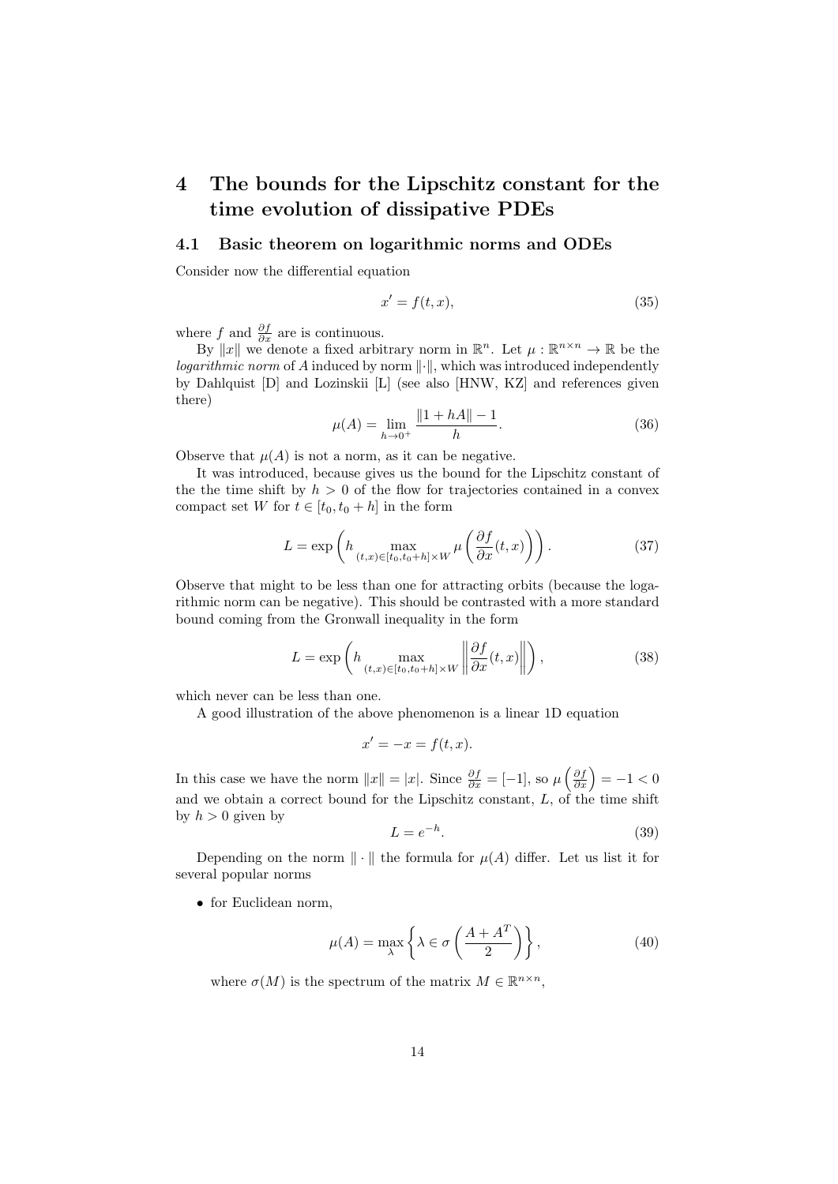# 4 The bounds for the Lipschitz constant for the time evolution of dissipative PDEs

## 4.1 Basic theorem on logarithmic norms and ODEs

Consider now the differential equation

$$x' = f(t, x), \tag{35}$$

where $f$ and $\frac{\partial f}{\partial x}$ are is continuous.

By $\|x\|$ we denote a fixed arbitrary norm in $\mathbb{R}^n$. Let $\mu : \mathbb{R}^{n\times n} \to \mathbb{R}$ be the *logarithmic norm* of $A$ induced by norm $\|\cdot\|$, which was introduced independently by Dahlquist [D] and Lozinskii [L] (see also [HNW, KZ] and references given there)

$$\mu(A) = \lim_{h\to 0^+} \frac{\|1 + hA\| - 1}{h}. \tag{36}$$

Observe that $\mu(A)$ is not a norm, as it can be negative.

It was introduced, because gives us the bound for the Lipschitz constant of the the time shift by $h > 0$ of the flow for trajectories contained in a convex compact set $W$ for $t \in [t_0, t_0 + h]$ in the form

$$L = \exp\left( h \max_{(t,x)\in[t_0,t_0+h]\times W} \mu\left(\frac{\partial f}{\partial x}(t, x)\right)\right). \tag{37}$$

Observe that might to be less than one for attracting orbits (because the logarithmic norm can be negative). This should be contrasted with a more standard bound coming from the Gronwall inequality in the form

$$L = \exp\left( h \max_{(t,x)\in[t_0,t_0+h]\times W} \left\|\frac{\partial f}{\partial x}(t, x)\right\|\right), \tag{38}$$

which never can be less than one.

A good illustration of the above phenomenon is a linear 1D equation

$$x' = -x = f(t, x).$$

In this case we have the norm $\|x\| = |x|$. Since $\frac{\partial f}{\partial x} = [-1]$, so $\mu\left(\frac{\partial f}{\partial x}\right) = -1 < 0$ and we obtain a correct bound for the Lipschitz constant, $L$, of the time shift by $h > 0$ given by

$$L = e^{-h}. \tag{39}$$

Depending on the norm $\|\cdot\|$ the formula for $\mu(A)$ differ. Let us list it for several popular norms

- for Euclidean norm,

$$\mu(A) = \max_{\lambda} \left\{ \lambda \in \sigma\left(\frac{A + A^T}{2}\right)\right\}, \tag{40}$$

where $\sigma(M)$ is the spectrum of the matrix $M \in \mathbb{R}^{n\times n}$,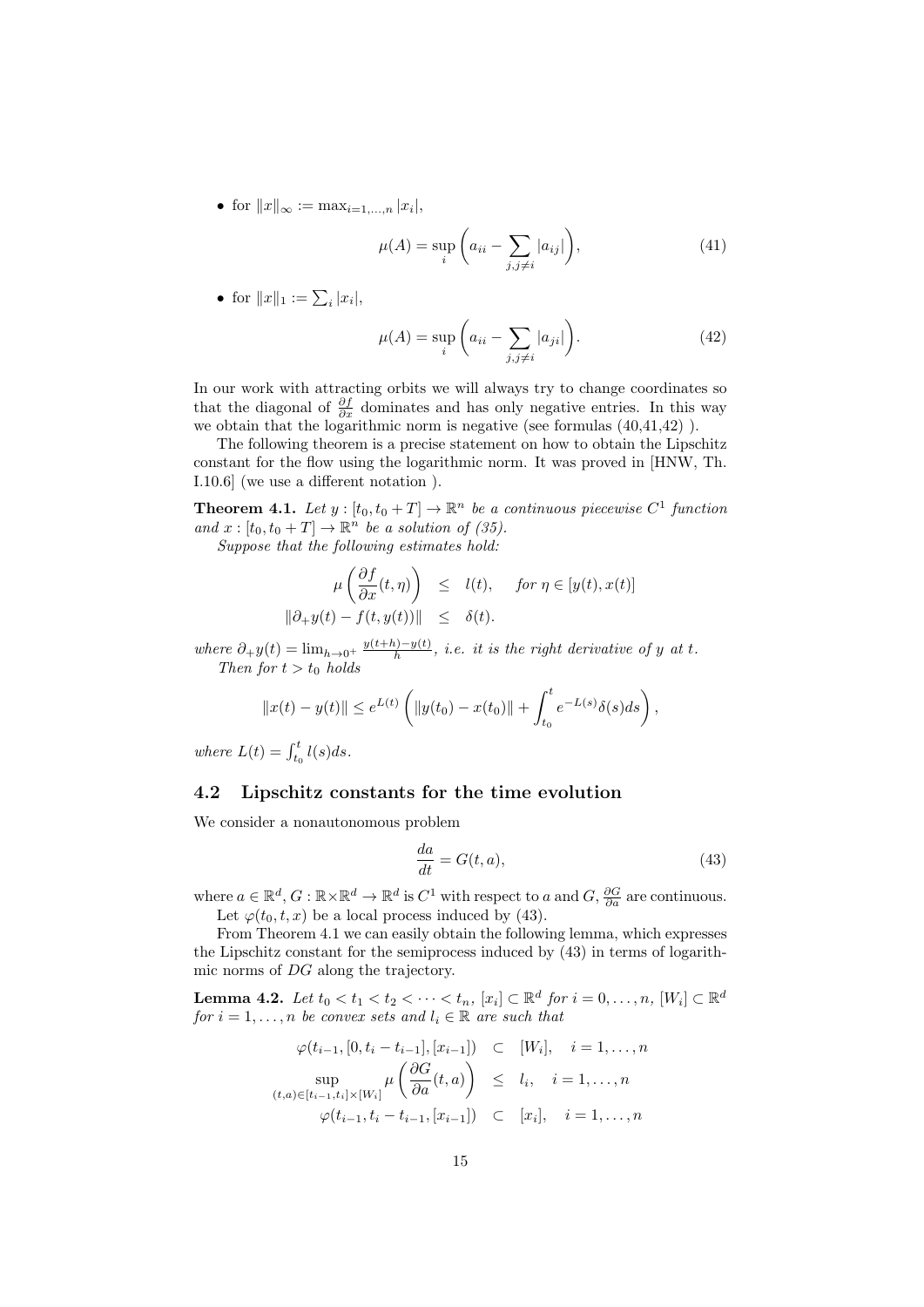- for $\|x\|_\infty := \max_{i=1,\dots,n} |x_i|$,

$$\mu(A) = \sup_i \left( a_{ii} - \sum_{j,j\neq i} |a_{ij}| \right), \tag{41}$$

- for $\|x\|_1 := \sum_i |x_i|$,

$$\mu(A) = \sup_i \left( a_{ii} - \sum_{j,j\neq i} |a_{ji}| \right). \tag{42}$$

In our work with attracting orbits we will always try to change coordinates so that the diagonal of $\frac{\partial f}{\partial x}$ dominates and has only negative entries. In this way we obtain that the logarithmic norm is negative (see formulas (40,41,42) ).

The following theorem is a precise statement on how to obtain the Lipschitz constant for the flow using the logarithmic norm. It was proved in [HNW, Th. I.10.6] (we use a different notation ).

**Theorem 4.1.** *Let $y : [t_0, t_0 + T] \to \mathbb{R}^n$ be a continuous piecewise $C^1$ function and $x : [t_0, t_0 + T] \to \mathbb{R}^n$ be a solution of (35).*

*Suppose that the following estimates hold:*

$$\begin{aligned} \mu\left(\frac{\partial f}{\partial x}(t,\eta)\right) &\leq l(t), \quad \text{for } \eta \in [y(t), x(t)] \\ \|\partial_+ y(t) - f(t, y(t))\| &\leq \delta(t). \end{aligned}$$

*where $\partial_+ y(t) = \lim_{h\to 0^+} \frac{y(t+h)-y(t)}{h}$, i.e. it is the right derivative of $y$ at $t$.*

*Then for $t > t_0$ holds*

$$\|x(t) - y(t)\| \leq e^{L(t)} \left( \|y(t_0) - x(t_0)\| + \int_{t_0}^{t} e^{-L(s)} \delta(s) ds \right),$$

*where $L(t) = \int_{t_0}^{t} l(s) ds$.*

## 4.2 Lipschitz constants for the time evolution

We consider a nonautonomous problem

$$\frac{da}{dt} = G(t, a), \tag{43}$$

where $a \in \mathbb{R}^d$, $G : \mathbb{R} \times \mathbb{R}^d \to \mathbb{R}^d$ is $C^1$ with respect to $a$ and $G$, $\frac{\partial G}{\partial a}$ are continuous.

Let $\varphi(t_0, t, x)$ be a local process induced by (43).

From Theorem 4.1 we can easily obtain the following lemma, which expresses the Lipschitz constant for the semiprocess induced by (43) in terms of logarithmic norms of $DG$ along the trajectory.

**Lemma 4.2.** *Let $t_0 < t_1 < t_2 < \cdots < t_n$, $[x_i] \subset \mathbb{R}^d$ for $i = 0, \dots, n$, $[W_i] \subset \mathbb{R}^d$ for $i = 1, \dots, n$ be convex sets and $l_i \in \mathbb{R}$ are such that*

$$\begin{aligned} \varphi(t_{i-1}, [0, t_i - t_{i-1}], [x_{i-1}]) &\subset [W_i], \quad i = 1, \dots, n \\ \sup_{(t,a)\in[t_{i-1},t_i]\times[W_i]} \mu\left(\frac{\partial G}{\partial a}(t,a)\right) &\leq l_i, \quad i = 1, \dots, n \\ \varphi(t_{i-1}, t_i - t_{i-1}, [x_{i-1}]) &\subset [x_i], \quad i = 1, \dots, n \end{aligned}$$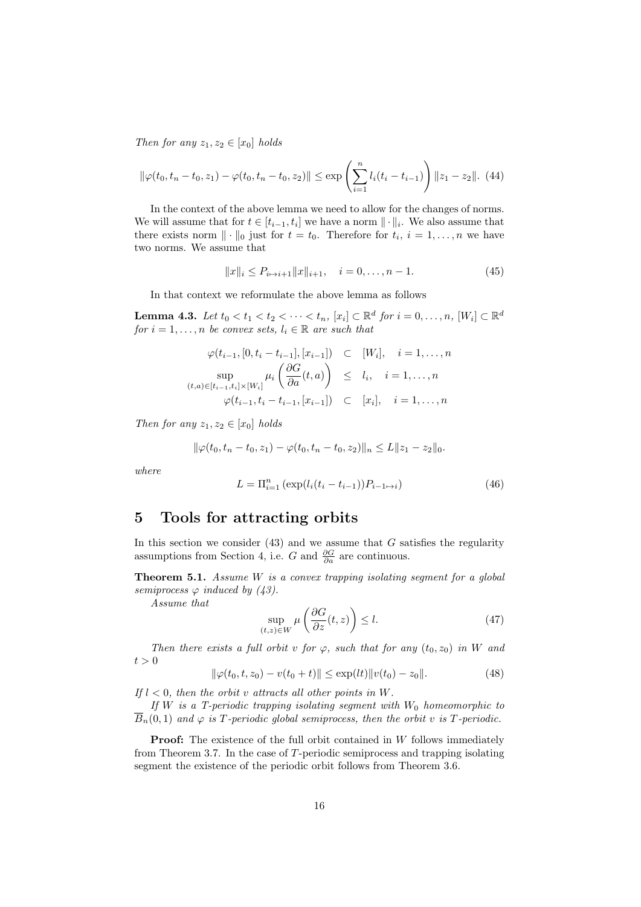*Then for any $z_1, z_2 \in [x_0]$ holds*

$$\|\varphi(t_0, t_n - t_0, z_1) - \varphi(t_0, t_n - t_0, z_2)\| \leq \exp\left(\sum_{i=1}^{n} l_i(t_i - t_{i-1})\right) \|z_1 - z_2\|. \quad (44)$$

In the context of the above lemma we need to allow for the changes of norms. We will assume that for $t \in [t_{i-1}, t_i]$ we have a norm $\|\cdot\|_i$. We also assume that there exists norm $\|\cdot\|_0$ just for $t = t_0$. Therefore for $t_i$, $i = 1, \ldots, n$ we have two norms. We assume that

$$\|x\|_i \leq P_{i \mapsto i+1} \|x\|_{i+1}, \quad i = 0, \ldots, n-1. \quad (45)$$

In that context we reformulate the above lemma as follows

**Lemma 4.3.** *Let $t_0 < t_1 < t_2 < \cdots < t_n$, $[x_i] \subset \mathbb{R}^d$ for $i = 0, \ldots, n$, $[W_i] \subset \mathbb{R}^d$ for $i = 1, \ldots, n$ be convex sets, $l_i \in \mathbb{R}$ are such that*

$$\begin{aligned}
\varphi(t_{i-1}, [0, t_i - t_{i-1}], [x_{i-1}]) &\subset [W_i], \quad i = 1, \ldots, n \\
\sup_{(t,a) \in [t_{i-1}, t_i] \times [W_i]} \mu_i\left(\frac{\partial G}{\partial a}(t, a)\right) &\leq l_i, \quad i = 1, \ldots, n \\
\varphi(t_{i-1}, t_i - t_{i-1}, [x_{i-1}]) &\subset [x_i], \quad i = 1, \ldots, n
\end{aligned}$$

*Then for any $z_1, z_2 \in [x_0]$ holds*

$$\|\varphi(t_0, t_n - t_0, z_1) - \varphi(t_0, t_n - t_0, z_2)\|_n \leq L\|z_1 - z_2\|_0.$$

*where*

$$L = \Pi_{i=1}^{n} \left(\exp(l_i(t_i - t_{i-1}))P_{i-1 \mapsto i}\right) \quad (46)$$

# 5 Tools for attracting orbits

In this section we consider (43) and we assume that $G$ satisfies the regularity assumptions from Section 4, i.e. $G$ and $\frac{\partial G}{\partial a}$ are continuous.

**Theorem 5.1.** *Assume $W$ is a convex trapping isolating segment for a global semiprocess $\varphi$ induced by (43).*

*Assume that*

$$\sup_{(t,z) \in W} \mu\left(\frac{\partial G}{\partial z}(t, z)\right) \leq l. \quad (47)$$

*Then there exists a full orbit $v$ for $\varphi$, such that for any $(t_0, z_0)$ in $W$ and $t > 0$*

$$\|\varphi(t_0, t, z_0) - v(t_0 + t)\| \leq \exp(lt)\|v(t_0) - z_0\|. \quad (48)$$

*If $l < 0$, then the orbit $v$ attracts all other points in $W$.*

*If $W$ is a $T$-periodic trapping isolating segment with $W_0$ homeomorphic to $\overline{B}_n(0, 1)$ and $\varphi$ is $T$-periodic global semiprocess, then the orbit $v$ is $T$-periodic.*

**Proof:** The existence of the full orbit contained in $W$ follows immediately from Theorem 3.7. In the case of $T$-periodic semiprocess and trapping isolating segment the existence of the periodic orbit follows from Theorem 3.6.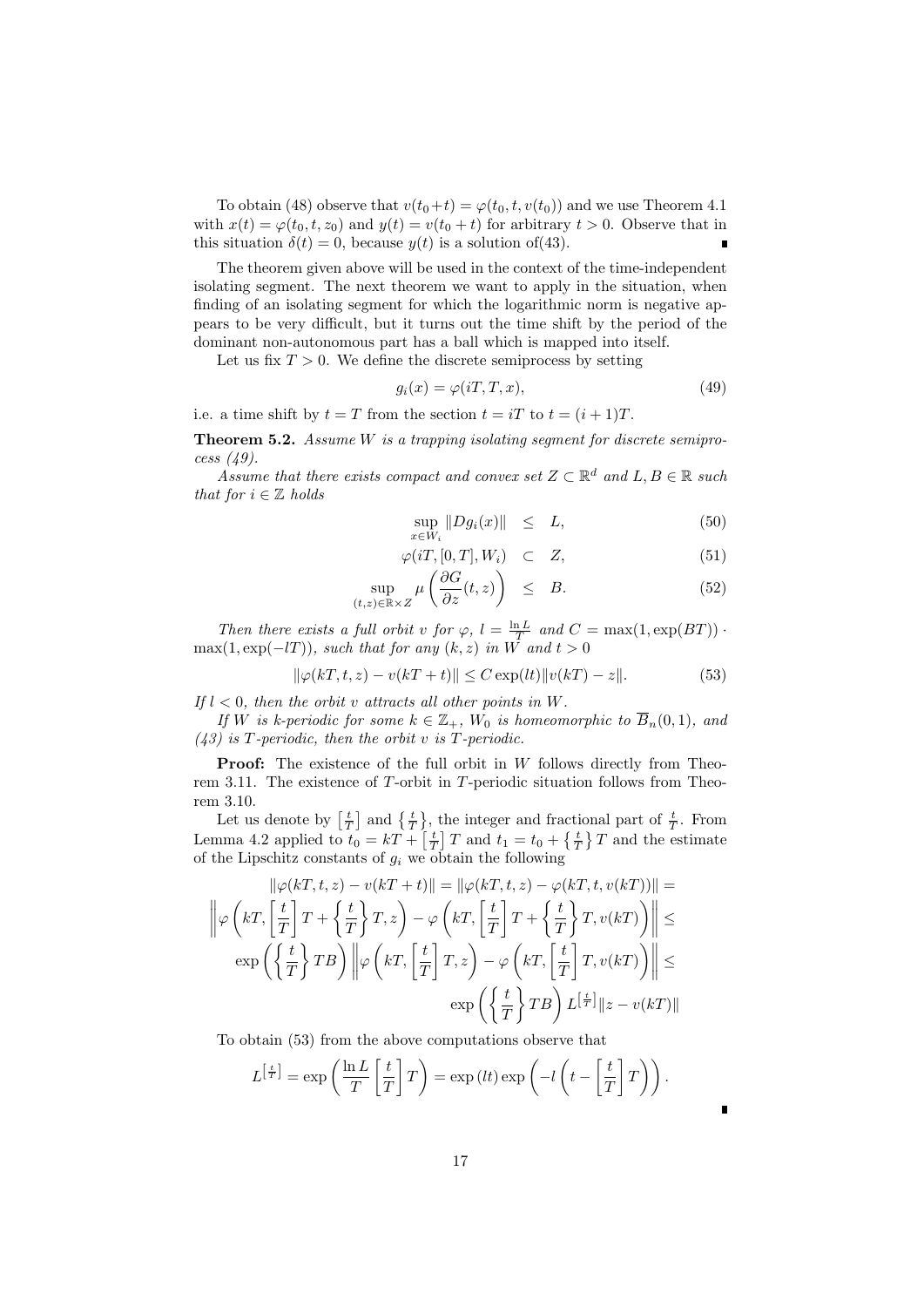To obtain (48) observe that $v(t_0+t) = \varphi(t_0, t, v(t_0))$ and we use Theorem 4.1 with $x(t) = \varphi(t_0, t, z_0)$ and $y(t) = v(t_0 + t)$ for arbitrary $t > 0$. Observe that in this situation $\delta(t) = 0$, because $y(t)$ is a solution of(43). ∎

The theorem given above will be used in the context of the time-independent isolating segment. The next theorem we want to apply in the situation, when finding of an isolating segment for which the logarithmic norm is negative appears to be very difficult, but it turns out the time shift by the period of the dominant non-autonomous part has a ball which is mapped into itself.

Let us fix $T > 0$. We define the discrete semiprocess by setting

$$g_i(x) = \varphi(iT, T, x), \tag{49}$$

i.e. a time shift by $t = T$ from the section $t = iT$ to $t = (i + 1)T$.

**Theorem 5.2.** *Assume $W$ is a trapping isolating segment for discrete semiprocess (49).*

*Assume that there exists compact and convex set $Z \subset \mathbb{R}^d$ and $L, B \in \mathbb{R}$ such that for $i \in \mathbb{Z}$ holds*

$$\sup_{x \in W_i} \|Dg_i(x)\| \leq L, \tag{50}$$

$$\varphi(iT, [0, T], W_i) \subset Z, \tag{51}$$

$$\sup_{(t,z) \in \mathbb{R} \times Z} \mu\left(\frac{\partial G}{\partial z}(t, z)\right) \leq B. \tag{52}$$

*Then there exists a full orbit $v$ for $\varphi$, $l = \frac{\ln L}{T}$ and $C = \max(1, \exp(BT)) \cdot \max(1, \exp(-lT))$, such that for any $(k, z)$ in $W$ and $t > 0$*

$$\|\varphi(kT, t, z) - v(kT + t)\| \leq C \exp(lt)\|v(kT) - z\|. \tag{53}$$

*If $l < 0$, then the orbit $v$ attracts all other points in $W$.*

*If $W$ is $k$-periodic for some $k \in \mathbb{Z}_+$, $W_0$ is homeomorphic to $\overline{B}_n(0, 1)$, and (43) is $T$-periodic, then the orbit $v$ is $T$-periodic.*

**Proof:** The existence of the full orbit in $W$ follows directly from Theorem 3.11. The existence of $T$-orbit in $T$-periodic situation follows from Theorem 3.10.

Let us denote by $\left[\frac{t}{T}\right]$ and $\left\{\frac{t}{T}\right\}$, the integer and fractional part of $\frac{t}{T}$. From Lemma 4.2 applied to $t_0 = kT + \left[\frac{t}{T}\right] T$ and $t_1 = t_0 + \left\{\frac{t}{T}\right\} T$ and the estimate of the Lipschitz constants of $g_i$ we obtain the following

$$\|\varphi(kT, t, z) - v(kT + t)\| = \|\varphi(kT, t, z) - \varphi(kT, t, v(kT))\| =$$

$$\left\|\varphi\left(kT, \left[\frac{t}{T}\right] T + \left\{\frac{t}{T}\right\} T, z\right) - \varphi\left(kT, \left[\frac{t}{T}\right] T + \left\{\frac{t}{T}\right\} T, v(kT)\right)\right\| \leq$$

$$\exp\left(\left\{\frac{t}{T}\right\} TB\right) \left\|\varphi\left(kT, \left[\frac{t}{T}\right] T, z\right) - \varphi\left(kT, \left[\frac{t}{T}\right] T, v(kT)\right)\right\| \leq$$

$$\exp\left(\left\{\frac{t}{T}\right\} TB\right) L^{\left[\frac{t}{T}\right]}\|z - v(kT)\|$$

To obtain (53) from the above computations observe that

$$L^{\left[\frac{t}{T}\right]} = \exp\left(\frac{\ln L}{T}\left[\frac{t}{T}\right] T\right) = \exp(lt) \exp\left(-l\left(t - \left[\frac{t}{T}\right] T\right)\right).$$

∎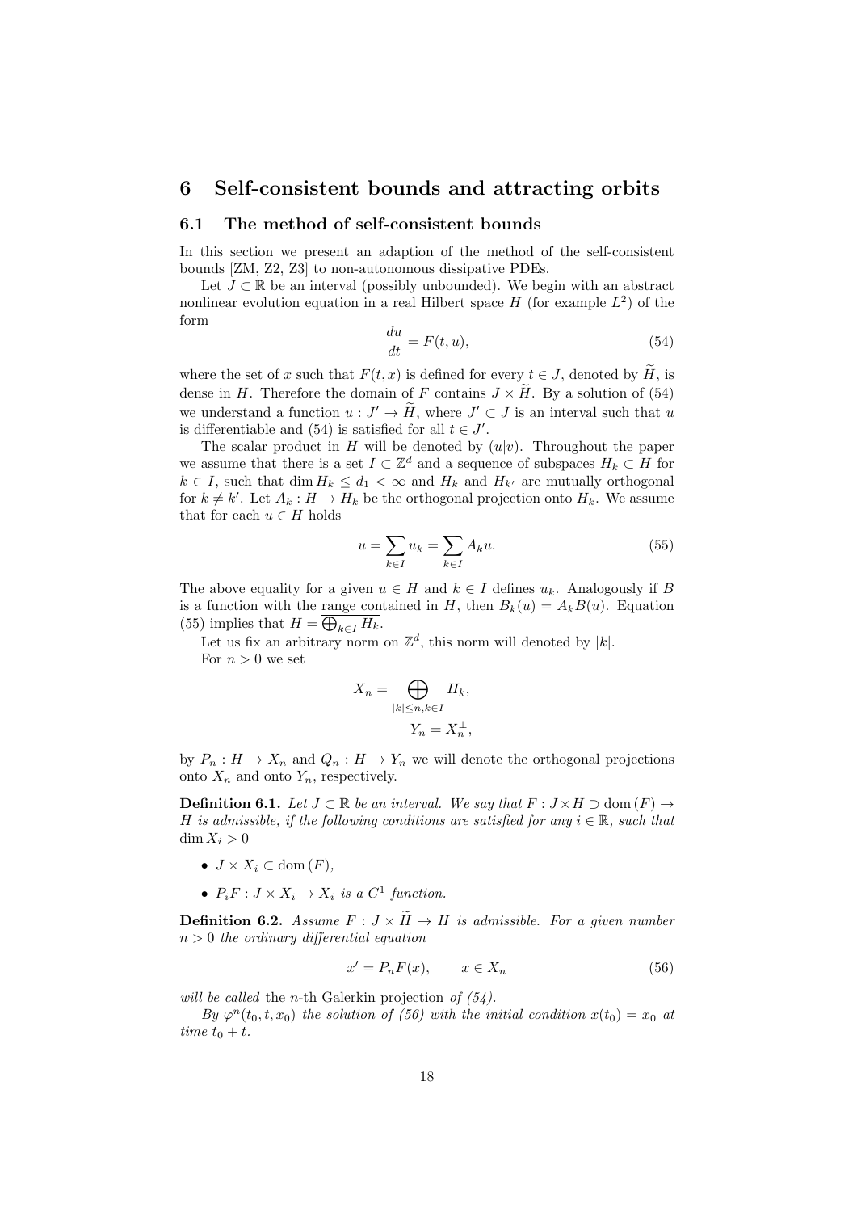# 6 Self-consistent bounds and attracting orbits

## 6.1 The method of self-consistent bounds

In this section we present an adaption of the method of the self-consistent bounds [ZM, Z2, Z3] to non-autonomous dissipative PDEs.

Let $J \subset \mathbb{R}$ be an interval (possibly unbounded). We begin with an abstract nonlinear evolution equation in a real Hilbert space $H$ (for example $L^2$) of the form

$$\frac{du}{dt} = F(t, u), \tag{54}$$

where the set of $x$ such that $F(t, x)$ is defined for every $t \in J$, denoted by $\widetilde{H}$, is dense in $H$. Therefore the domain of $F$ contains $J \times \widetilde{H}$. By a solution of (54) we understand a function $u : J' \to \widetilde{H}$, where $J' \subset J$ is an interval such that $u$ is differentiable and (54) is satisfied for all $t \in J'$.

The scalar product in $H$ will be denoted by $(u|v)$. Throughout the paper we assume that there is a set $I \subset \mathbb{Z}^d$ and a sequence of subspaces $H_k \subset H$ for $k \in I$, such that $\dim H_k \leq d_1 < \infty$ and $H_k$ and $H_{k'}$ are mutually orthogonal for $k \neq k'$. Let $A_k : H \to H_k$ be the orthogonal projection onto $H_k$. We assume that for each $u \in H$ holds

$$u = \sum_{k \in I} u_k = \sum_{k \in I} A_k u. \tag{55}$$

The above equality for a given $u \in H$ and $k \in I$ defines $u_k$. Analogously if $B$ is a function with the range contained in $H$, then $B_k(u) = A_k B(u)$. Equation (55) implies that $H = \overline{\bigoplus_{k \in I} H_k}$.

Let us fix an arbitrary norm on $\mathbb{Z}^d$, this norm will denoted by $|k|$.

For $n > 0$ we set

$$X_n = \bigoplus_{|k| \leq n, k \in I} H_k,$$
$$Y_n = X_n^{\perp},$$

by $P_n : H \to X_n$ and $Q_n : H \to Y_n$ we will denote the orthogonal projections onto $X_n$ and onto $Y_n$, respectively.

**Definition 6.1.** *Let $J \subset \mathbb{R}$ be an interval. We say that $F : J \times H \supset \mathrm{dom}\,(F) \to H$ is admissible, if the following conditions are satisfied for any $i \in \mathbb{R}$, such that $\dim X_i > 0$*

- *$J \times X_i \subset \mathrm{dom}\,(F)$,*
- *$P_i F : J \times X_i \to X_i$ is a $C^1$ function.*

**Definition 6.2.** *Assume $F : J \times \widetilde{H} \to H$ is admissible. For a given number $n > 0$ the ordinary differential equation*

$$x' = P_n F(x), \qquad x \in X_n \tag{56}$$

*will be called* the $n$-th Galerkin projection *of (54).*

*By $\varphi^n(t_0, t, x_0)$ the solution of (56) with the initial condition $x(t_0) = x_0$ at time $t_0 + t$.*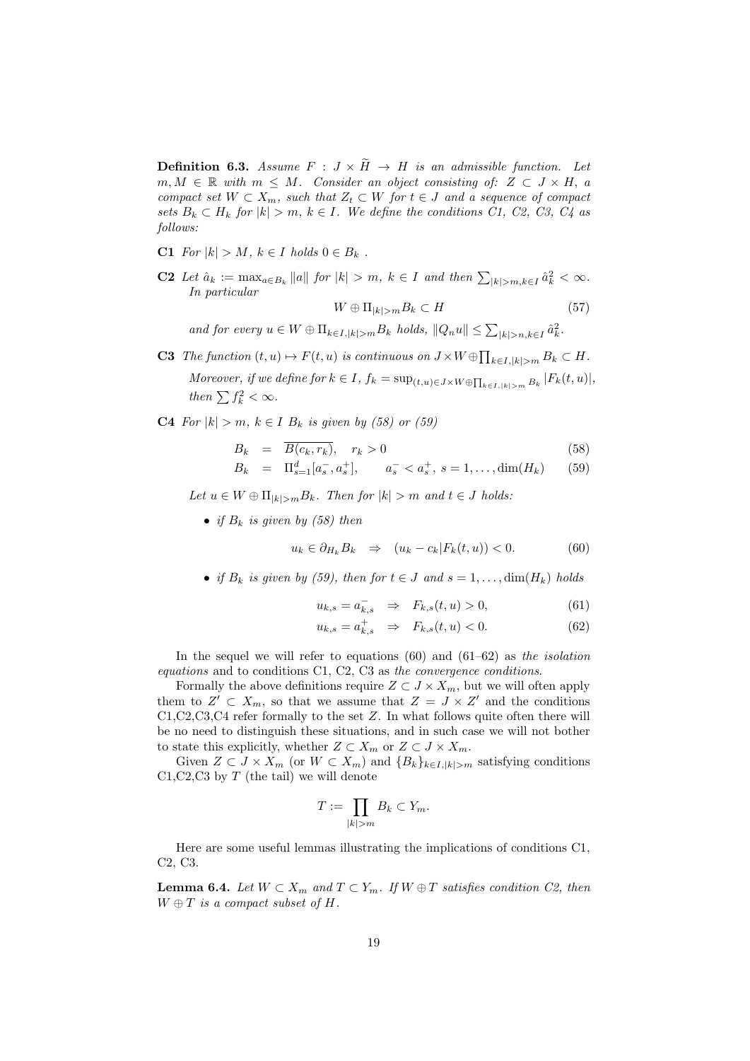**Definition 6.3.** *Assume $F : J \times \widetilde{H} \to H$ is an admissible function. Let $m, M \in \mathbb{R}$ with $m \leq M$. Consider an object consisting of: $Z \subset J \times H$, a compact set $W \subset X_m$, such that $Z_t \subset W$ for $t \in J$ and a sequence of compact sets $B_k \subset H_k$ for $|k| > m$, $k \in I$. We define the conditions C1, C2, C3, C4 as follows:*

**C1** *For $|k| > M$, $k \in I$ holds $0 \in B_k$ .*

**C2** *Let $\hat{a}_k := \max_{a \in B_k} \|a\|$ for $|k| > m$, $k \in I$ and then $\sum_{|k|>m, k \in I} \hat{a}_k^2 < \infty$. In particular*

$$W \oplus \Pi_{|k|>m} B_k \subset H \tag{57}$$

*and for every $u \in W \oplus \Pi_{k \in I, |k|>m} B_k$ holds, $\|Q_n u\| \leq \sum_{|k|>n, k \in I} \hat{a}_k^2$.*

**C3** *The function $(t, u) \mapsto F(t, u)$ is continuous on $J \times W \oplus \prod_{k \in I, |k|>m} B_k \subset H$.*

*Moreover, if we define for $k \in I$, $f_k = \sup_{(t,u) \in J \times W \oplus \prod_{k \in I, |k|>m} B_k} |F_k(t, u)|$, then $\sum f_k^2 < \infty$.*

**C4** *For $|k| > m$, $k \in I$ $B_k$ is given by (58) or (59)*

$$B_k = \overline{B(c_k, r_k)}, \quad r_k > 0 \tag{58}$$

$$B_k = \Pi_{s=1}^d [a_s^-, a_s^+], \qquad a_s^- < a_s^+, \ s = 1, \ldots, \dim(H_k) \tag{59}$$

*Let $u \in W \oplus \Pi_{|k|>m} B_k$. Then for $|k| > m$ and $t \in J$ holds:*

- *if $B_k$ is given by (58) then*

$$u_k \in \partial_{H_k} B_k \quad \Rightarrow \quad (u_k - c_k | F_k(t, u)) < 0. \tag{60}$$

- *if $B_k$ is given by (59), then for $t \in J$ and $s = 1, \ldots, \dim(H_k)$ holds*

$$u_{k,s} = a_{k,s}^- \quad \Rightarrow \quad F_{k,s}(t, u) > 0, \tag{61}$$

$$u_{k,s} = a_{k,s}^+ \quad \Rightarrow \quad F_{k,s}(t, u) < 0. \tag{62}$$

In the sequel we will refer to equations (60) and (61–62) as *the isolation equations* and to conditions C1, C2, C3 as *the convergence conditions*.

Formally the above definitions require $Z \subset J \times X_m$, but we will often apply them to $Z' \subset X_m$, so that we assume that $Z = J \times Z'$ and the conditions C1,C2,C3,C4 refer formally to the set $Z$. In what follows quite often there will be no need to distinguish these situations, and in such case we will not bother to state this explicitly, whether $Z \subset X_m$ or $Z \subset J \times X_m$.

Given $Z \subset J \times X_m$ (or $W \subset X_m$) and $\{B_k\}_{k \in I, |k|>m}$ satisfying conditions C1,C2,C3 by $T$ (the tail) we will denote

$$T := \prod_{|k|>m} B_k \subset Y_m.$$

Here are some useful lemmas illustrating the implications of conditions C1, C2, C3.

**Lemma 6.4.** *Let $W \subset X_m$ and $T \subset Y_m$. If $W \oplus T$ satisfies condition C2, then $W \oplus T$ is a compact subset of $H$.*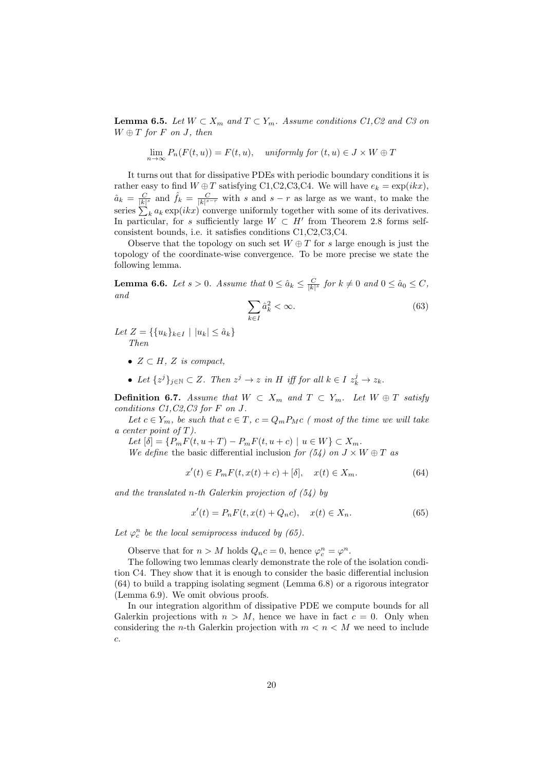**Lemma 6.5.** *Let $W \subset X_m$ and $T \subset Y_m$. Assume conditions C1,C2 and C3 on $W \oplus T$ for $F$ on $J$, then*

$$\lim_{n\to\infty} P_n(F(t,u)) = F(t,u), \quad \text{uniformly for } (t,u) \in J \times W \oplus T$$

It turns out that for dissipative PDEs with periodic boundary conditions it is rather easy to find $W \oplus T$ satisfying C1,C2,C3,C4. We will have $e_k = \exp(ikx)$, $\hat{a}_k = \frac{C}{|k|^s}$ and $\hat{f}_k = \frac{C}{|k|^{s-r}}$ with $s$ and $s-r$ as large as we want, to make the series $\sum_k a_k \exp(ikx)$ converge uniformly together with some of its derivatives. In particular, for $s$ sufficiently large $W \subset H'$ from Theorem 2.8 forms self-consistent bounds, i.e. it satisfies conditions C1,C2,C3,C4.

Observe that the topology on such set $W \oplus T$ for $s$ large enough is just the topology of the coordinate-wise convergence. To be more precise we state the following lemma.

**Lemma 6.6.** *Let $s > 0$. Assume that $0 \leq \hat{a}_k \leq \frac{C}{|k|^s}$ for $k \neq 0$ and $0 \leq \hat{a}_0 \leq C$, and*

$$\sum_{k\in I} \hat{a}_k^2 < \infty. \tag{63}$$

*Let $Z = \{\{u_k\}_{k\in I} \mid |u_k| \leq \hat{a}_k\}$*

*Then*

- *$Z \subset H$, $Z$ is compact,*
- *Let $\{z^j\}_{j\in\mathbb{N}} \subset Z$. Then $z^j \to z$ in $H$ iff for all $k \in I$ $z^j_k \to z_k$.*

**Definition 6.7.** *Assume that $W \subset X_m$ and $T \subset Y_m$. Let $W \oplus T$ satisfy conditions C1,C2,C3 for $F$ on $J$.*

*Let $c \in Y_m$, be such that $c \in T$, $c = Q_m P_M c$ ( most of the time we will take a center point of $T$).*

*Let $[\delta] = \{P_m F(t, u+T) - P_m F(t, u+c) \mid u \in W\} \subset X_m$.*

*We define* the basic differential inclusion *for (54) on $J \times W \oplus T$ as*

$$x'(t) \in P_m F(t, x(t) + c) + [\delta], \quad x(t) \in X_m. \tag{64}$$

*and the translated $n$-th Galerkin projection of (54) by*

$$x'(t) = P_n F(t, x(t) + Q_n c), \quad x(t) \in X_n. \tag{65}$$

*Let $\varphi^n_c$ be the local semiprocess induced by (65).*

Observe that for $n > M$ holds $Q_n c = 0$, hence $\varphi^n_c = \varphi^n$.

The following two lemmas clearly demonstrate the role of the isolation condition C4. They show that it is enough to consider the basic differential inclusion (64) to build a trapping isolating segment (Lemma 6.8) or a rigorous integrator (Lemma 6.9). We omit obvious proofs.

In our integration algorithm of dissipative PDE we compute bounds for all Galerkin projections with $n > M$, hence we have in fact $c = 0$. Only when considering the $n$-th Galerkin projection with $m < n < M$ we need to include $c$.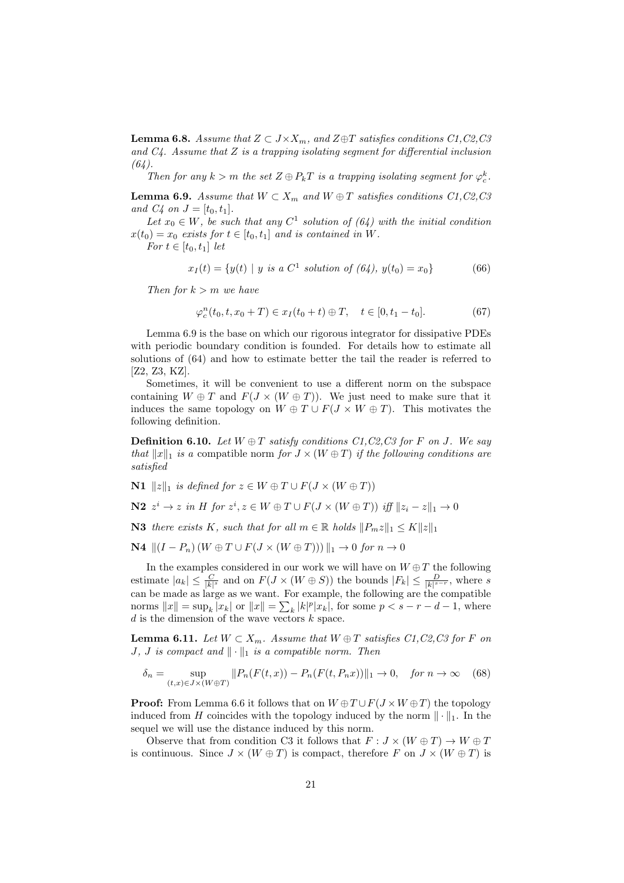**Lemma 6.8.** *Assume that $Z \subset J \times X_m$, and $Z \oplus T$ satisfies conditions C1,C2,C3 and C4. Assume that $Z$ is a trapping isolating segment for differential inclusion (64).*

*Then for any $k > m$ the set $Z \oplus P_k T$ is a trapping isolating segment for $\varphi_c^k$.*

**Lemma 6.9.** *Assume that $W \subset X_m$ and $W \oplus T$ satisfies conditions C1,C2,C3 and C4 on $J = [t_0, t_1]$.*

*Let $x_0 \in W$, be such that any $C^1$ solution of (64) with the initial condition $x(t_0) = x_0$ exists for $t \in [t_0, t_1]$ and is contained in $W$.*

*For $t \in [t_0, t_1]$ let*

$$x_I(t) = \{y(t) \mid y \text{ is a } C^1 \text{ solution of (64)}, \ y(t_0) = x_0\} \tag{66}$$

*Then for $k > m$ we have*

$$\varphi_c^n(t_0, t, x_0 + T) \in x_I(t_0 + t) \oplus T, \quad t \in [0, t_1 - t_0]. \tag{67}$$

Lemma 6.9 is the base on which our rigorous integrator for dissipative PDEs with periodic boundary condition is founded. For details how to estimate all solutions of (64) and how to estimate better the tail the reader is referred to [Z2, Z3, KZ].

Sometimes, it will be convenient to use a different norm on the subspace containing $W \oplus T$ and $F(J \times (W \oplus T))$. We just need to make sure that it induces the same topology on $W \oplus T \cup F(J \times W \oplus T)$. This motivates the following definition.

**Definition 6.10.** *Let $W \oplus T$ satisfy conditions C1,C2,C3 for $F$ on $J$. We say that $\|x\|_1$ is a* compatible norm *for $J \times (W \oplus T)$ if the following conditions are satisfied*

**N1** *$\|z\|_1$ is defined for $z \in W \oplus T \cup F(J \times (W \oplus T))$*

**N2** *$z^i \to z$ in $H$ for $z^i, z \in W \oplus T \cup F(J \times (W \oplus T))$ iff $\|z_i - z\|_1 \to 0$*

**N3** *there exists $K$, such that for all $m \in \mathbb{R}$ holds $\|P_m z\|_1 \leq K \|z\|_1$*

**N4** *$\|(I - P_n)(W \oplus T \cup F(J \times (W \oplus T)))\|_1 \to 0$ for $n \to 0$*

In the examples considered in our work we will have on $W \oplus T$ the following estimate $|a_k| \leq \frac{C}{|k|^s}$ and on $F(J \times (W \oplus S))$ the bounds $|F_k| \leq \frac{D}{|k|^{s-r}}$, where $s$ can be made as large as we want. For example, the following are the compatible norms $\|x\| = \sup_k |x_k|$ or $\|x\| = \sum_k |k|^p |x_k|$, for some $p < s - r - d - 1$, where $d$ is the dimension of the wave vectors $k$ space.

**Lemma 6.11.** *Let $W \subset X_m$. Assume that $W \oplus T$ satisfies C1,C2,C3 for $F$ on $J$, $J$ is compact and $\|\cdot\|_1$ is a compatible norm. Then*

$$\delta_n = \sup_{(t,x) \in J \times (W \oplus T)} \|P_n(F(t,x)) - P_n(F(t, P_n x))\|_1 \to 0, \quad \text{for } n \to \infty \tag{68}$$

**Proof:** From Lemma 6.6 it follows that on $W \oplus T \cup F(J \times W \oplus T)$ the topology induced from $H$ coincides with the topology induced by the norm $\|\cdot\|_1$. In the sequel we will use the distance induced by this norm.

Observe that from condition C3 it follows that $F : J \times (W \oplus T) \to W \oplus T$ is continuous. Since $J \times (W \oplus T)$ is compact, therefore $F$ on $J \times (W \oplus T)$ is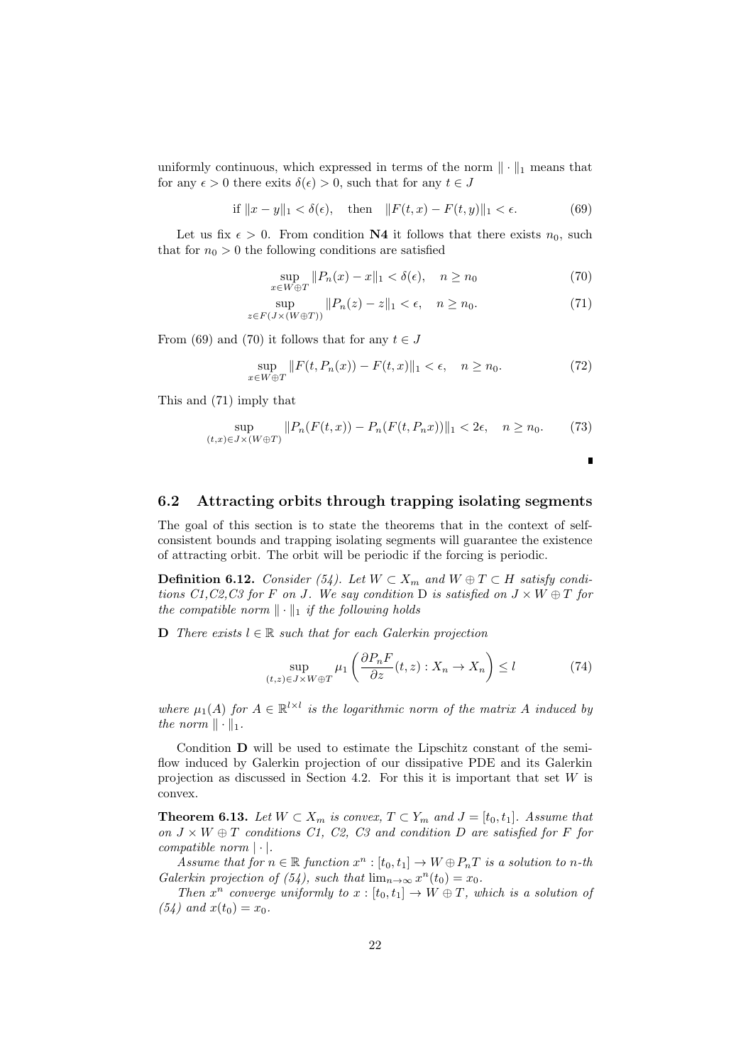uniformly continuous, which expressed in terms of the norm $\|\cdot\|_1$ means that for any $\epsilon > 0$ there exits $\delta(\epsilon) > 0$, such that for any $t \in J$

$$\text{if } \|x - y\|_1 < \delta(\epsilon), \quad \text{then} \quad \|F(t,x) - F(t,y)\|_1 < \epsilon. \tag{69}$$

Let us fix $\epsilon > 0$. From condition **N4** it follows that there exists $n_0$, such that for $n_0 > 0$ the following conditions are satisfied

$$\sup_{x \in W \oplus T} \|P_n(x) - x\|_1 < \delta(\epsilon), \quad n \geq n_0 \tag{70}$$

$$\sup_{z \in F(J \times (W \oplus T))} \|P_n(z) - z\|_1 < \epsilon, \quad n \geq n_0. \tag{71}$$

From (69) and (70) it follows that for any $t \in J$

$$\sup_{x \in W \oplus T} \|F(t, P_n(x)) - F(t,x)\|_1 < \epsilon, \quad n \geq n_0. \tag{72}$$

This and (71) imply that

$$\sup_{(t,x) \in J \times (W \oplus T)} \|P_n(F(t,x)) - P_n(F(t, P_n x))\|_1 < 2\epsilon, \quad n \geq n_0. \tag{73}$$

∎

## 6.2 Attracting orbits through trapping isolating segments

The goal of this section is to state the theorems that in the context of self-consistent bounds and trapping isolating segments will guarantee the existence of attracting orbit. The orbit will be periodic if the forcing is periodic.

**Definition 6.12.** *Consider (54). Let $W \subset X_m$ and $W \oplus T \subset H$ satisfy conditions C1,C2,C3 for $F$ on $J$. We say condition* D *is satisfied on $J \times W \oplus T$ for the compatible norm $\|\cdot\|_1$ if the following holds*

**D** *There exists $l \in \mathbb{R}$ such that for each Galerkin projection*

$$\sup_{(t,z) \in J \times W \oplus T} \mu_1\left(\frac{\partial P_n F}{\partial z}(t,z) : X_n \to X_n\right) \leq l \tag{74}$$

*where $\mu_1(A)$ for $A \in \mathbb{R}^{l \times l}$ is the logarithmic norm of the matrix $A$ induced by the norm $\|\cdot\|_1$.*

Condition **D** will be used to estimate the Lipschitz constant of the semiflow induced by Galerkin projection of our dissipative PDE and its Galerkin projection as discussed in Section 4.2. For this it is important that set $W$ is convex.

**Theorem 6.13.** *Let $W \subset X_m$ is convex, $T \subset Y_m$ and $J = [t_0, t_1]$. Assume that on $J \times W \oplus T$ conditions C1, C2, C3 and condition D are satisfied for $F$ for compatible norm $|\cdot|$.*

*Assume that for $n \in \mathbb{R}$ function $x^n : [t_0, t_1] \to W \oplus P_n T$ is a solution to $n$-th Galerkin projection of (54), such that $\lim_{n \to \infty} x^n(t_0) = x_0$.*

*Then $x^n$ converge uniformly to $x : [t_0, t_1] \to W \oplus T$, which is a solution of (54) and $x(t_0) = x_0$.*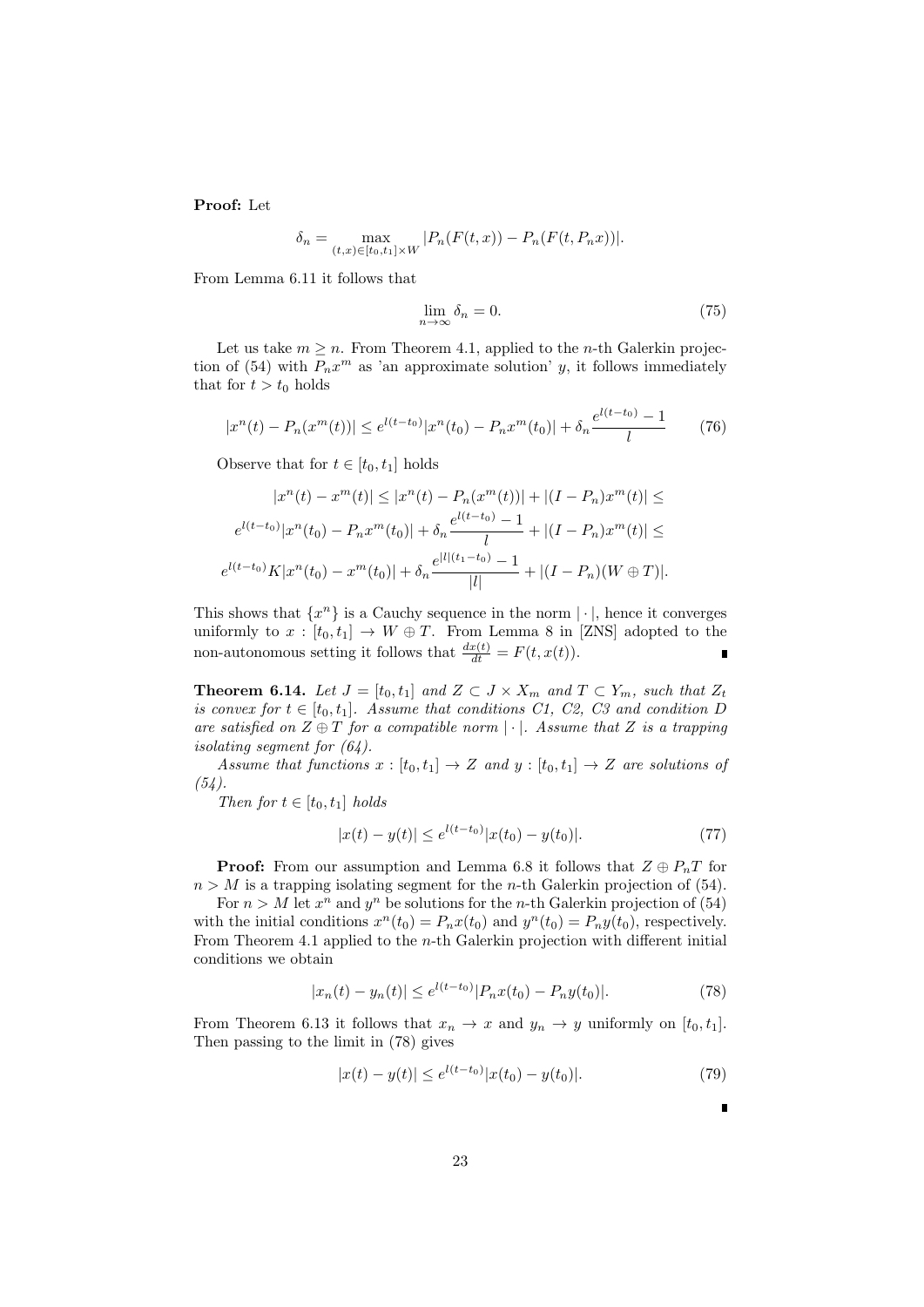**Proof:** Let

$$\delta_n = \max_{(t,x)\in[t_0,t_1]\times W} |P_n(F(t,x)) - P_n(F(t,P_n x))|.$$

From Lemma 6.11 it follows that

$$\lim_{n\to\infty} \delta_n = 0. \tag{75}$$

Let us take $m \geq n$. From Theorem 4.1, applied to the $n$-th Galerkin projection of (54) with $P_n x^m$ as 'an approximate solution' $y$, it follows immediately that for $t > t_0$ holds

$$|x^n(t) - P_n(x^m(t))| \leq e^{l(t-t_0)}|x^n(t_0) - P_n x^m(t_0)| + \delta_n \frac{e^{l(t-t_0)} - 1}{l} \tag{76}$$

Observe that for $t \in [t_0, t_1]$ holds

$$|x^n(t) - x^m(t)| \leq |x^n(t) - P_n(x^m(t))| + |(I - P_n)x^m(t)| \leq$$

$$e^{l(t-t_0)}|x^n(t_0) - P_n x^m(t_0)| + \delta_n \frac{e^{l(t-t_0)} - 1}{l} + |(I - P_n)x^m(t)| \leq$$

$$e^{l(t-t_0)}K|x^n(t_0) - x^m(t_0)| + \delta_n \frac{e^{|l|(t_1-t_0)} - 1}{|l|} + |(I - P_n)(W \oplus T)|.$$

This shows that $\{x^n\}$ is a Cauchy sequence in the norm $|\cdot|$, hence it converges uniformly to $x : [t_0, t_1] \to W \oplus T$. From Lemma 8 in [ZNS] adopted to the non-autonomous setting it follows that $\frac{dx(t)}{dt} = F(t, x(t))$. ∎

**Theorem 6.14.** *Let $J = [t_0, t_1]$ and $Z \subset J \times X_m$ and $T \subset Y_m$, such that $Z_t$ is convex for $t \in [t_0, t_1]$. Assume that conditions C1, C2, C3 and condition D are satisfied on $Z \oplus T$ for a compatible norm $|\cdot|$. Assume that $Z$ is a trapping isolating segment for (64).*

*Assume that functions $x : [t_0, t_1] \to Z$ and $y : [t_0, t_1] \to Z$ are solutions of (54).*

*Then for $t \in [t_0, t_1]$ holds*

$$|x(t) - y(t)| \leq e^{l(t-t_0)}|x(t_0) - y(t_0)|. \tag{77}$$

**Proof:** From our assumption and Lemma 6.8 it follows that $Z \oplus P_n T$ for $n > M$ is a trapping isolating segment for the $n$-th Galerkin projection of (54).

For $n > M$ let $x^n$ and $y^n$ be solutions for the $n$-th Galerkin projection of (54) with the initial conditions $x^n(t_0) = P_n x(t_0)$ and $y^n(t_0) = P_n y(t_0)$, respectively. From Theorem 4.1 applied to the $n$-th Galerkin projection with different initial conditions we obtain

$$|x_n(t) - y_n(t)| \leq e^{l(t-t_0)}|P_n x(t_0) - P_n y(t_0)|. \tag{78}$$

From Theorem 6.13 it follows that $x_n \to x$ and $y_n \to y$ uniformly on $[t_0, t_1]$. Then passing to the limit in (78) gives

$$|x(t) - y(t)| \leq e^{l(t-t_0)}|x(t_0) - y(t_0)|. \tag{79}$$

∎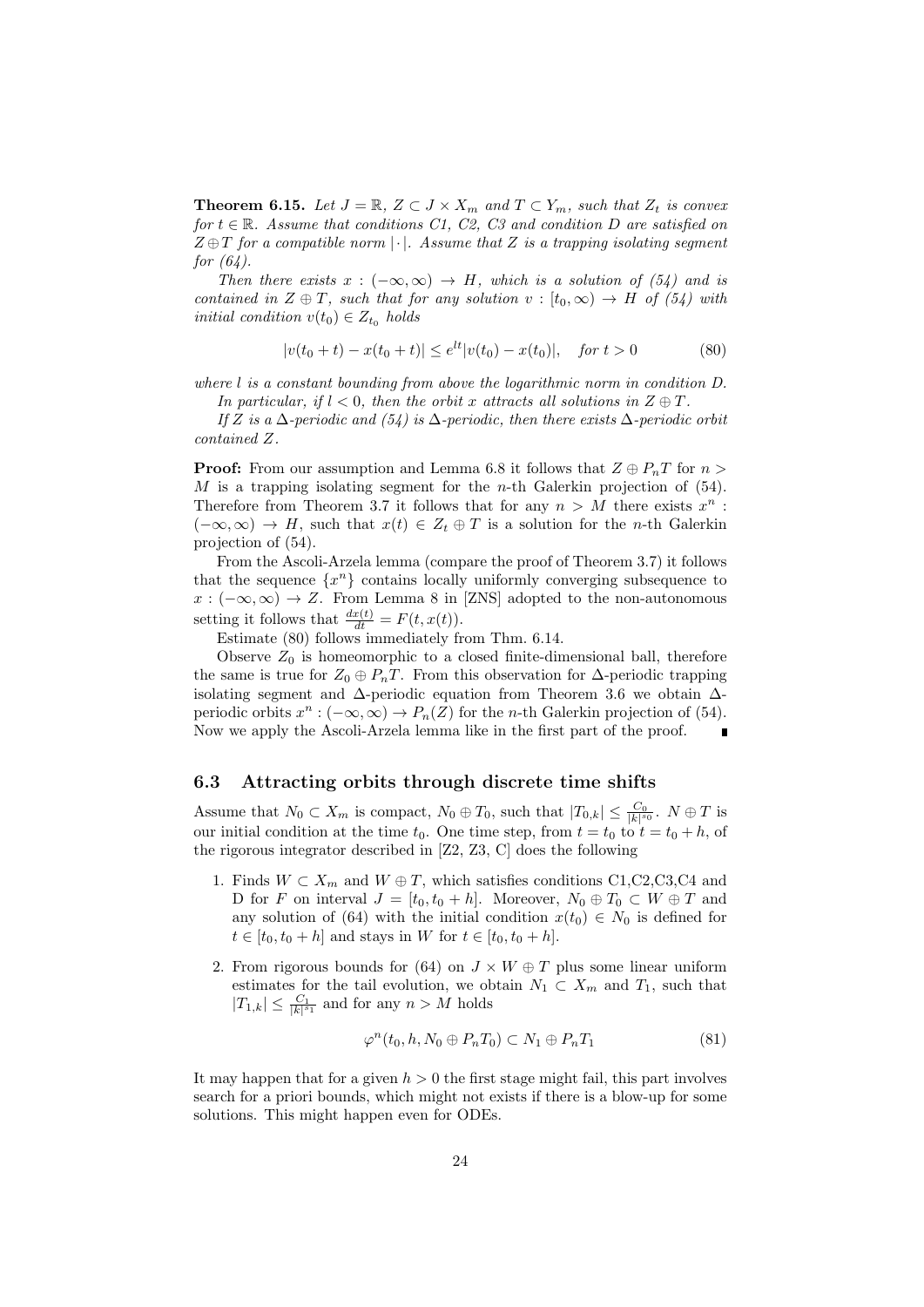**Theorem 6.15.** *Let $J = \mathbb{R}$, $Z \subset J \times X_m$ and $T \subset Y_m$, such that $Z_t$ is convex for $t \in \mathbb{R}$. Assume that conditions C1, C2, C3 and condition D are satisfied on $Z \oplus T$ for a compatible norm $|\cdot|$. Assume that $Z$ is a trapping isolating segment for (64).*

*Then there exists $x : (-\infty, \infty) \to H$, which is a solution of (54) and is contained in $Z \oplus T$, such that for any solution $v : [t_0, \infty) \to H$ of (54) with initial condition $v(t_0) \in Z_{t_0}$ holds*

$$|v(t_0 + t) - x(t_0 + t)| \leq e^{lt}|v(t_0) - x(t_0)|, \quad \text{for } t > 0 \tag{80}$$

*where $l$ is a constant bounding from above the logarithmic norm in condition D.*

*In particular, if $l < 0$, then the orbit $x$ attracts all solutions in $Z \oplus T$.*

*If $Z$ is a $\Delta$-periodic and (54) is $\Delta$-periodic, then there exists $\Delta$-periodic orbit contained $Z$.*

**Proof:** From our assumption and Lemma 6.8 it follows that $Z \oplus P_n T$ for $n > M$ is a trapping isolating segment for the $n$-th Galerkin projection of (54). Therefore from Theorem 3.7 it follows that for any $n > M$ there exists $x^n : (-\infty, \infty) \to H$, such that $x(t) \in Z_t \oplus T$ is a solution for the $n$-th Galerkin projection of (54).

From the Ascoli-Arzela lemma (compare the proof of Theorem 3.7) it follows that the sequence $\{x^n\}$ contains locally uniformly converging subsequence to $x : (-\infty, \infty) \to Z$. From Lemma 8 in [ZNS] adopted to the non-autonomous setting it follows that $\frac{dx(t)}{dt} = F(t, x(t))$.

Estimate (80) follows immediately from Thm. 6.14.

Observe $Z_0$ is homeomorphic to a closed finite-dimensional ball, therefore the same is true for $Z_0 \oplus P_n T$. From this observation for $\Delta$-periodic trapping isolating segment and $\Delta$-periodic equation from Theorem 3.6 we obtain $\Delta$-periodic orbits $x^n : (-\infty, \infty) \to P_n(Z)$ for the $n$-th Galerkin projection of (54). Now we apply the Ascoli-Arzela lemma like in the first part of the proof. ∎

### 6.3 Attracting orbits through discrete time shifts

Assume that $N_0 \subset X_m$ is compact, $N_0 \oplus T_0$, such that $|T_{0,k}| \leq \frac{C_0}{|k|^{s_0}}$. $N \oplus T$ is our initial condition at the time $t_0$. One time step, from $t = t_0$ to $t = t_0 + h$, of the rigorous integrator described in [Z2, Z3, C] does the following

1. Finds $W \subset X_m$ and $W \oplus T$, which satisfies conditions C1,C2,C3,C4 and D for $F$ on interval $J = [t_0, t_0 + h]$. Moreover, $N_0 \oplus T_0 \subset W \oplus T$ and any solution of (64) with the initial condition $x(t_0) \in N_0$ is defined for $t \in [t_0, t_0 + h]$ and stays in $W$ for $t \in [t_0, t_0 + h]$.
2. From rigorous bounds for (64) on $J \times W \oplus T$ plus some linear uniform estimates for the tail evolution, we obtain $N_1 \subset X_m$ and $T_1$, such that $|T_{1,k}| \leq \frac{C_1}{|k|^{s_1}}$ and for any $n > M$ holds

$$\varphi^n(t_0, h, N_0 \oplus P_n T_0) \subset N_1 \oplus P_n T_1 \tag{81}$$

It may happen that for a given $h > 0$ the first stage might fail, this part involves search for a priori bounds, which might not exists if there is a blow-up for some solutions. This might happen even for ODEs.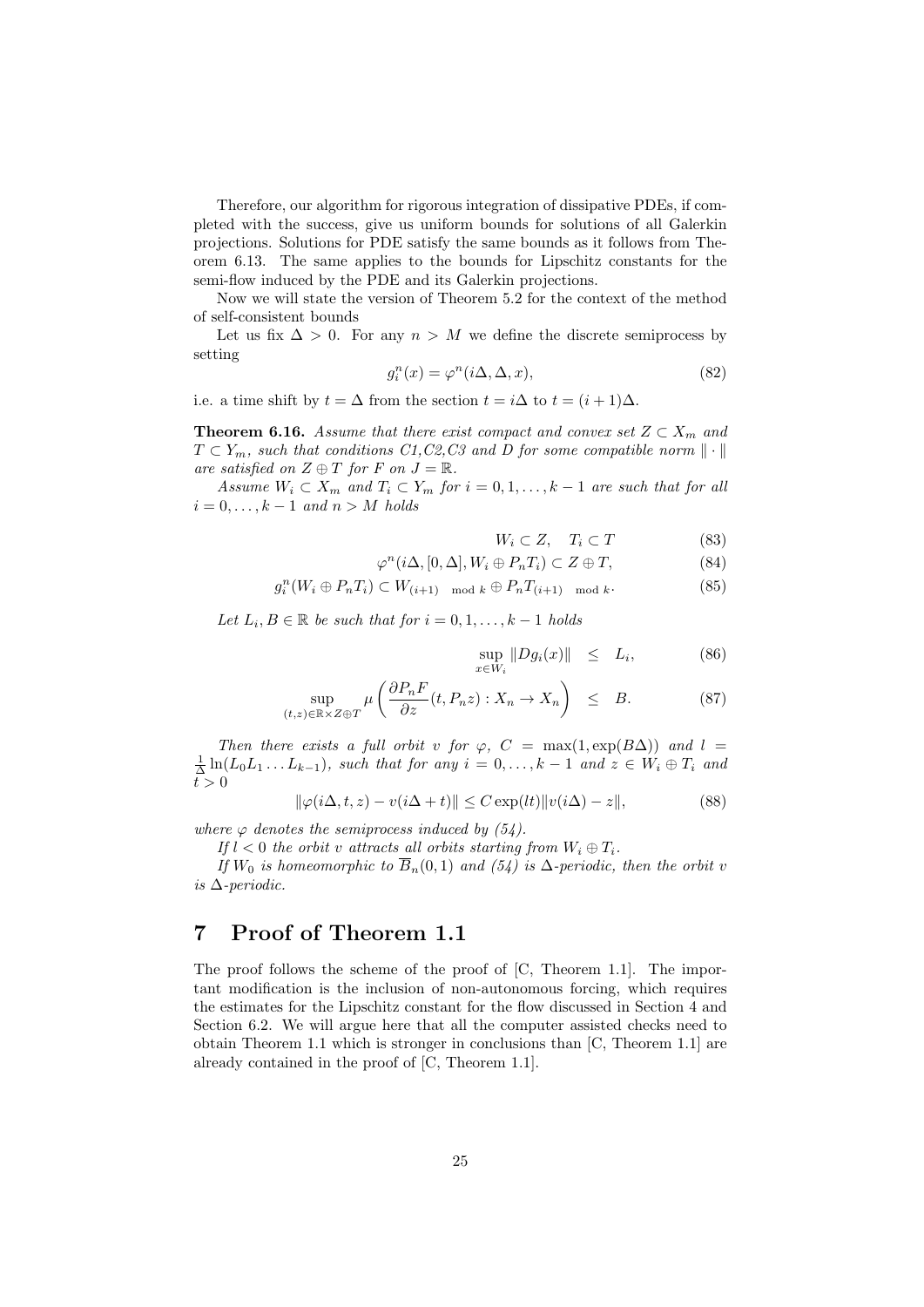Therefore, our algorithm for rigorous integration of dissipative PDEs, if completed with the success, give us uniform bounds for solutions of all Galerkin projections. Solutions for PDE satisfy the same bounds as it follows from Theorem 6.13. The same applies to the bounds for Lipschitz constants for the semi-flow induced by the PDE and its Galerkin projections.

Now we will state the version of Theorem 5.2 for the context of the method of self-consistent bounds

Let us fix $\Delta > 0$. For any $n > M$ we define the discrete semiprocess by setting

$$g_i^n(x) = \varphi^n(i\Delta, \Delta, x), \tag{82}$$

i.e. a time shift by $t = \Delta$ from the section $t = i\Delta$ to $t = (i+1)\Delta$.

**Theorem 6.16.** *Assume that there exist compact and convex set $Z \subset X_m$ and $T \subset Y_m$, such that conditions C1,C2,C3 and D for some compatible norm $\|\cdot\|$ are satisfied on $Z \oplus T$ for $F$ on $J = \mathbb{R}$.*

*Assume $W_i \subset X_m$ and $T_i \subset Y_m$ for $i = 0, 1, \ldots, k-1$ are such that for all $i = 0, \ldots, k-1$ and $n > M$ holds*

$$W_i \subset Z, \quad T_i \subset T \tag{83}$$

$$\varphi^n(i\Delta, [0, \Delta], W_i \oplus P_n T_i) \subset Z \oplus T, \tag{84}$$

$$g_i^n(W_i \oplus P_n T_i) \subset W_{(i+1) \mod k} \oplus P_n T_{(i+1) \mod k}. \tag{85}$$

*Let $L_i, B \in \mathbb{R}$ be such that for $i = 0, 1, \ldots, k-1$ holds*

$$\sup_{x \in W_i} \|Dg_i(x)\| \leq L_i, \tag{86}$$

$$\sup_{(t,z) \in \mathbb{R} \times Z \oplus T} \mu\left(\frac{\partial P_n F}{\partial z}(t, P_n z) : X_n \to X_n\right) \leq B. \tag{87}$$

*Then there exists a full orbit $v$ for $\varphi$, $C = \max(1, \exp(B\Delta))$ and $l = \frac{1}{\Delta}\ln(L_0 L_1 \ldots L_{k-1})$, such that for any $i = 0, \ldots, k-1$ and $z \in W_i \oplus T_i$ and $t > 0$*

$$\|\varphi(i\Delta, t, z) - v(i\Delta + t)\| \leq C \exp(lt) \|v(i\Delta) - z\|, \tag{88}$$

*where $\varphi$ denotes the semiprocess induced by (54).*

*If $l < 0$ the orbit $v$ attracts all orbits starting from $W_i \oplus T_i$.*

*If $W_0$ is homeomorphic to $\overline{B}_n(0,1)$ and (54) is $\Delta$-periodic, then the orbit $v$ is $\Delta$-periodic.*

# 7 Proof of Theorem 1.1

The proof follows the scheme of the proof of [C, Theorem 1.1]. The important modification is the inclusion of non-autonomous forcing, which requires the estimates for the Lipschitz constant for the flow discussed in Section 4 and Section 6.2. We will argue here that all the computer assisted checks need to obtain Theorem 1.1 which is stronger in conclusions than [C, Theorem 1.1] are already contained in the proof of [C, Theorem 1.1].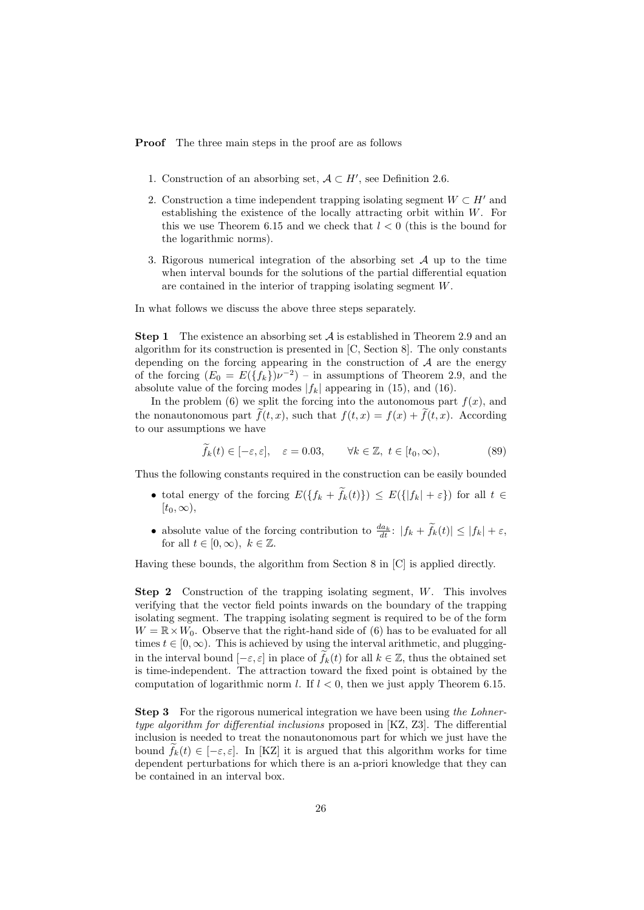**Proof** The three main steps in the proof are as follows

1. Construction of an absorbing set, $\mathcal{A} \subset H'$, see Definition 2.6.
2. Construction a time independent trapping isolating segment $W \subset H'$ and establishing the existence of the locally attracting orbit within $W$. For this we use Theorem 6.15 and we check that $l < 0$ (this is the bound for the logarithmic norms).
3. Rigorous numerical integration of the absorbing set $\mathcal{A}$ up to the time when interval bounds for the solutions of the partial differential equation are contained in the interior of trapping isolating segment $W$.

In what follows we discuss the above three steps separately.

**Step 1** The existence an absorbing set $\mathcal{A}$ is established in Theorem 2.9 and an algorithm for its construction is presented in [C, Section 8]. The only constants depending on the forcing appearing in the construction of $\mathcal{A}$ are the energy of the forcing ($E_0 = E(\{f_k\})\nu^{-2}$) – in assumptions of Theorem 2.9, and the absolute value of the forcing modes $|f_k|$ appearing in (15), and (16).

In the problem (6) we split the forcing into the autonomous part $f(x)$, and the nonautonomous part $\widetilde{f}(t,x)$, such that $f(t,x) = f(x) + \widetilde{f}(t,x)$. According to our assumptions we have

$$\widetilde{f}_k(t) \in [-\varepsilon, \varepsilon], \quad \varepsilon = 0.03, \qquad \forall k \in \mathbb{Z},\ t \in [t_0, \infty), \tag{89}$$

Thus the following constants required in the construction can be easily bounded

- total energy of the forcing $E(\{f_k + \widetilde{f}_k(t)\}) \leq E(\{|f_k| + \varepsilon\})$ for all $t \in [t_0, \infty)$,
- absolute value of the forcing contribution to $\frac{da_k}{dt}$: $|f_k + \widetilde{f}_k(t)| \leq |f_k| + \varepsilon$, for all $t \in [0, \infty)$, $k \in \mathbb{Z}$.

Having these bounds, the algorithm from Section 8 in [C] is applied directly.

**Step 2** Construction of the trapping isolating segment, $W$. This involves verifying that the vector field points inwards on the boundary of the trapping isolating segment. The trapping isolating segment is required to be of the form $W = \mathbb{R} \times W_0$. Observe that the right-hand side of (6) has to be evaluated for all times $t \in [0, \infty)$. This is achieved by using the interval arithmetic, and plugging-in the interval bound $[-\varepsilon, \varepsilon]$ in place of $\widetilde{f}_k(t)$ for all $k \in \mathbb{Z}$, thus the obtained set is time-independent. The attraction toward the fixed point is obtained by the computation of logarithmic norm $l$. If $l < 0$, then we just apply Theorem 6.15.

**Step 3** For the rigorous numerical integration we have been using *the Lohner-type algorithm for differential inclusions* proposed in [KZ, Z3]. The differential inclusion is needed to treat the nonautonomous part for which we just have the bound $\widetilde{f}_k(t) \in [-\varepsilon, \varepsilon]$. In [KZ] it is argued that this algorithm works for time dependent perturbations for which there is an a-priori knowledge that they can be contained in an interval box.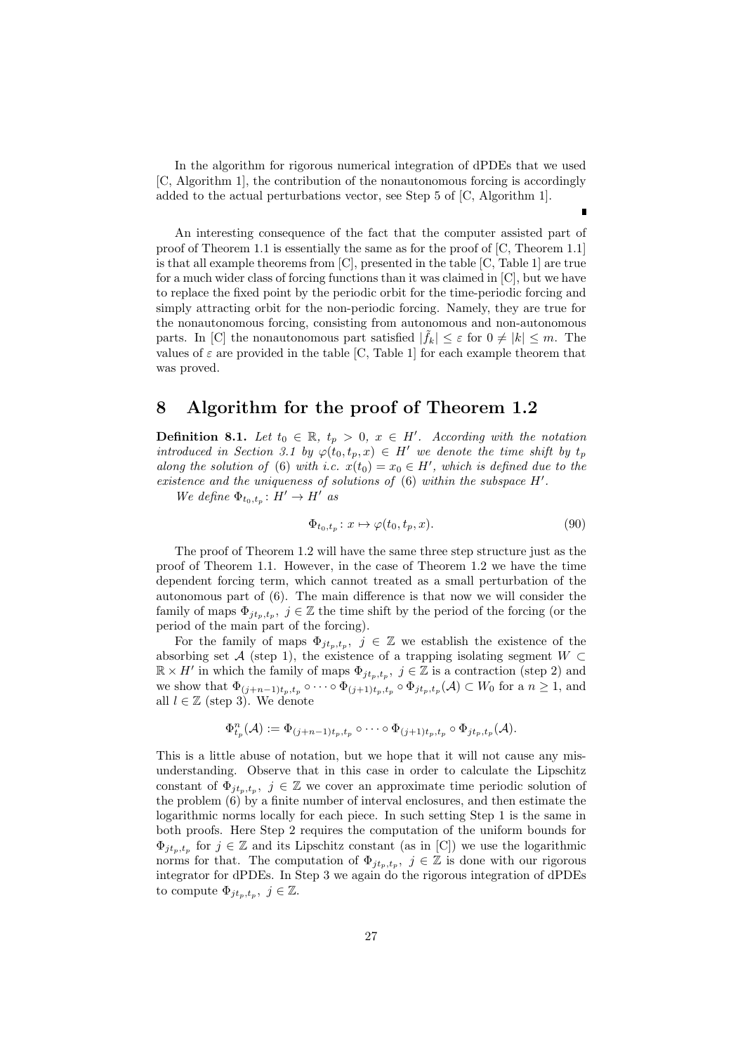In the algorithm for rigorous numerical integration of dPDEs that we used [C, Algorithm 1], the contribution of the nonautonomous forcing is accordingly added to the actual perturbations vector, see Step 5 of [C, Algorithm 1].

∎

An interesting consequence of the fact that the computer assisted part of proof of Theorem 1.1 is essentially the same as for the proof of [C, Theorem 1.1] is that all example theorems from [C], presented in the table [C, Table 1] are true for a much wider class of forcing functions than it was claimed in [C], but we have to replace the fixed point by the periodic orbit for the time-periodic forcing and simply attracting orbit for the non-periodic forcing. Namely, they are true for the nonautonomous forcing, consisting from autonomous and non-autonomous parts. In [C] the nonautonomous part satisfied $|\tilde{f}_k| \leq \varepsilon$ for $0 \neq |k| \leq m$. The values of $\varepsilon$ are provided in the table [C, Table 1] for each example theorem that was proved.

## 8 Algorithm for the proof of Theorem 1.2

**Definition 8.1.** *Let $t_0 \in \mathbb{R}$, $t_p > 0$, $x \in H'$. According with the notation introduced in Section 3.1 by $\varphi(t_0, t_p, x) \in H'$ we denote the time shift by $t_p$ along the solution of (6) with i.c. $x(t_0) = x_0 \in H'$, which is defined due to the existence and the uniqueness of solutions of (6) within the subspace $H'$.*

*We define $\Phi_{t_0,t_p} \colon H' \to H'$ as*

$$\Phi_{t_0,t_p} \colon x \mapsto \varphi(t_0, t_p, x). \tag{90}$$

The proof of Theorem 1.2 will have the same three step structure just as the proof of Theorem 1.1. However, in the case of Theorem 1.2 we have the time dependent forcing term, which cannot treated as a small perturbation of the autonomous part of (6). The main difference is that now we will consider the family of maps $\Phi_{jt_p,t_p}$, $j \in \mathbb{Z}$ the time shift by the period of the forcing (or the period of the main part of the forcing).

For the family of maps $\Phi_{jt_p,t_p}$, $j \in \mathbb{Z}$ we establish the existence of the absorbing set $\mathcal{A}$ (step 1), the existence of a trapping isolating segment $W \subset \mathbb{R} \times H'$ in which the family of maps $\Phi_{jt_p,t_p}$, $j \in \mathbb{Z}$ is a contraction (step 2) and we show that $\Phi_{(j+n-1)t_p,t_p} \circ \cdots \circ \Phi_{(j+1)t_p,t_p} \circ \Phi_{jt_p,t_p}(\mathcal{A}) \subset W_0$ for a $n \geq 1$, and all $l \in \mathbb{Z}$ (step 3). We denote

$$\Phi^n_{t_p}(\mathcal{A}) := \Phi_{(j+n-1)t_p,t_p} \circ \cdots \circ \Phi_{(j+1)t_p,t_p} \circ \Phi_{jt_p,t_p}(\mathcal{A}).$$

This is a little abuse of notation, but we hope that it will not cause any misunderstanding. Observe that in this case in order to calculate the Lipschitz constant of $\Phi_{jt_p,t_p}$, $j \in \mathbb{Z}$ we cover an approximate time periodic solution of the problem (6) by a finite number of interval enclosures, and then estimate the logarithmic norms locally for each piece. In such setting Step 1 is the same in both proofs. Here Step 2 requires the computation of the uniform bounds for $\Phi_{jt_p,t_p}$ for $j \in \mathbb{Z}$ and its Lipschitz constant (as in [C]) we use the logarithmic norms for that. The computation of $\Phi_{jt_p,t_p}$, $j \in \mathbb{Z}$ is done with our rigorous integrator for dPDEs. In Step 3 we again do the rigorous integration of dPDEs to compute $\Phi_{jt_p,t_p}$, $j \in \mathbb{Z}$.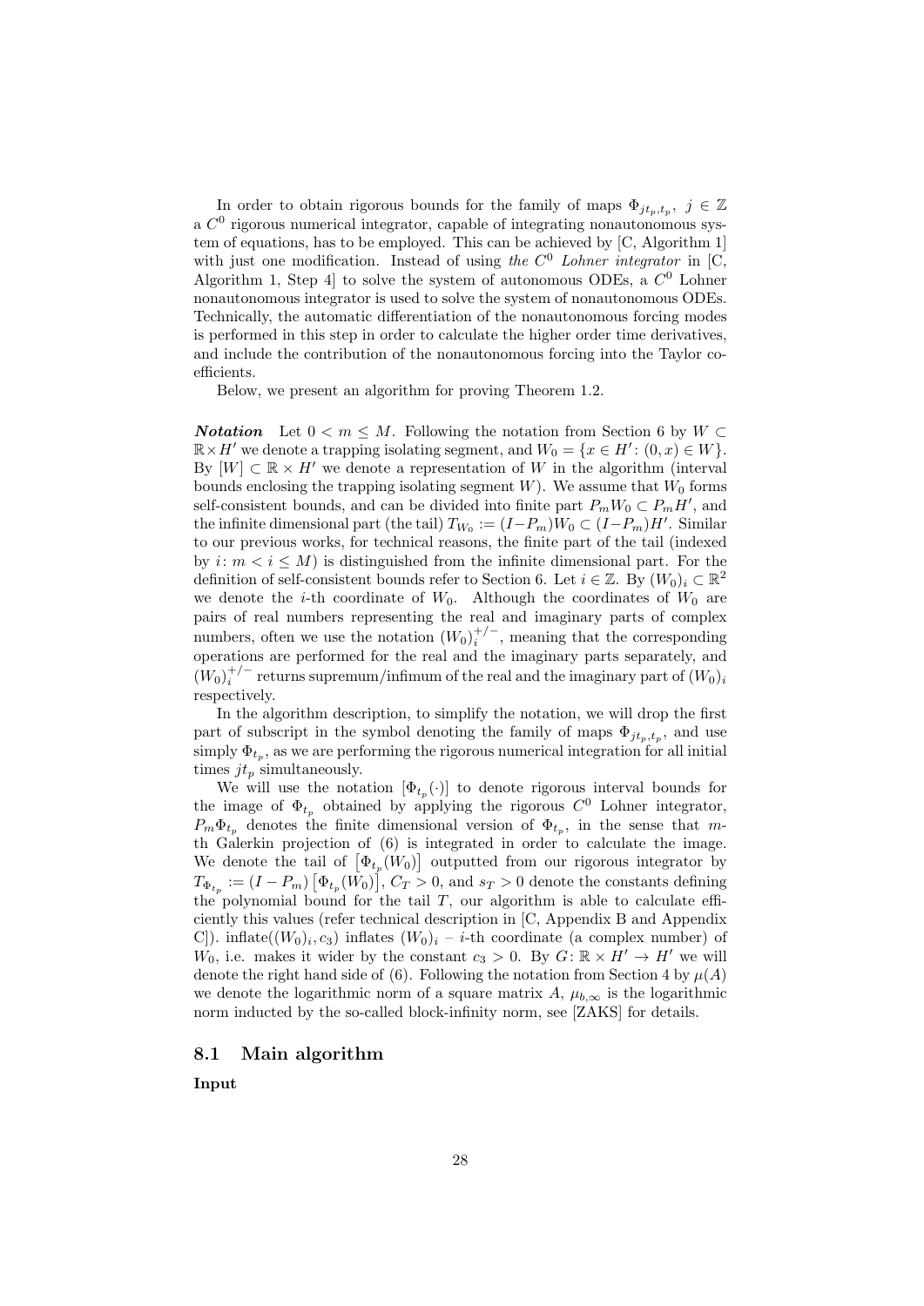In order to obtain rigorous bounds for the family of maps $\Phi_{jt_p,t_p},\ j \in \mathbb{Z}$ a $C^0$ rigorous numerical integrator, capable of integrating nonautonomous system of equations, has to be employed. This can be achieved by [C, Algorithm 1] with just one modification. Instead of using *the $C^0$ Lohner integrator* in [C, Algorithm 1, Step 4] to solve the system of autonomous ODEs, a $C^0$ Lohner nonautonomous integrator is used to solve the system of nonautonomous ODEs. Technically, the automatic differentiation of the nonautonomous forcing modes is performed in this step in order to calculate the higher order time derivatives, and include the contribution of the nonautonomous forcing into the Taylor coefficients.

Below, we present an algorithm for proving Theorem 1.2.

***Notation*** Let $0 < m \leq M$. Following the notation from Section 6 by $W \subset \mathbb{R}\times H'$ we denote a trapping isolating segment, and $W_0 = \{x \in H' \colon (0, x) \in W\}$. By $[W] \subset \mathbb{R} \times H'$ we denote a representation of $W$ in the algorithm (interval bounds enclosing the trapping isolating segment $W$). We assume that $W_0$ forms self-consistent bounds, and can be divided into finite part $P_m W_0 \subset P_m H'$, and the infinite dimensional part (the tail) $T_{W_0} := (I - P_m)W_0 \subset (I-P_m)H'$. Similar to our previous works, for technical reasons, the finite part of the tail (indexed by $i \colon m < i \leq M$) is distinguished from the infinite dimensional part. For the definition of self-consistent bounds refer to Section 6. Let $i \in \mathbb{Z}$. By $(W_0)_i \subset \mathbb{R}^2$ we denote the $i$-th coordinate of $W_0$. Although the coordinates of $W_0$ are pairs of real numbers representing the real and imaginary parts of complex numbers, often we use the notation $(W_0)_i^{+/-}$, meaning that the corresponding operations are performed for the real and the imaginary parts separately, and $(W_0)_i^{+/-}$ returns supremum/infimum of the real and the imaginary part of $(W_0)_i$ respectively.

In the algorithm description, to simplify the notation, we will drop the first part of subscript in the symbol denoting the family of maps $\Phi_{jt_p,t_p}$, and use simply $\Phi_{t_p}$, as we are performing the rigorous numerical integration for all initial times $jt_p$ simultaneously.

We will use the notation $[\Phi_{t_p}(\cdot)]$ to denote rigorous interval bounds for the image of $\Phi_{t_p}$ obtained by applying the rigorous $C^0$ Lohner integrator, $P_m\Phi_{t_p}$ denotes the finite dimensional version of $\Phi_{t_p}$, in the sense that $m$-th Galerkin projection of (6) is integrated in order to calculate the image. We denote the tail of $\left[\Phi_{t_p}(W_0)\right]$ outputted from our rigorous integrator by $T_{\Phi_{t_p}} := (I - P_m)\left[\Phi_{t_p}(W_0)\right]$, $C_T > 0$, and $s_T > 0$ denote the constants defining the polynomial bound for the tail $T$, our algorithm is able to calculate efficiently this values (refer technical description in [C, Appendix B and Appendix C]). inflate$((W_0)_i, c_3)$ inflates $(W_0)_i$ – $i$-th coordinate (a complex number) of $W_0$, i.e. makes it wider by the constant $c_3 > 0$. By $G \colon \mathbb{R} \times H' \to H'$ we will denote the right hand side of (6). Following the notation from Section 4 by $\mu(A)$ we denote the logarithmic norm of a square matrix $A$, $\mu_{b,\infty}$ is the logarithmic norm inducted by the so-called block-infinity norm, see [ZAKS] for details.

## 8.1 Main algorithm

**Input**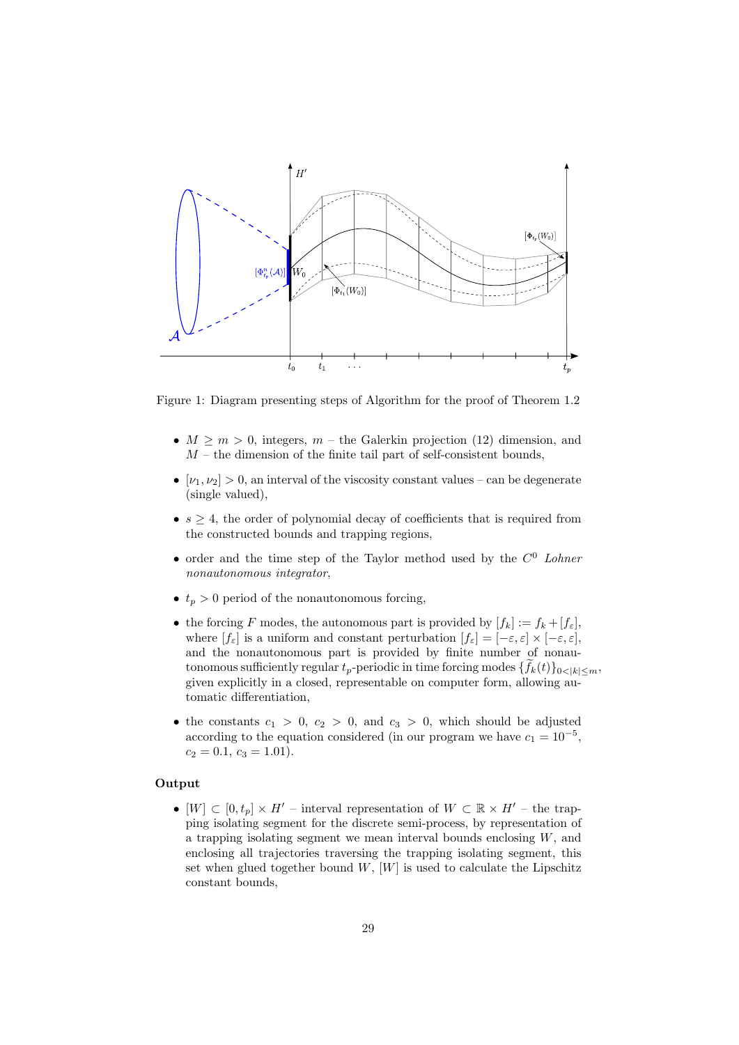Figure 1: Diagram presenting steps of Algorithm for the proof of Theorem 1.2

- $M \geq m > 0$, integers, $m$ – the Galerkin projection (12) dimension, and $M$ – the dimension of the finite tail part of self-consistent bounds,
- $[\nu_1, \nu_2] > 0$, an interval of the viscosity constant values – can be degenerate (single valued),
- $s \geq 4$, the order of polynomial decay of coefficients that is required from the constructed bounds and trapping regions,
- order and the time step of the Taylor method used by the $C^0$ *Lohner nonautonomous integrator*,
- $t_p > 0$ period of the nonautonomous forcing,
- the forcing $F$ modes, the autonomous part is provided by $[f_k] := f_k + [f_\varepsilon]$, where $[f_\varepsilon]$ is a uniform and constant perturbation $[f_\varepsilon] = [-\varepsilon, \varepsilon] \times [-\varepsilon, \varepsilon]$, and the nonautonomous part is provided by finite number of nonautonomous sufficiently regular $t_p$-periodic in time forcing modes $\{\widetilde{f}_k(t)\}_{0<|k|\leq m}$, given explicitly in a closed, representable on computer form, allowing automatic differentiation,
- the constants $c_1 > 0$, $c_2 > 0$, and $c_3 > 0$, which should be adjusted according to the equation considered (in our program we have $c_1 = 10^{-5}$, $c_2 = 0.1$, $c_3 = 1.01$).

**Output**

- $[W] \subset [0, t_p] \times H'$ – interval representation of $W \subset \mathbb{R} \times H'$ – the trapping isolating segment for the discrete semi-process, by representation of a trapping isolating segment we mean interval bounds enclosing $W$, and enclosing all trajectories traversing the trapping isolating segment, this set when glued together bound $W$, $[W]$ is used to calculate the Lipschitz constant bounds,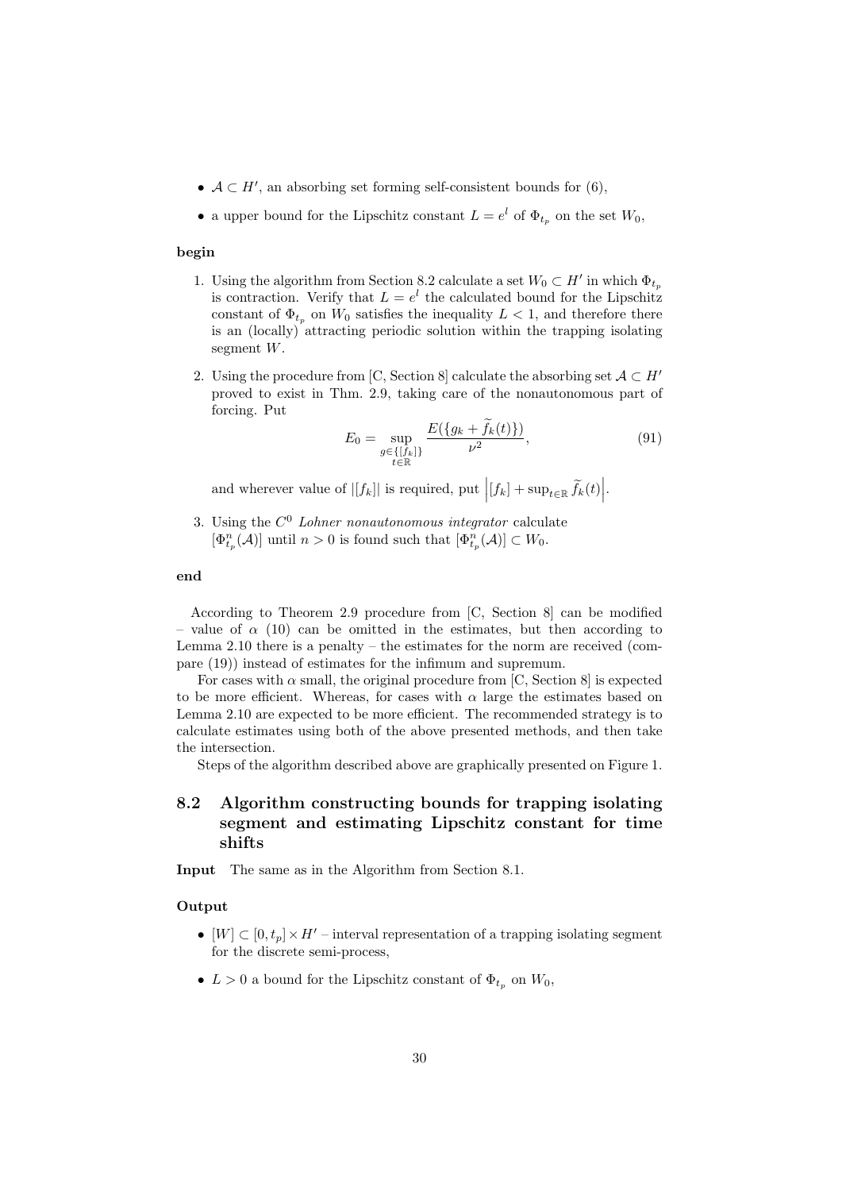- $\mathcal{A} \subset H'$, an absorbing set forming self-consistent bounds for (6),
- a upper bound for the Lipschitz constant $L = e^l$ of $\Phi_{t_p}$ on the set $W_0$,

**begin**

1. Using the algorithm from Section 8.2 calculate a set $W_0 \subset H'$ in which $\Phi_{t_p}$ is contraction. Verify that $L = e^l$ the calculated bound for the Lipschitz constant of $\Phi_{t_p}$ on $W_0$ satisfies the inequality $L < 1$, and therefore there is an (locally) attracting periodic solution within the trapping isolating segment $W$.
2. Using the procedure from [C, Section 8] calculate the absorbing set $\mathcal{A} \subset H'$ proved to exist in Thm. 2.9, taking care of the nonautonomous part of forcing. Put
$$E_0 = \sup_{\substack{g \in \{[f_k]\} \\ t \in \mathbb{R}}} \frac{E(\{g_k + \widetilde{f}_k(t)\})}{\nu^2}, \tag{91}$$
and wherever value of $|[f_k]|$ is required, put $\left|[f_k] + \sup_{t\in\mathbb{R}} \widetilde{f}_k(t)\right|$.
3. Using the $C^0$ *Lohner nonautonomous integrator* calculate $[\Phi^n_{t_p}(\mathcal{A})]$ until $n > 0$ is found such that $[\Phi^n_{t_p}(\mathcal{A})] \subset W_0$.

**end**

According to Theorem 2.9 procedure from [C, Section 8] can be modified – value of $\alpha$ (10) can be omitted in the estimates, but then according to Lemma 2.10 there is a penalty – the estimates for the norm are received (compare (19)) instead of estimates for the infimum and supremum.

For cases with $\alpha$ small, the original procedure from [C, Section 8] is expected to be more efficient. Whereas, for cases with $\alpha$ large the estimates based on Lemma 2.10 are expected to be more efficient. The recommended strategy is to calculate estimates using both of the above presented methods, and then take the intersection.

Steps of the algorithm described above are graphically presented on Figure 1.

## 8.2 Algorithm constructing bounds for trapping isolating segment and estimating Lipschitz constant for time shifts

**Input** The same as in the Algorithm from Section 8.1.

**Output**

- $[W] \subset [0, t_p] \times H'$ – interval representation of a trapping isolating segment for the discrete semi-process,
- $L > 0$ a bound for the Lipschitz constant of $\Phi_{t_p}$ on $W_0$,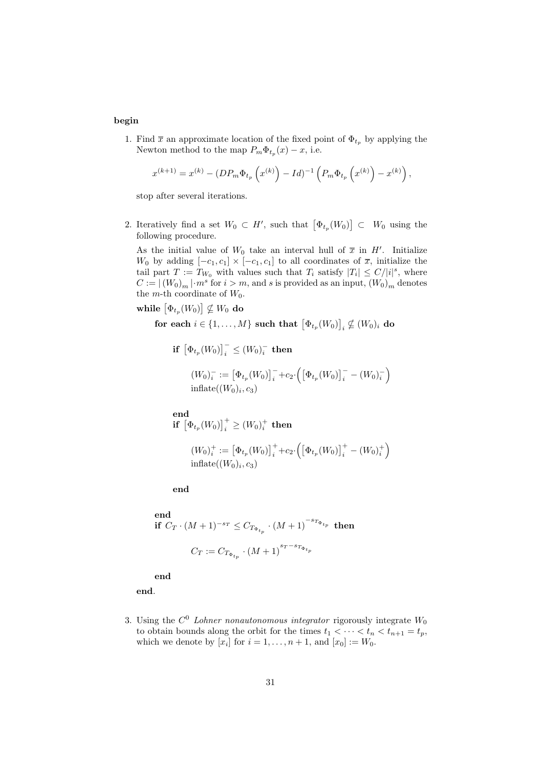**begin**

1. Find $\overline{x}$ an approximate location of the fixed point of $\Phi_{t_p}$ by applying the Newton method to the map $P_m\Phi_{t_p}(x) - x$, i.e.

$$x^{(k+1)} = x^{(k)} - (DP_m\Phi_{t_p}\left(x^{(k)}\right) - Id)^{-1}\left(P_m\Phi_{t_p}\left(x^{(k)}\right) - x^{(k)}\right),$$

stop after several iterations.

2. Iteratively find a set $W_0 \subset H'$, such that $\left[\Phi_{t_p}(W_0)\right] \subset W_0$ using the following procedure.

As the initial value of $W_0$ take an interval hull of $\overline{x}$ in $H'$. Initialize $W_0$ by adding $[-c_1, c_1] \times [-c_1, c_1]$ to all coordinates of $\overline{x}$, initialize the tail part $T := T_{W_0}$ with values such that $T_i$ satisfy $|T_i| \leq C/|i|^s$, where $C := |\left(W_0\right)_m| \cdot m^s$ for $i > m$, and $s$ is provided as an input, $\left(W_0\right)_m$ denotes the $m$-th coordinate of $W_0$.

**while** $\left[\Phi_{t_p}(W_0)\right] \nsubseteq W_0$ **do**

  **for each** $i \in \{1, \ldots, M\}$ **such that** $\left[\Phi_{t_p}(W_0)\right]_i \nsubseteq (W_0)_i$ **do**

    **if** $\left[\Phi_{t_p}(W_0)\right]_i^- \leq (W_0)_i^-$ **then**

$$(W_0)_i^- := \left[\Phi_{t_p}(W_0)\right]_i^- + c_2 \cdot \left(\left[\Phi_{t_p}(W_0)\right]_i^- - (W_0)_i^-\right)$$

      inflate($(W_0)_i, c_3$)

    **end**

    **if** $\left[\Phi_{t_p}(W_0)\right]_i^+ \geq (W_0)_i^+$ **then**

$$(W_0)_i^+ := \left[\Phi_{t_p}(W_0)\right]_i^+ + c_2 \cdot \left(\left[\Phi_{t_p}(W_0)\right]_i^+ - (W_0)_i^+\right)$$

      inflate($(W_0)_i, c_3$)

    **end**

  **end**

  **if** $C_T \cdot (M+1)^{-s_T} \leq C_{T_{\Phi_{t_p}}} \cdot (M+1)^{-s_{T_{\Phi_{t_p}}}}$ **then**

$$C_T := C_{T_{\Phi_{t_p}}} \cdot (M+1)^{s_T - s_{T_{\Phi_{t_p}}}}$$

  **end**

**end**.

3. Using the $C^0$ *Lohner nonautonomous integrator* rigorously integrate $W_0$ to obtain bounds along the orbit for the times $t_1 < \cdots < t_n < t_{n+1} = t_p$, which we denote by $[x_i]$ for $i = 1, \ldots, n+1$, and $[x_0] := W_0$.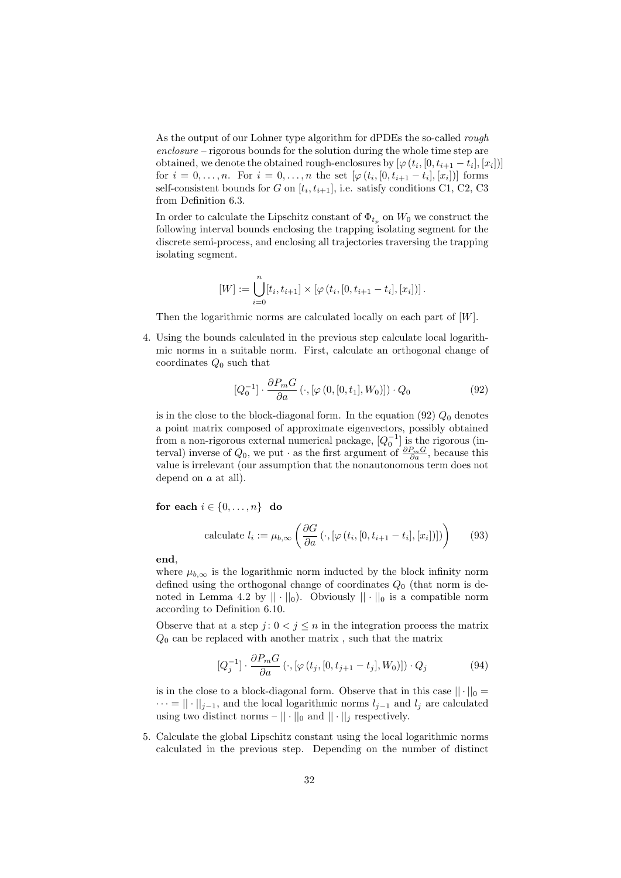As the output of our Lohner type algorithm for dPDEs the so-called *rough enclosure* – rigorous bounds for the solution during the whole time step are obtained, we denote the obtained rough-enclosures by $[\varphi(t_i, [0, t_{i+1} - t_i], [x_i])]$ for $i = 0, \ldots, n$. For $i = 0, \ldots, n$ the set $[\varphi(t_i, [0, t_{i+1} - t_i], [x_i])]$ forms self-consistent bounds for $G$ on $[t_i, t_{i+1}]$, i.e. satisfy conditions C1, C2, C3 from Definition 6.3.

In order to calculate the Lipschitz constant of $\Phi_{t_p}$ on $W_0$ we construct the following interval bounds enclosing the trapping isolating segment for the discrete semi-process, and enclosing all trajectories traversing the trapping isolating segment.

$$[W] := \bigcup_{i=0}^{n} [t_i, t_{i+1}] \times [\varphi(t_i, [0, t_{i+1} - t_i], [x_i])].$$

Then the logarithmic norms are calculated locally on each part of $[W]$.

4. Using the bounds calculated in the previous step calculate local logarithmic norms in a suitable norm. First, calculate an orthogonal change of coordinates $Q_0$ such that

$$[Q_0^{-1}] \cdot \frac{\partial P_m G}{\partial a}(\cdot, [\varphi(0, [0, t_1], W_0)]) \cdot Q_0 \tag{92}$$

is in the close to the block-diagonal form. In the equation (92) $Q_0$ denotes a point matrix composed of approximate eigenvectors, possibly obtained from a non-rigorous external numerical package, $[Q_0^{-1}]$ is the rigorous (interval) inverse of $Q_0$, we put $\cdot$ as the first argument of $\frac{\partial P_m G}{\partial a}$, because this value is irrelevant (our assumption that the nonautonomous term does not depend on $a$ at all).

**for each** $i \in \{0, \ldots, n\}$ **do**

$$\text{calculate } l_i := \mu_{b,\infty}\left(\frac{\partial G}{\partial a}(\cdot, [\varphi(t_i, [0, t_{i+1} - t_i], [x_i])])\right) \tag{93}$$

**end**,
where $\mu_{b,\infty}$ is the logarithmic norm inducted by the block infinity norm defined using the orthogonal change of coordinates $Q_0$ (that norm is denoted in Lemma 4.2 by $||\cdot||_0$). Obviously $||\cdot||_0$ is a compatible norm according to Definition 6.10.

Observe that at a step $j\colon 0 < j \leq n$ in the integration process the matrix $Q_0$ can be replaced with another matrix , such that the matrix

$$[Q_j^{-1}] \cdot \frac{\partial P_m G}{\partial a}(\cdot, [\varphi(t_j, [0, t_{j+1} - t_j], W_0)]) \cdot Q_j \tag{94}$$

is in the close to a block-diagonal form. Observe that in this case $||\cdot||_0 = \cdots = ||\cdot||_{j-1}$, and the local logarithmic norms $l_{j-1}$ and $l_j$ are calculated using two distinct norms – $||\cdot||_0$ and $||\cdot||_j$ respectively.

5. Calculate the global Lipschitz constant using the local logarithmic norms calculated in the previous step. Depending on the number of distinct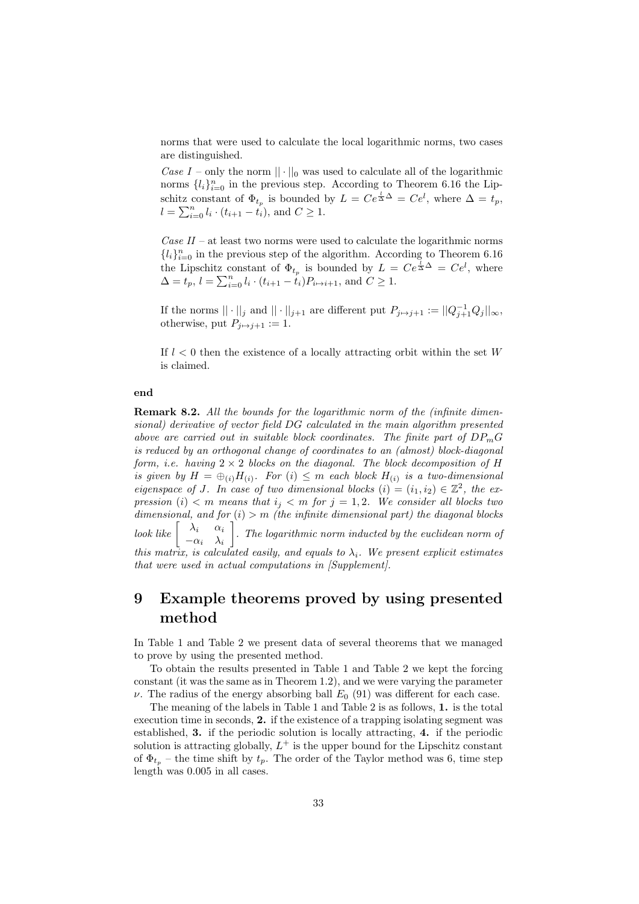norms that were used to calculate the local logarithmic norms, two cases are distinguished.

*Case I* – only the norm $||\cdot||_0$ was used to calculate all of the logarithmic norms $\{l_i\}_{i=0}^n$ in the previous step. According to Theorem 6.16 the Lipschitz constant of $\Phi_{t_p}$ is bounded by $L = Ce^{\frac{l}{\Delta}\Delta} = Ce^l$, where $\Delta = t_p$, $l = \sum_{i=0}^n l_i \cdot (t_{i+1} - t_i)$, and $C \geq 1$.

*Case II* – at least two norms were used to calculate the logarithmic norms $\{l_i\}_{i=0}^n$ in the previous step of the algorithm. According to Theorem 6.16 the Lipschitz constant of $\Phi_{t_p}$ is bounded by $L = Ce^{\frac{l}{\Delta}\Delta} = Ce^l$, where $\Delta = t_p$, $l = \sum_{i=0}^n l_i \cdot (t_{i+1} - t_i) P_{i \mapsto i+1}$, and $C \geq 1$.

If the norms $||\cdot||_j$ and $||\cdot||_{j+1}$ are different put $P_{j \mapsto j+1} := ||Q_{j+1}^{-1} Q_j||_\infty$, otherwise, put $P_{j \mapsto j+1} := 1$.

If $l < 0$ then the existence of a locally attracting orbit within the set $W$ is claimed.

**end**

**Remark 8.2.** *All the bounds for the logarithmic norm of the (infinite dimensional) derivative of vector field $DG$ calculated in the main algorithm presented above are carried out in suitable block coordinates. The finite part of $DP_mG$ is reduced by an orthogonal change of coordinates to an (almost) block-diagonal form, i.e. having $2 \times 2$ blocks on the diagonal. The block decomposition of $H$ is given by $H = \oplus_{(i)} H_{(i)}$. For $(i) \leq m$ each block $H_{(i)}$ is a two-dimensional eigenspace of $J$. In case of two dimensional blocks $(i) = (i_1, i_2) \in \mathbb{Z}^2$, the expression $(i) < m$ means that $i_j < m$ for $j = 1, 2$. We consider all blocks two dimensional, and for $(i) > m$ (the infinite dimensional part) the diagonal blocks look like $\begin{bmatrix} \lambda_i & \alpha_i \\ -\alpha_i & \lambda_i \end{bmatrix}$. The logarithmic norm inducted by the euclidean norm of this matrix, is calculated easily, and equals to $\lambda_i$. We present explicit estimates that were used in actual computations in [Supplement].*

# 9 Example theorems proved by using presented method

In Table 1 and Table 2 we present data of several theorems that we managed to prove by using the presented method.

To obtain the results presented in Table 1 and Table 2 we kept the forcing constant (it was the same as in Theorem 1.2), and we were varying the parameter $\nu$. The radius of the energy absorbing ball $E_0$ (91) was different for each case.

The meaning of the labels in Table 1 and Table 2 is as follows, **1.** is the total execution time in seconds, **2.** if the existence of a trapping isolating segment was established, **3.** if the periodic solution is locally attracting, **4.** if the periodic solution is attracting globally, $L^+$ is the upper bound for the Lipschitz constant of $\Phi_{t_p}$ – the time shift by $t_p$. The order of the Taylor method was 6, time step length was 0.005 in all cases.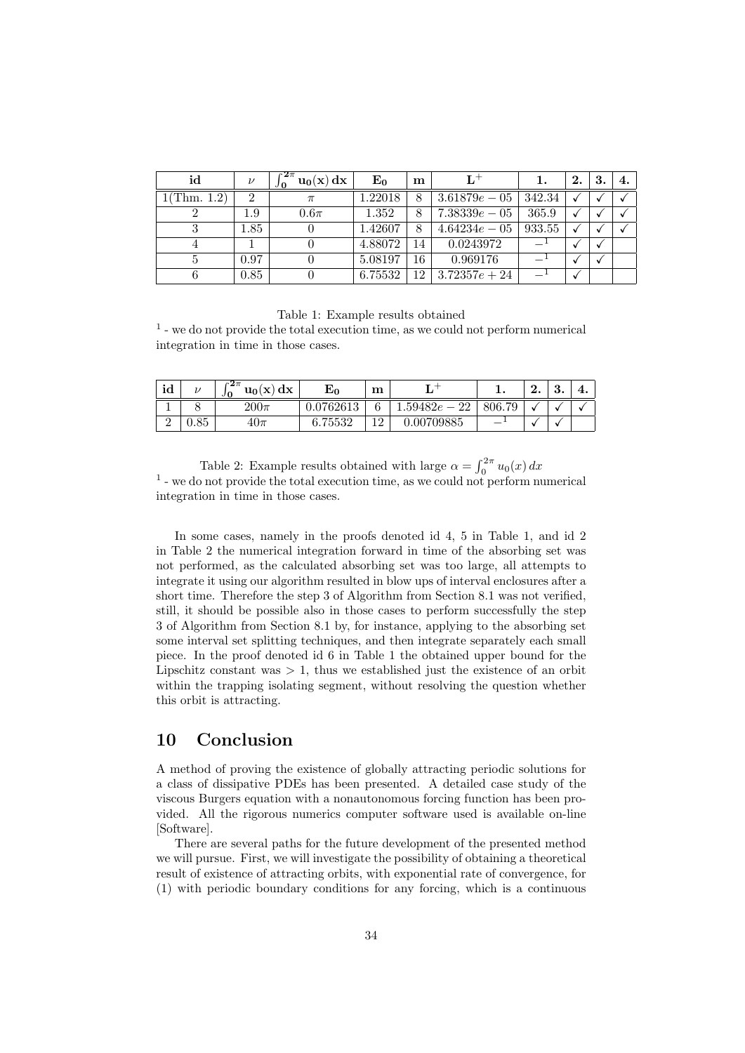| id | $\nu$ | $\int_0^{2\pi} \mathbf{u_0}(\mathbf{x})\,\mathbf{dx}$ | $\mathbf{E_0}$ | $\mathbf{m}$ | $\mathbf{L}^+$ | **1.** | **2.** | **3.** | **4.** |
|---|---|---|---|---|---|---|---|---|---|
| 1(Thm. 1.2) | 2 | $\pi$ | 1.22018 | 8 | $3.61879e-05$ | 342.34 | ✓ | ✓ | ✓ |
| 2 | 1.9 | $0.6\pi$ | 1.352 | 8 | $7.38339e-05$ | 365.9 | ✓ | ✓ | ✓ |
| 3 | 1.85 | 0 | 1.42607 | 8 | $4.64234e-05$ | 933.55 | ✓ | ✓ | ✓ |
| 4 | 1 | 0 | 4.88072 | 14 | 0.0243972 | –[1] | ✓ | ✓ | |
| 5 | 0.97 | 0 | 5.08197 | 16 | 0.969176 | –[1] | ✓ | ✓ | |
| 6 | 0.85 | 0 | 6.75532 | 12 | $3.72357e+24$ | –[1] | ✓ | | |

Table 1: Example results obtained

[1] - we do not provide the total execution time, as we could not perform numerical integration in time in those cases.

| id | $\nu$ | $\int_0^{2\pi} \mathbf{u_0}(\mathbf{x})\,\mathbf{dx}$ | $\mathbf{E_0}$ | $\mathbf{m}$ | $\mathbf{L}^+$ | **1.** | **2.** | **3.** | **4.** |
|---|---|---|---|---|---|---|---|---|---|
| 1 | 8 | $200\pi$ | 0.0762613 | 6 | $1.59482e-22$ | 806.79 | ✓ | ✓ | ✓ |
| 2 | 0.85 | $40\pi$ | 6.75532 | 12 | 0.00709885 | –[1] | ✓ | ✓ | |

Table 2: Example results obtained with large $\alpha = \int_0^{2\pi} u_0(x)\,dx$

[1] - we do not provide the total execution time, as we could not perform numerical integration in time in those cases.

In some cases, namely in the proofs denoted id 4, 5 in Table 1, and id 2 in Table 2 the numerical integration forward in time of the absorbing set was not performed, as the calculated absorbing set was too large, all attempts to integrate it using our algorithm resulted in blow ups of interval enclosures after a short time. Therefore the step 3 of Algorithm from Section 8.1 was not verified, still, it should be possible also in those cases to perform successfully the step 3 of Algorithm from Section 8.1 by, for instance, applying to the absorbing set some interval set splitting techniques, and then integrate separately each small piece. In the proof denoted id 6 in Table 1 the obtained upper bound for the Lipschitz constant was $> 1$, thus we established just the existence of an orbit within the trapping isolating segment, without resolving the question whether this orbit is attracting.

## 10 Conclusion

A method of proving the existence of globally attracting periodic solutions for a class of dissipative PDEs has been presented. A detailed case study of the viscous Burgers equation with a nonautonomous forcing function has been provided. All the rigorous numerics computer software used is available on-line [Software].

There are several paths for the future development of the presented method we will pursue. First, we will investigate the possibility of obtaining a theoretical result of existence of attracting orbits, with exponential rate of convergence, for (1) with periodic boundary conditions for any forcing, which is a continuous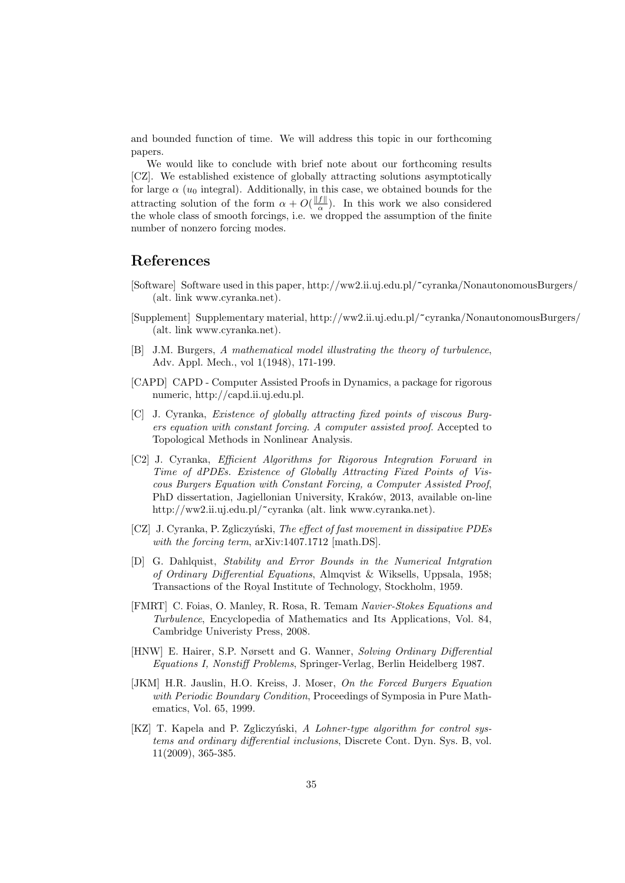and bounded function of time. We will address this topic in our forthcoming papers.

We would like to conclude with brief note about our forthcoming results [CZ]. We established existence of globally attracting solutions asymptotically for large $\alpha$ ($u_0$ integral). Additionally, in this case, we obtained bounds for the attracting solution of the form $\alpha + O(\frac{\|f\|}{\alpha})$. In this work we also considered the whole class of smooth forcings, i.e. we dropped the assumption of the finite number of nonzero forcing modes.

# References

[Software] Software used in this paper, http://ww2.ii.uj.edu.pl/~cyranka/NonautonomousBurgers/ (alt. link www.cyranka.net).

[Supplement] Supplementary material, http://ww2.ii.uj.edu.pl/~cyranka/NonautonomousBurgers/ (alt. link www.cyranka.net).

[B] J.M. Burgers, *A mathematical model illustrating the theory of turbulence*, Adv. Appl. Mech., vol 1(1948), 171-199.

[CAPD] CAPD - Computer Assisted Proofs in Dynamics, a package for rigorous numeric, http://capd.ii.uj.edu.pl.

[C] J. Cyranka, *Existence of globally attracting fixed points of viscous Burgers equation with constant forcing. A computer assisted proof.* Accepted to Topological Methods in Nonlinear Analysis.

[C2] J. Cyranka, *Efficient Algorithms for Rigorous Integration Forward in Time of dPDEs. Existence of Globally Attracting Fixed Points of Viscous Burgers Equation with Constant Forcing, a Computer Assisted Proof*, PhD dissertation, Jagiellonian University, Kraków, 2013, available on-line http://ww2.ii.uj.edu.pl/~cyranka (alt. link www.cyranka.net).

[CZ] J. Cyranka, P. Zgliczyński, *The effect of fast movement in dissipative PDEs with the forcing term*, arXiv:1407.1712 [math.DS].

[D] G. Dahlquist, *Stability and Error Bounds in the Numerical Intgration of Ordinary Differential Equations*, Almqvist & Wiksells, Uppsala, 1958; Transactions of the Royal Institute of Technology, Stockholm, 1959.

[FMRT] C. Foias, O. Manley, R. Rosa, R. Temam *Navier-Stokes Equations and Turbulence*, Encyclopedia of Mathematics and Its Applications, Vol. 84, Cambridge Univeristy Press, 2008.

[HNW] E. Hairer, S.P. Nørsett and G. Wanner, *Solving Ordinary Differential Equations I, Nonstiff Problems*, Springer-Verlag, Berlin Heidelberg 1987.

[JKM] H.R. Jauslin, H.O. Kreiss, J. Moser, *On the Forced Burgers Equation with Periodic Boundary Condition*, Proceedings of Symposia in Pure Mathematics, Vol. 65, 1999.

[KZ] T. Kapela and P. Zgliczyński, *A Lohner-type algorithm for control systems and ordinary differential inclusions*, Discrete Cont. Dyn. Sys. B, vol. 11(2009), 365-385.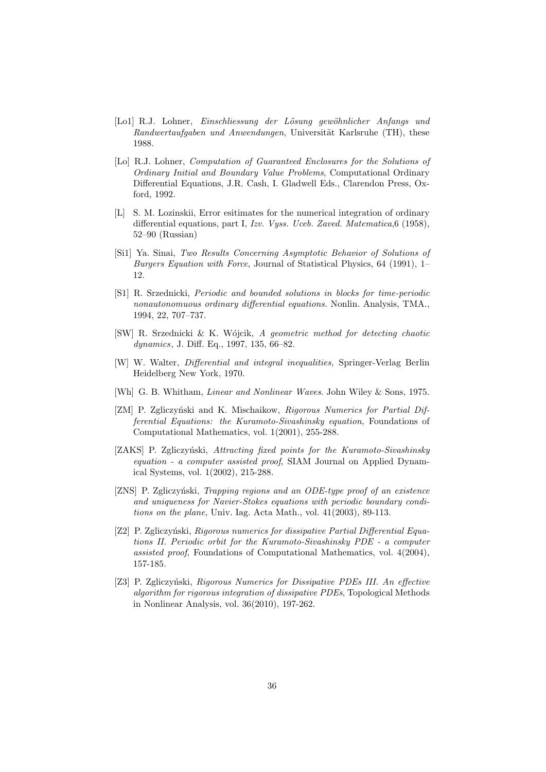[Lo1] R.J. Lohner, *Einschliessung der Lösung gewöhnlicher Anfangs und Randwertaufgaben und Anwendungen*, Universität Karlsruhe (TH), these 1988.

[Lo] R.J. Lohner, *Computation of Guaranteed Enclosures for the Solutions of Ordinary Initial and Boundary Value Problems*, Computational Ordinary Differential Equations, J.R. Cash, I. Gladwell Eds., Clarendon Press, Oxford, 1992.

[L] S. M. Lozinskii, Error esitimates for the numerical integration of ordinary differential equations, part I, *Izv. Vyss. Uceb. Zaved. Matematica*,6 (1958), 52–90 (Russian)

[Si1] Ya. Sinai, *Two Results Concerning Asymptotic Behavior of Solutions of Burgers Equation with Force*, Journal of Statistical Physics, 64 (1991), 1–12.

[S1] R. Srzednicki, *Periodic and bounded solutions in blocks for time-periodic nonautonomuous ordinary differential equations.* Nonlin. Analysis, TMA., 1994, 22, 707–737.

[SW] R. Srzednicki & K. Wójcik, *A geometric method for detecting chaotic dynamics*, J. Diff. Eq., 1997, 135, 66–82.

[W] W. Walter, *Differential and integral inequalities,* Springer-Verlag Berlin Heidelberg New York, 1970.

[Wh] G. B. Whitham, *Linear and Nonlinear Waves.* John Wiley & Sons, 1975.

[ZM] P. Zgliczyński and K. Mischaikow, *Rigorous Numerics for Partial Differential Equations: the Kuramoto-Sivashinsky equation*, Foundations of Computational Mathematics, vol. 1(2001), 255-288.

[ZAKS] P. Zgliczyński, *Attracting fixed points for the Kuramoto-Sivashinsky equation - a computer assisted proof*, SIAM Journal on Applied Dynamical Systems, vol. 1(2002), 215-288.

[ZNS] P. Zgliczyński, *Trapping regions and an ODE-type proof of an existence and uniqueness for Navier-Stokes equations with periodic boundary conditions on the plane*, Univ. Iag. Acta Math., vol. 41(2003), 89-113.

[Z2] P. Zgliczyński, *Rigorous numerics for dissipative Partial Differential Equations II. Periodic orbit for the Kuramoto-Sivashinsky PDE - a computer assisted proof*, Foundations of Computational Mathematics, vol. 4(2004), 157-185.

[Z3] P. Zgliczyński, *Rigorous Numerics for Dissipative PDEs III. An effective algorithm for rigorous integration of dissipative PDEs*, Topological Methods in Nonlinear Analysis, vol. 36(2010), 197-262.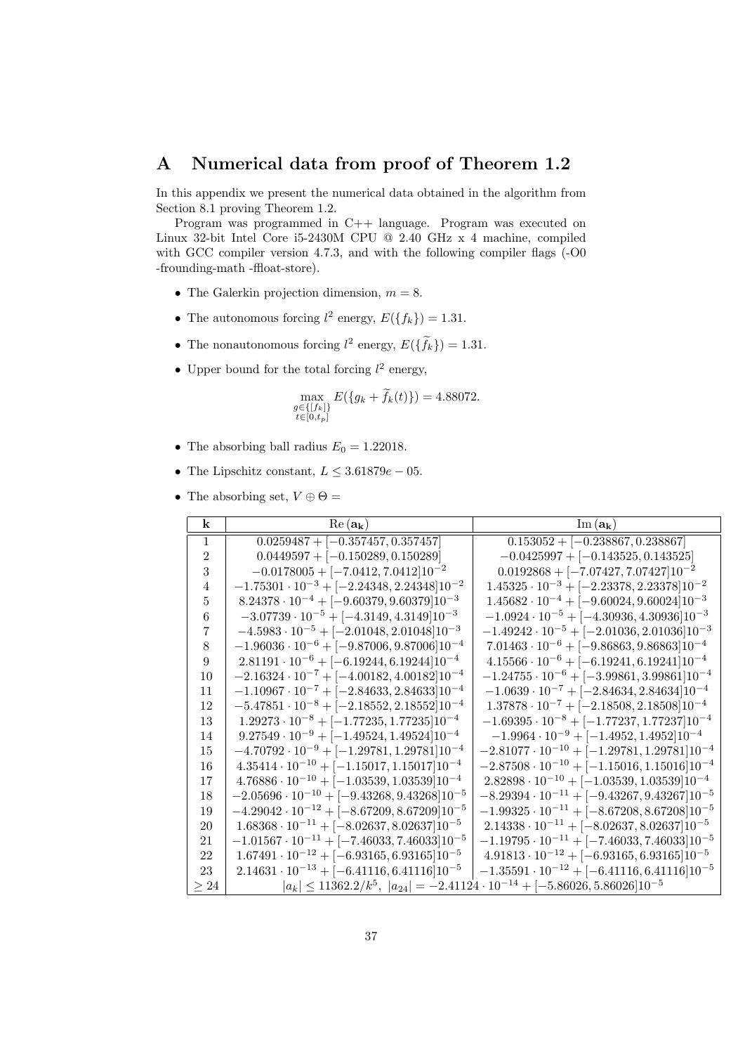# A Numerical data from proof of Theorem 1.2

In this appendix we present the numerical data obtained in the algorithm from Section 8.1 proving Theorem 1.2.

Program was programmed in C++ language. Program was executed on Linux 32-bit Intel Core i5-2430M CPU @ 2.40 GHz x 4 machine, compiled with GCC compiler version 4.7.3, and with the following compiler flags (-O0 -frounding-math -ffloat-store).

- The Galerkin projection dimension, $m = 8$.
- The autonomous forcing $l^2$ energy, $E(\{f_k\}) = 1.31$.
- The nonautonomous forcing $l^2$ energy, $E(\{\widetilde{f}_k\}) = 1.31$.
- Upper bound for the total forcing $l^2$ energy,

$$\max_{\substack{g \in \{[f_k]\} \\ t \in [0,t_p]}} E(\{g_k + \widetilde{f}_k(t)\}) = 4.88072.$$

- The absorbing ball radius $E_0 = 1.22018$.
- The Lipschitz constant, $L \leq 3.61879e-05$.
- The absorbing set, $V \oplus \Theta =$

| $\mathbf{k}$ | $\mathrm{Re}\,(\mathbf{a_k})$ | $\mathrm{Im}\,(\mathbf{a_k})$ |
|---|---|---|
| 1 | $0.0259487 + [-0.357457, 0.357457]$ | $0.153052 + [-0.238867, 0.238867]$ |
| 2 | $0.0449597 + [-0.150289, 0.150289]$ | $-0.0425997 + [-0.143525, 0.143525]$ |
| 3 | $-0.0178005 + [-7.0412, 7.0412]10^{-2}$ | $0.0192868 + [-7.07427, 7.07427]10^{-2}$ |
| 4 | $-1.75301 \cdot 10^{-3} + [-2.24348, 2.24348]10^{-2}$ | $1.45325 \cdot 10^{-3} + [-2.23378, 2.23378]10^{-2}$ |
| 5 | $8.24378 \cdot 10^{-4} + [-9.60379, 9.60379]10^{-3}$ | $1.45682 \cdot 10^{-4} + [-9.60024, 9.60024]10^{-3}$ |
| 6 | $-3.07739 \cdot 10^{-5} + [-4.3149, 4.3149]10^{-3}$ | $-1.0924 \cdot 10^{-5} + [-4.30936, 4.30936]10^{-3}$ |
| 7 | $-4.5983 \cdot 10^{-5} + [-2.01048, 2.01048]10^{-3}$ | $-1.49242 \cdot 10^{-5} + [-2.01036, 2.01036]10^{-3}$ |
| 8 | $-1.96036 \cdot 10^{-6} + [-9.87006, 9.87006]10^{-4}$ | $7.01463 \cdot 10^{-6} + [-9.86863, 9.86863]10^{-4}$ |
| 9 | $2.81191 \cdot 10^{-6} + [-6.19244, 6.19244]10^{-4}$ | $4.15566 \cdot 10^{-6} + [-6.19241, 6.19241]10^{-4}$ |
| 10 | $-2.16324 \cdot 10^{-7} + [-4.00182, 4.00182]10^{-4}$ | $-1.24755 \cdot 10^{-6} + [-3.99861, 3.99861]10^{-4}$ |
| 11 | $-1.10967 \cdot 10^{-7} + [-2.84633, 2.84633]10^{-4}$ | $-1.0639 \cdot 10^{-7} + [-2.84634, 2.84634]10^{-4}$ |
| 12 | $-5.47851 \cdot 10^{-8} + [-2.18552, 2.18552]10^{-4}$ | $1.37878 \cdot 10^{-7} + [-2.18508, 2.18508]10^{-4}$ |
| 13 | $1.29273 \cdot 10^{-8} + [-1.77235, 1.77235]10^{-4}$ | $-1.69395 \cdot 10^{-8} + [-1.77237, 1.77237]10^{-4}$ |
| 14 | $9.27549 \cdot 10^{-9} + [-1.49524, 1.49524]10^{-4}$ | $-1.9964 \cdot 10^{-9} + [-1.4952, 1.4952]10^{-4}$ |
| 15 | $-4.70792 \cdot 10^{-9} + [-1.29781, 1.29781]10^{-4}$ | $-2.81077 \cdot 10^{-10} + [-1.29781, 1.29781]10^{-4}$ |
| 16 | $4.35414 \cdot 10^{-10} + [-1.15017, 1.15017]10^{-4}$ | $-2.87508 \cdot 10^{-10} + [-1.15016, 1.15016]10^{-4}$ |
| 17 | $4.76886 \cdot 10^{-10} + [-1.03539, 1.03539]10^{-4}$ | $2.82898 \cdot 10^{-10} + [-1.03539, 1.03539]10^{-4}$ |
| 18 | $-2.05696 \cdot 10^{-10} + [-9.43268, 9.43268]10^{-5}$ | $-8.29394 \cdot 10^{-11} + [-9.43267, 9.43267]10^{-5}$ |
| 19 | $-4.29042 \cdot 10^{-12} + [-8.67209, 8.67209]10^{-5}$ | $-1.99325 \cdot 10^{-11} + [-8.67208, 8.67208]10^{-5}$ |
| 20 | $1.68368 \cdot 10^{-11} + [-8.02637, 8.02637]10^{-5}$ | $2.14338 \cdot 10^{-11} + [-8.02637, 8.02637]10^{-5}$ |
| 21 | $-1.01567 \cdot 10^{-11} + [-7.46033, 7.46033]10^{-5}$ | $-1.19795 \cdot 10^{-11} + [-7.46033, 7.46033]10^{-5}$ |
| 22 | $1.67491 \cdot 10^{-12} + [-6.93165, 6.93165]10^{-5}$ | $4.91813 \cdot 10^{-12} + [-6.93165, 6.93165]10^{-5}$ |
| 23 | $2.14631 \cdot 10^{-13} + [-6.41116, 6.41116]10^{-5}$ | $-1.35591 \cdot 10^{-12} + [-6.41116, 6.41116]10^{-5}$ |
| $\geq 24$ | $\lvert a_k\rvert \leq 11362.2/k^5,\ \lvert a_{24}\rvert = -2.41124 \cdot 10^{-14} + [-5.86026, 5.86026]10^{-5}$ | |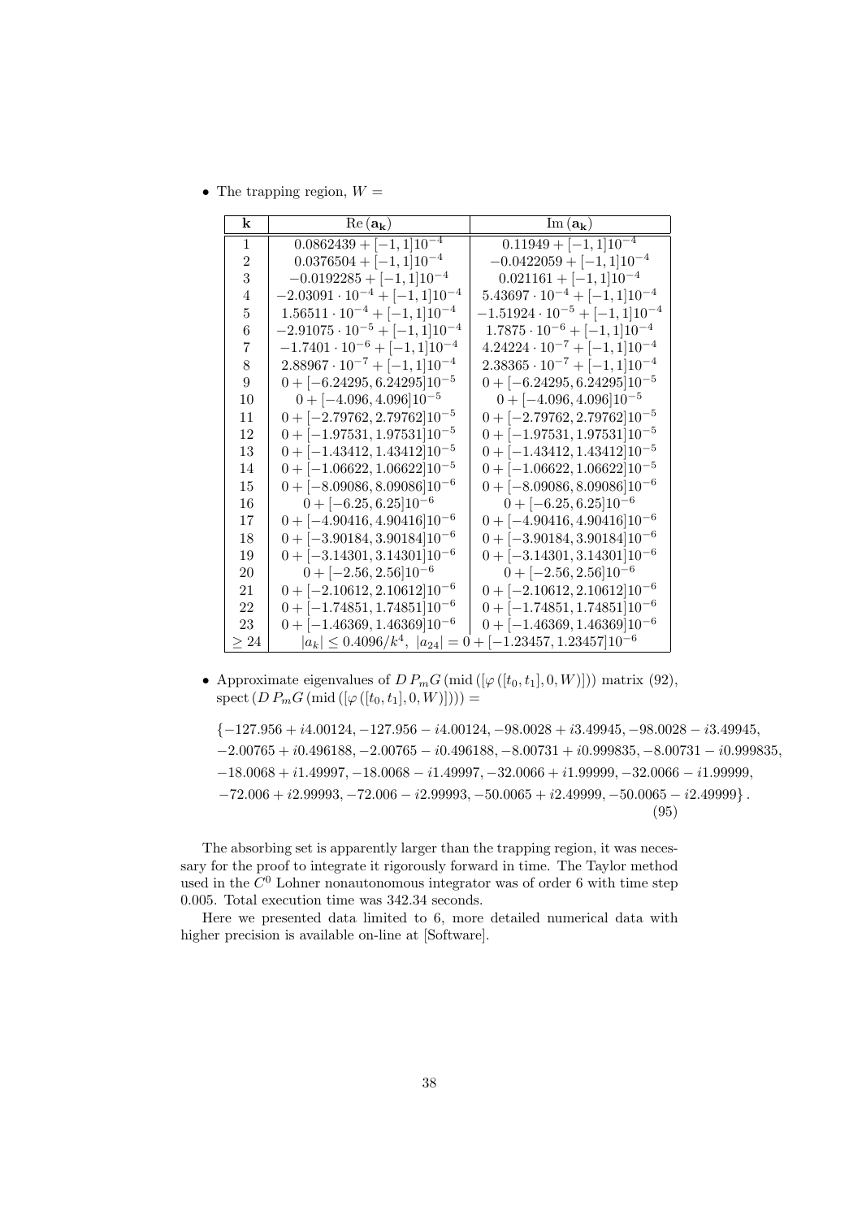- The trapping region, $W =$

| $\mathbf{k}$ | $\mathrm{Re}\,(\mathbf{a_k})$ | $\mathrm{Im}\,(\mathbf{a_k})$ |
|---|---|---|
| 1 | $0.0862439 + [-1,1]10^{-4}$ | $0.11949 + [-1,1]10^{-4}$ |
| 2 | $0.0376504 + [-1,1]10^{-4}$ | $-0.0422059 + [-1,1]10^{-4}$ |
| 3 | $-0.0192285 + [-1,1]10^{-4}$ | $0.021161 + [-1,1]10^{-4}$ |
| 4 | $-2.03091 \cdot 10^{-4} + [-1,1]10^{-4}$ | $5.43697 \cdot 10^{-4} + [-1,1]10^{-4}$ |
| 5 | $1.56511 \cdot 10^{-4} + [-1,1]10^{-4}$ | $-1.51924 \cdot 10^{-5} + [-1,1]10^{-4}$ |
| 6 | $-2.91075 \cdot 10^{-5} + [-1,1]10^{-4}$ | $1.7875 \cdot 10^{-6} + [-1,1]10^{-4}$ |
| 7 | $-1.7401 \cdot 10^{-6} + [-1,1]10^{-4}$ | $4.24224 \cdot 10^{-7} + [-1,1]10^{-4}$ |
| 8 | $2.88967 \cdot 10^{-7} + [-1,1]10^{-4}$ | $2.38365 \cdot 10^{-7} + [-1,1]10^{-4}$ |
| 9 | $0 + [-6.24295, 6.24295]10^{-5}$ | $0 + [-6.24295, 6.24295]10^{-5}$ |
| 10 | $0 + [-4.096, 4.096]10^{-5}$ | $0 + [-4.096, 4.096]10^{-5}$ |
| 11 | $0 + [-2.79762, 2.79762]10^{-5}$ | $0 + [-2.79762, 2.79762]10^{-5}$ |
| 12 | $0 + [-1.97531, 1.97531]10^{-5}$ | $0 + [-1.97531, 1.97531]10^{-5}$ |
| 13 | $0 + [-1.43412, 1.43412]10^{-5}$ | $0 + [-1.43412, 1.43412]10^{-5}$ |
| 14 | $0 + [-1.06622, 1.06622]10^{-5}$ | $0 + [-1.06622, 1.06622]10^{-5}$ |
| 15 | $0 + [-8.09086, 8.09086]10^{-6}$ | $0 + [-8.09086, 8.09086]10^{-6}$ |
| 16 | $0 + [-6.25, 6.25]10^{-6}$ | $0 + [-6.25, 6.25]10^{-6}$ |
| 17 | $0 + [-4.90416, 4.90416]10^{-6}$ | $0 + [-4.90416, 4.90416]10^{-6}$ |
| 18 | $0 + [-3.90184, 3.90184]10^{-6}$ | $0 + [-3.90184, 3.90184]10^{-6}$ |
| 19 | $0 + [-3.14301, 3.14301]10^{-6}$ | $0 + [-3.14301, 3.14301]10^{-6}$ |
| 20 | $0 + [-2.56, 2.56]10^{-6}$ | $0 + [-2.56, 2.56]10^{-6}$ |
| 21 | $0 + [-2.10612, 2.10612]10^{-6}$ | $0 + [-2.10612, 2.10612]10^{-6}$ |
| 22 | $0 + [-1.74851, 1.74851]10^{-6}$ | $0 + [-1.74851, 1.74851]10^{-6}$ |
| 23 | $0 + [-1.46369, 1.46369]10^{-6}$ | $0 + [-1.46369, 1.46369]10^{-6}$ |
| $\geq 24$ | $\lvert a_k\rvert \leq 0.4096/k^4,\ \lvert a_{24}\rvert = 0 + [-1.23457, 1.23457]10^{-6}$ | |

- Approximate eigenvalues of $D\,P_m G\,(\mathrm{mid}\,([\varphi\,([t_0,t_1],0,W)]))$ matrix (92), $\mathrm{spect}\,(D\,P_m G\,(\mathrm{mid}\,([\varphi\,([t_0,t_1],0,W)]))) =$

$$
\begin{aligned}
\{&-127.956 + i4.00124, -127.956 - i4.00124, -98.0028 + i3.49945, -98.0028 - i3.49945,\\
&-2.00765 + i0.496188, -2.00765 - i0.496188, -8.00731 + i0.999835, -8.00731 - i0.999835,\\
&-18.0068 + i1.49997, -18.0068 - i1.49997, -32.0066 + i1.99999, -32.0066 - i1.99999,\\
&-72.006 + i2.99993, -72.006 - i2.99993, -50.0065 + i2.49999, -50.0065 - i2.49999\}\,.
\end{aligned}
\tag{95}
$$

The absorbing set is apparently larger than the trapping region, it was necessary for the proof to integrate it rigorously forward in time. The Taylor method used in the $C^0$ Lohner nonautonomous integrator was of order 6 with time step 0.005. Total execution time was 342.34 seconds.

Here we presented data limited to 6, more detailed numerical data with higher precision is available on-line at [Software].